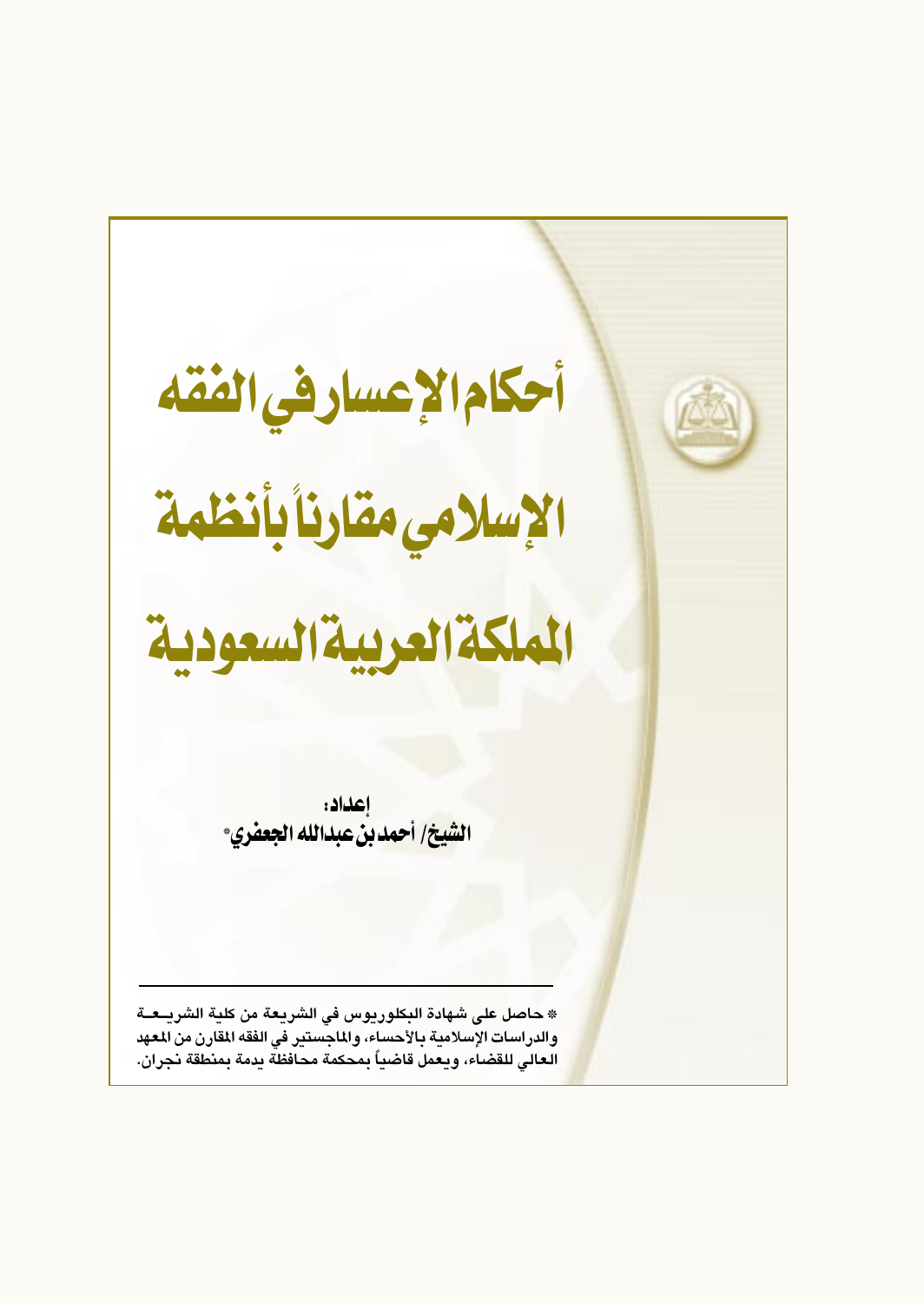# أحكام الإعسار في الفقه الإسلامي مقارناً بأنظمة المملكة العربية السعودية

إعداد:

**الشيخ/ أحمد بن عبدالله الجعفري***

---

* حاصل على شهادة البكلوريوس في الشريعة من كلية الشريعة والدراسات الإسلامية بالأحساء، والماجستير في الفقه المقارن من المعهد العالي للقضاء، ويعمل قاضياً بمحكمة محافظة يدمة بمنطقة نجران.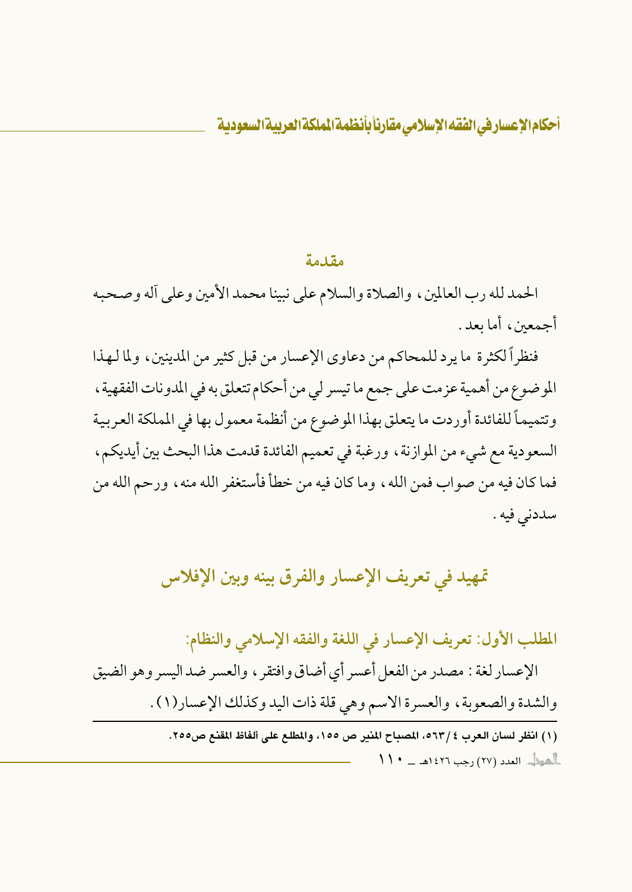## مقدمة

الحمد لله رب العالمين، والصلاة والسلام على نبينا محمد الأمين وعلى آله وصحبه أجمعين، أما بعد.

فنظراً لكثرة ما يرد للمحاكم من دعاوى الإعسار من قبل كثير من المدينين، ولما لهذا الموضوع من أهمية عزمت على جمع ما تيسر لي من أحكام تتعلق به في المدونات الفقهية، وتتميماً للفائدة أوردت ما يتعلق بهذا الموضوع من أنظمة معمول بها في المملكة العربية السعودية مع شيء من الموازنة، ورغبة في تعميم الفائدة قدمت هذا البحث بين أيديكم، فما كان فيه من صواب فمن الله، وما كان فيه من خطأ فأستغفر الله منه، ورحم الله من سددني فيه.

# تمهيد في تعريف الإعسار والفرق بينه وبين الإفلاس

## المطلب الأول: تعريف الإعسار في اللغة والفقه الإسلامي والنظام:

الإعسار لغة: مصدر من الفعل أعسر أي أضاق وافتقر، والعسر ضد اليسر وهو الضيق والشدة والصعوبة، والعسرة الاسم وهي قلة ذات اليد وكذلك الإعسار(١).

---

(١) انظر لسان العرب ٤/٥٦٣، المصباح المنير ص ١٥٥، والمطلع على ألفاظ المقنع ص٢٥٥.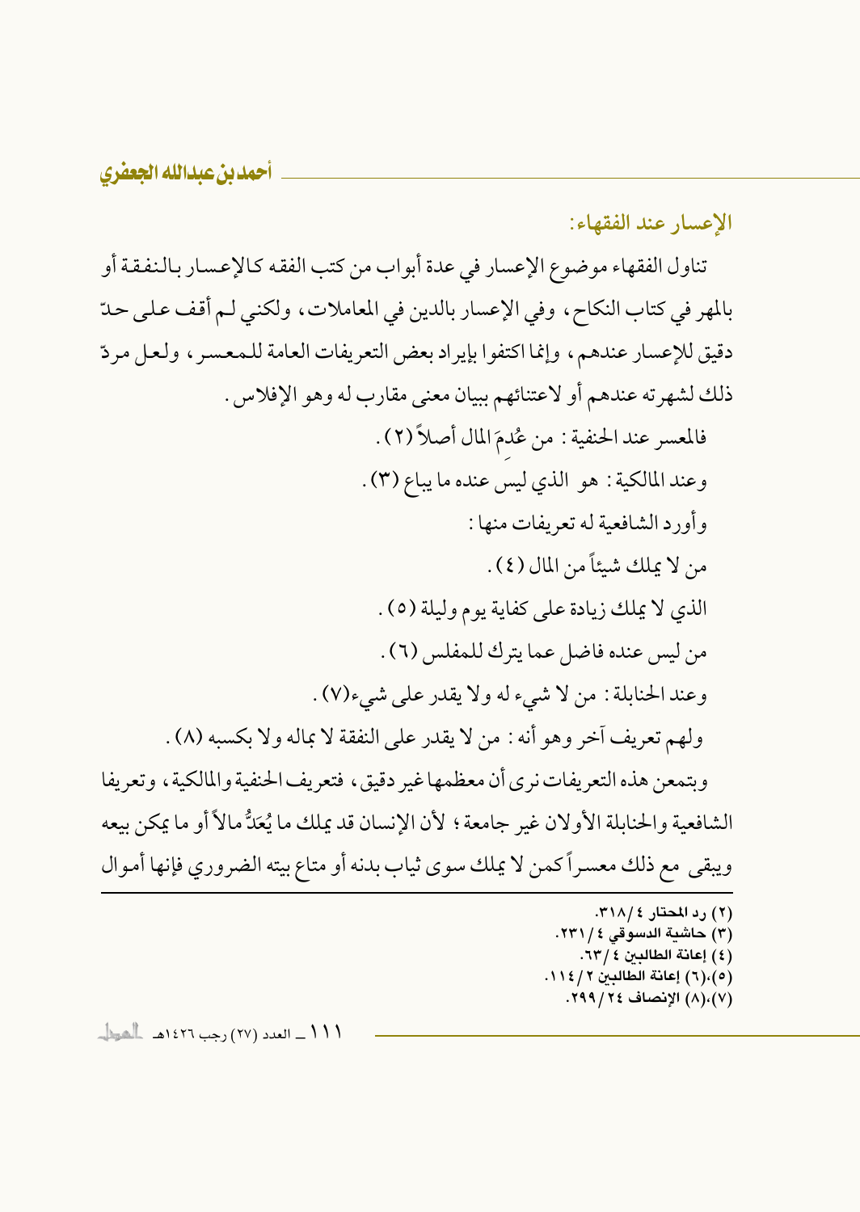## الإعسار عند الفقهاء:

تناول الفقهاء موضوع الإعسار في عدة أبواب من كتب الفقه كالإعسار بالنفقة أو بالمهر في كتاب النكاح، وفي الإعسار بالدين في المعاملات، ولكني لم أقف على حدّ دقيق للإعسار عندهم، وإنما اكتفوا بإيراد بعض التعريفات العامة للمعسر، ولعل مردّ ذلك لشهرته عندهم أو لاعتنائهم ببيان معنى مقارب له وهو الإفلاس.

فالمعسر عند الحنفية: من عُدِمَ المال أصلاً (٢).

وعند المالكية: هو الذي ليس عنده ما يباع (٣).

وأورد الشافعية له تعريفات منها:

من لا يملك شيئاً من المال (٤).

الذي لا يملك زيادة على كفاية يوم وليلة (٥).

من ليس عنده فاضل عما يترك للمفلس (٦).

وعند الحنابلة: من لا شيء له ولا يقدر على شيء(٧).

ولهم تعريف آخر وهو أنه: من لا يقدر على النفقة لا بماله ولا بكسبه (٨).

وبتمعن هذه التعريفات نرى أن معظمها غير دقيق، فتعريف الحنفية والمالكية، وتعريفا الشافعية والحنابلة الأولان غير جامعة؛ لأن الإنسان قد يملك ما يُعَدُّ مالاً أو ما يمكن بيعه ويبقى مع ذلك معسراً كمن لا يملك سوى ثياب بدنه أو متاع بيته الضروري فإنها أموال

---

(٢) رد المحتار ٤/٣١٨.
(٣) حاشية الدسوقي ٤/٢٣١.
(٤) إعانة الطالبين ٤/٦٣.
(٥)،(٦) إعانة الطالبين ٢/١١٤.
(٧)،(٨) الإنصاف ٢٤/٢٩٩.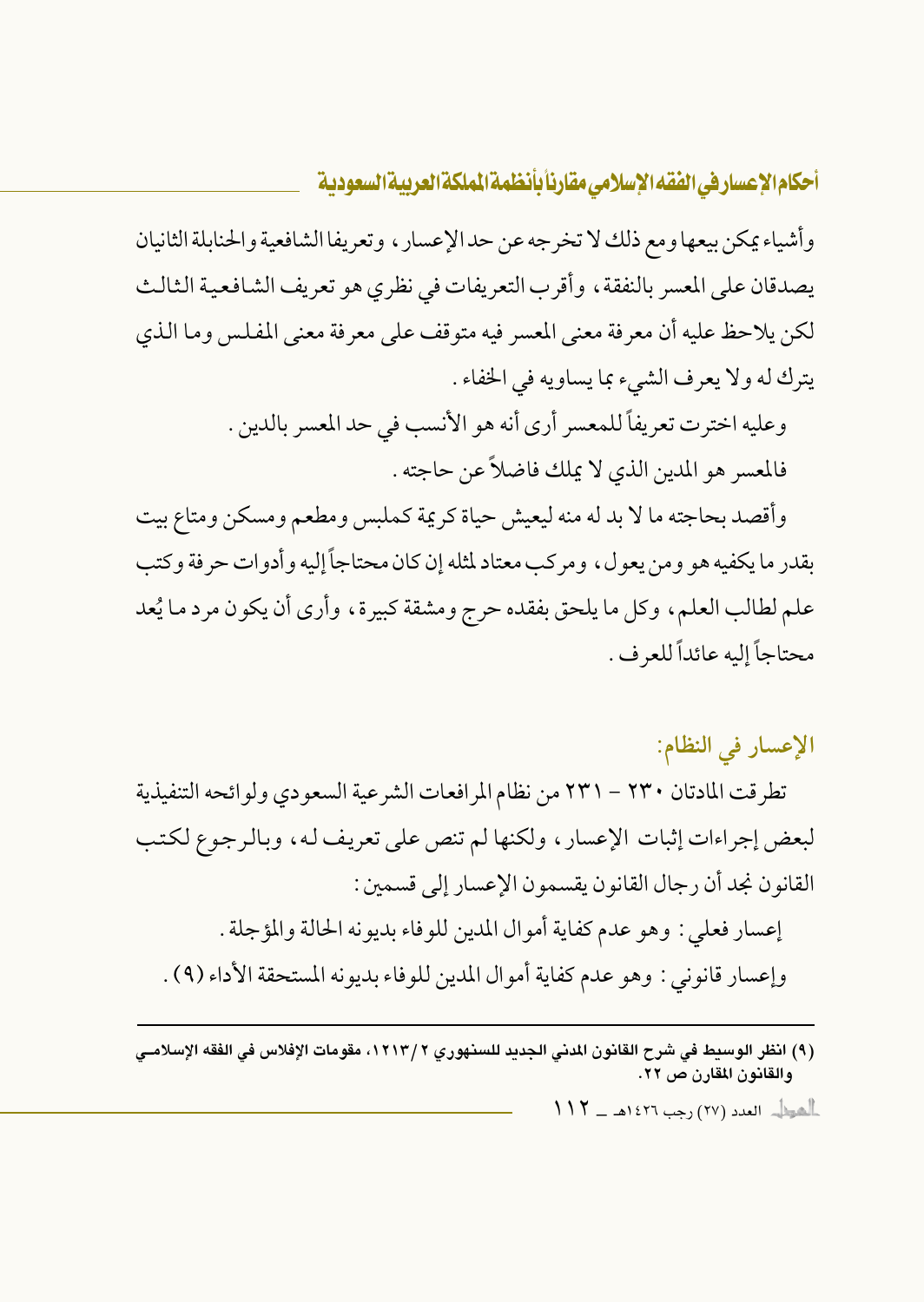وأشياء يمكن بيعها ومع ذلك لا تخرجه عن حد الإعسار، وتعريفا الشافعية والحنابلة الثانيان يصدقان على المعسر بالنفقة، وأقرب التعريفات في نظري هو تعريف الشافعية الثالث لكن يلاحظ عليه أن معرفة معنى المعسر فيه متوقف على معرفة معنى المفلس وما الذي يترك له ولا يعرف الشيء بما يساويه في الخفاء.

وعليه اخترت تعريفاً للمعسر أرى أنه هو الأنسب في حد المعسر بالدين.

فالمعسر هو المدين الذي لا يملك فاضلاً عن حاجته.

وأقصد بحاجته ما لا بد له منه ليعيش حياة كريمة كملبس ومطعم ومسكن ومتاع بيت بقدر ما يكفيه هو ومن يعول، ومركب معتاد لمثله إن كان محتاجاً إليه وأدوات حرفة وكتب علم لطالب العلم، وكل ما يلحق بفقده حرج ومشقة كبيرة، وأرى أن يكون مرد ما يُعد محتاجاً إليه عائداً للعرف.

## الإعسار في النظام:

تطرقت المادتان ٢٣٠ - ٢٣١ من نظام المرافعات الشرعية السعودي ولوائحه التنفيذية لبعض إجراءات إثبات الإعسار، ولكنها لم تنص على تعريف له، وبالرجوع لكتب القانون نجد أن رجال القانون يقسمون الإعسار إلى قسمين:

إعسار فعلي: وهو عدم كفاية أموال المدين للوفاء بديونه الحالة والمؤجلة.

وإعسار قانوني: وهو عدم كفاية أموال المدين للوفاء بديونه المستحقة الأداء (٩).

---

(٩) انظر الوسيط في شرح القانون المدني الجديد للسنهوري ٢/١٢١٣، مقومات الإفلاس في الفقه الإسلامي والقانون المقارن ص ٢٢.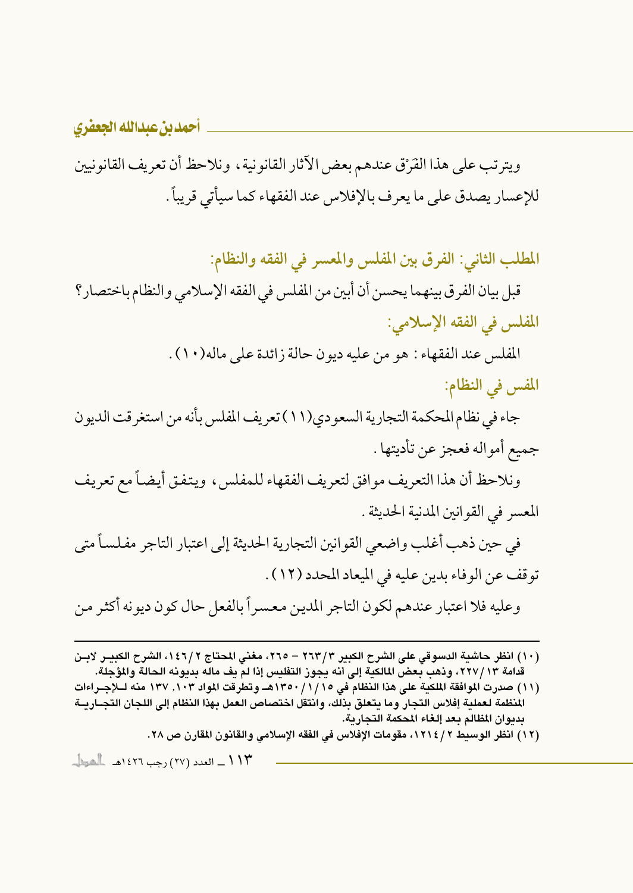ويترتب على هذا الفَرْق عندهم بعض الآثار القانونية، ونلاحظ أن تعريف القانونيين للإعسار يصدق على ما يعرف بالإفلاس عند الفقهاء كما سيأتي قريباً.

## المطلب الثاني: الفرق بين المفلس والمعسر في الفقه والنظام:

قبل بيان الفرق بينهما يحسن أن أبين من المفلس في الفقه الإسلامي والنظام باختصار؟

### المفلس في الفقه الإسلامي:

المفلس عند الفقهاء: هو من عليه ديون حالة زائدة على ماله(١٠).

### المفس في النظام:

جاء في نظام المحكمة التجارية السعودي(١١) تعريف المفلس بأنه من استغرقت الديون جميع أمواله فعجز عن تأديتها.

ونلاحظ أن هذا التعريف موافق لتعريف الفقهاء للمفلس، ويتفق أيضاً مع تعريف المعسر في القوانين المدنية الحديثة.

في حين ذهب أغلب واضعي القوانين التجارية الحديثة إلى اعتبار التاجر مفلساً متى توقف عن الوفاء بدين عليه في الميعاد المحدد (١٢).

وعليه فلا اعتبار عندهم لكون التاجر المدين معسراً بالفعل حال كون ديونه أكثر من

---

(١٠) انظر حاشية الدسوقي على الشرح الكبير ٣/٢٦٣ - ٢٦٥، مغني المحتاج ٢/١٤٦، الشرح الكبير لابن قدامة ١٣/٢٢٧، وذهب بعض المالكية إلى أنه يجوز التفليس إذا لم يف ماله بديونه الحالة والمؤجلة.

(١١) صدرت الموافقة الملكية على هذا النظام في ١٥/١/١٣٥٠هـ وتطرقت المواد ١٠٣, ١٣٧ منه للإجراءات المنظمة لعملية إفلاس التجار وما يتعلق بذلك، وانتقل اختصاص العمل بهذا النظام إلى اللجان التجارية بديوان المظالم بعد إلغاء المحكمة التجارية.

(١٢) انظر الوسيط ٢/١٢١٤، مقومات الإفلاس في الفقه الإسلامي والقانون المقارن ص ٢٨.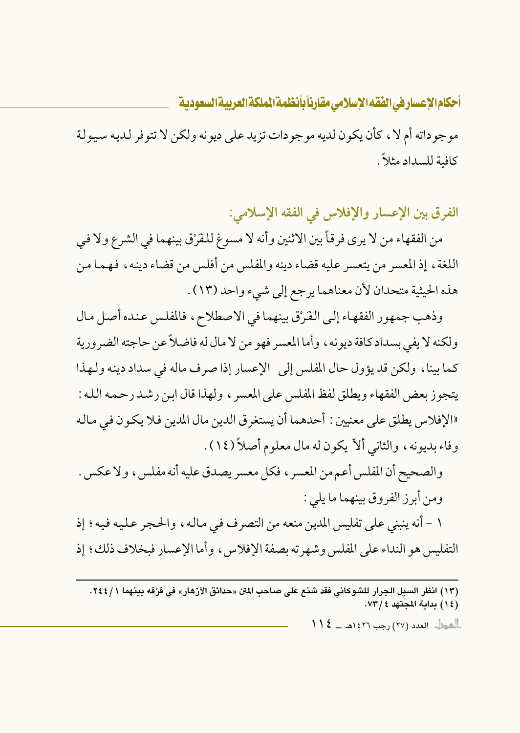موجوداته أم لا، كأن يكون لديه موجودات تزيد على ديونه ولكن لا تتوفر لديه سيولة كافية للسداد مثلاً.

## الفرق بين الإعسار والإفلاس في الفقه الإسلامي:

من الفقهاء من لا يرى فرقاً بين الاثنين وأنه لا مسوغ للفَرْق بينهما في الشرع ولا في اللغة، إذ المعسر من يتعسر عليه قضاء دينه والمفلس من أفلس من قضاء دينه، فهما من هذه الحيثية متحدان لأن معناهما يرجع إلى شيء واحد (١٣).

وذهب جمهور الفقهاء إلى الفَرْق بينهما في الاصطلاح، فالمفلس عنده أصل مال ولكنه لا يفي بسداد كافة ديونه، وأما المعسر فهو من لا مال له فاضلاً عن حاجته الضرورية كما بينا، ولكن قد يؤول حال المفلس إلى الإعسار إذا صرف ماله في سداد دينه ولهذا يتجوز بعض الفقهاء ويطلق لفظ المفلس على المعسر، ولهذا قال ابن رشد رحمه الله: «الإفلاس يطلق على معنيين: أحدهما أن يستغرق الدين مال المدين فلا يكون في ماله وفاء بديونه، والثاني ألاّ يكون له مال معلوم أصلاً (١٤).

والصحيح أن المفلس أعم من المعسر، فكل معسر يصدق عليه أنه مفلس، ولا عكس.

ومن أبرز الفروق بينهما ما يلي:

١ - أنه ينبني على تفليس المدين منعه من التصرف في ماله، والحجر عليه فيه؛ إذ التفليس هو النداء على المفلس وشهرته بصفة الإفلاس، وأما الإعسار فبخلاف ذلك؛ إذ

---

(١٣) انظر السيل الجرار للشوكاني فقد شنع على صاحب المتن «حدائق الأزهار» في فَرْقه بينهما ١/٢٤٤.

(١٤) بداية المجتهد ٤/٧٣.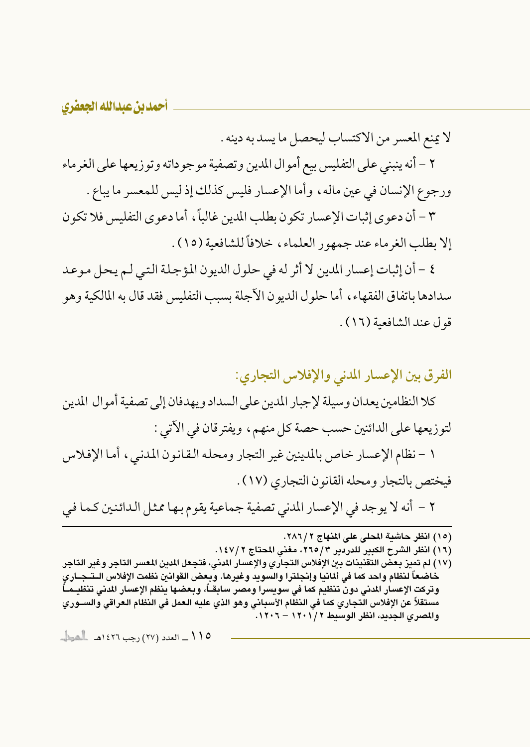لا يمنع المعسر من الاكتساب ليحصل ما يسد به دينه .

٢ - أنه ينبني على التفليس بيع أموال المدين وتصفية موجوداته وتوزيعها على الغرماء ورجوع الإنسان في عين ماله ، وأما الإعسار فليس كذلك إذ ليس للمعسر ما يباع .

٣ - أن دعوى إثبات الإعسار تكون بطلب المدين غالباً ، أما دعوى التفليس فلا تكون إلا بطلب الغرماء عند جمهور العلماء ، خلافاً للشافعية (١٥) .

٤ - أن إثبات إعسار المدين لا أثر له في حلول الديون المؤجلة التي لم يحل موعد سدادها باتفاق الفقهاء ، أما حلول الديون الآجلة بسبب التفليس فقد قال به المالكية وهو قول عند الشافعية (١٦) .

## الفرق بين الإعسار المدني والإفلاس التجاري:

كلا النظامين يعدان وسيلة لإجبار المدين على السداد ويهدفان إلى تصفية أموال المدين لتوزيعها على الدائنين حسب حصة كل منهم ، ويفترقان في الآتي :

١ - نظام الإعسار خاص بالمدينين غير التجار ومحله القانون المدني ، أما الإفلاس فيختص بالتجار ومحله القانون التجاري (١٧) .

٢ - أنه لا يوجد في الإعسار المدني تصفية جماعية يقوم بها ممثل الدائنين كما في

---

(١٥) انظر حاشية المحلى على المنهاج ٢ /٢٨٦.

(١٦) انظر الشرح الكبير للدردير ٣ /٢٦٥، مغني المحتاج ٢ /١٤٧.

(١٧) لم تميز بعض التقنينات بين الإفلاس التجاري والإعسار المدني، فتجعل المدين المعسر التاجر وغير التاجر خاضعاً لنظام واحد كما في ألمانيا وإنجلترا والسويد وغيرها. وبعض القوانين نظمت الإفلاس التجاري وتركت الإعسار المدني دون تنظيم كما في سويسرا ومصر سابقاً، وبعضها ينظم الإعسار المدني تنظيماً مستقلاً عن الإفلاس التجاري كما في النظام الأسباني وهو الذي عليه العمل في النظام العراقي والسوري والمصري الجديد، انظر الوسيط ٢ /١٢٠١ - ١٢٠٦.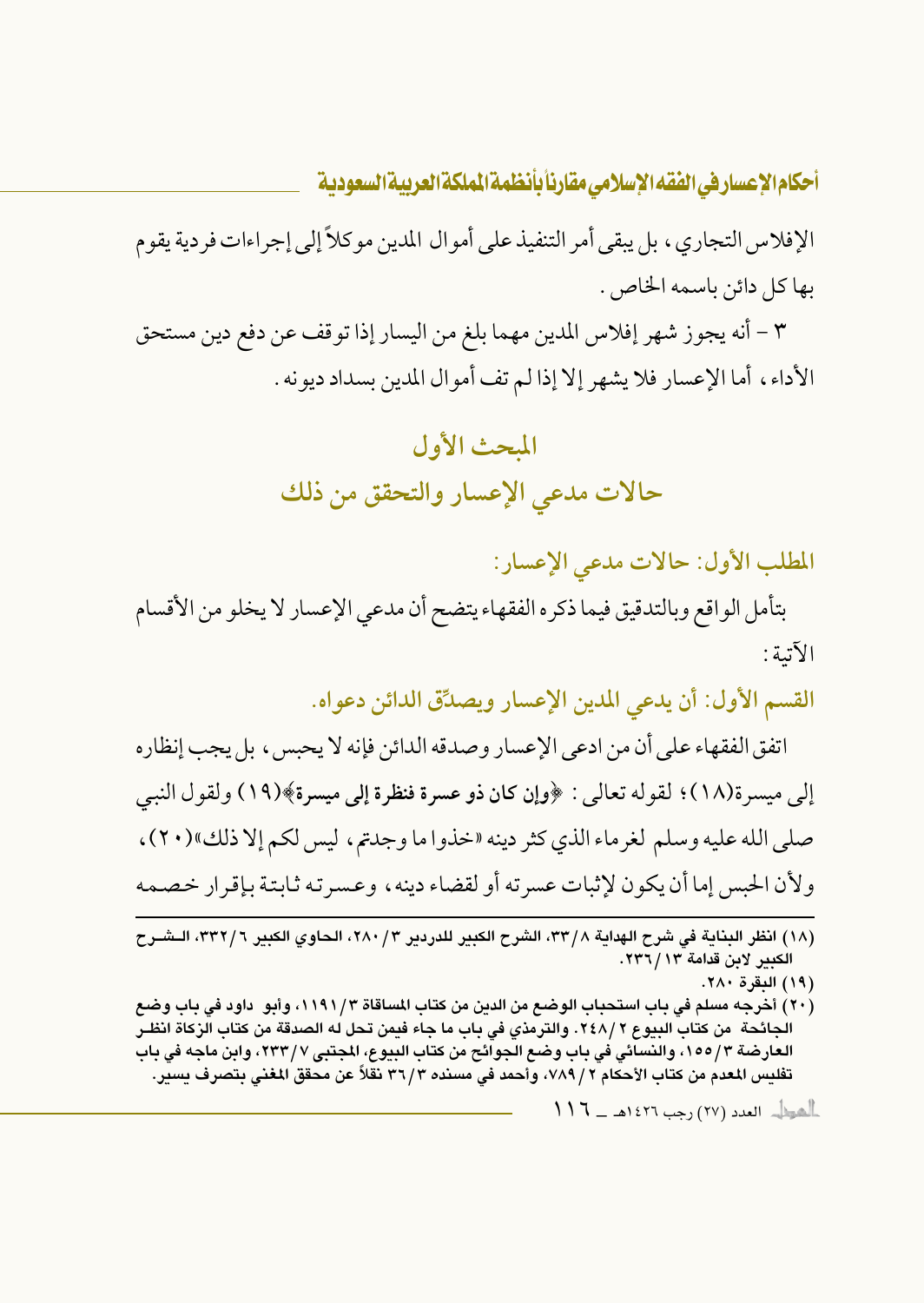الإفلاس التجاري، بل يبقى أمر التنفيذ على أموال المدين موكلاً إلى إجراءات فردية يقوم بها كل دائن باسمه الخاص.

٣ – أنه يجوز شهر إفلاس المدين مهما بلغ من اليسار إذا توقف عن دفع دين مستحق الأداء، أما الإعسار فلا يشهر إلا إذا لم تف أموال المدين بسداد ديونه.

## المبحث الأول
## حالات مدعي الإعسار والتحقق من ذلك

### المطلب الأول: حالات مدعي الإعسار:

بتأمل الواقع وبالتدقيق فيما ذكره الفقهاء يتضح أن مدعي الإعسار لا يخلو من الأقسام الآتية:

#### القسم الأول: أن يدعي المدين الإعسار ويصدّق الدائن دعواه.

اتفق الفقهاء على أن من ادعى الإعسار وصدقه الدائن فإنه لا يحبس، بل يجب إنظاره إلى ميسرة(١٨)؛ لقوله تعالى: ﴿وإن كان ذو عسرة فنظرة إلى ميسرة﴾(١٩) ولقول النبي صلى الله عليه وسلم لغرماء الذي كثر دينه «خذوا ما وجدتم، ليس لكم إلا ذلك»(٢٠)، ولأن الحبس إما أن يكون لإثبات عسرته أو لقضاء دينه، وعسرته ثابتة بإقرار خصمه

---

(١٨) انظر البناية في شرح الهداية ٨/٣٣، الشرح الكبير للدردير ٣/٢٨٠، الحاوي الكبير ٦/٣٣٢، الشرح الكبير لابن قدامة ١٣/٢٣٦.

(١٩) البقرة ٢٨٠.

(٢٠) أخرجه مسلم في باب استحباب الوضع من الدين من كتاب المساقاة ٣/١١٩١، وأبو داود في باب وضع الجائحة من كتاب البيوع ٢/٢٤٨. والترمذي في باب ما جاء فيمن تحل له الصدقة من كتاب الزكاة انظر العارضة ٣/١٥٥، والنسائي في باب وضع الجوائح من كتاب البيوع، المجتبى ٧/٢٣٣، وابن ماجه في باب تفليس المعدم من كتاب الأحكام ٢/٧٨٩، وأحمد في مسنده ٣/٣٦ نقلاً عن محقق المغني بتصرف يسير.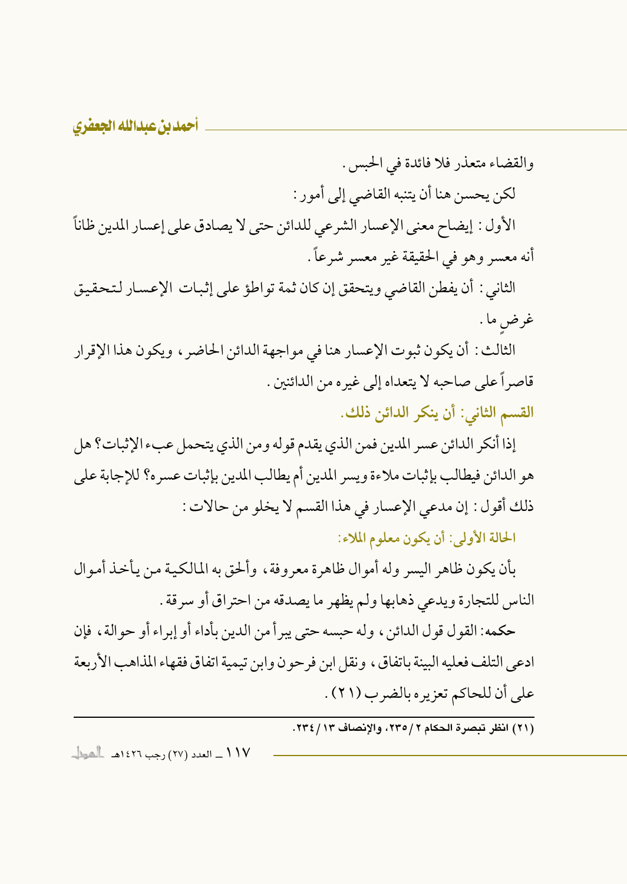والقضاء متعذر فلا فائدة في الحبس.

لكن يحسن هنا أن يتنبه القاضي إلى أمور:

الأول: إيضاح معنى الإعسار الشرعي للدائن حتى لا يصادق على إعسار المدين ظاناً أنه معسر وهو في الحقيقة غير معسر شرعاً.

الثاني: أن يفطن القاضي ويتحقق إن كان ثمة تواطؤ على إثبات الإعسار لتحقيق غرضٍ ما.

الثالث: أن يكون ثبوت الإعسار هنا في مواجهة الدائن الحاضر، ويكون هذا الإقرار قاصراً على صاحبه لا يتعداه إلى غيره من الدائنين.

### القسم الثاني: أن ينكر الدائن ذلك.

إذا أنكر الدائن عسر المدين فمن الذي يقدم قوله ومن الذي يتحمل عبء الإثبات؟ هل هو الدائن فيطالب بإثبات ملاءة ويسر المدين أم يطالب المدين بإثبات عسره؟ للإجابة على ذلك أقول: إن مدعي الإعسار في هذا القسم لا يخلو من حالات:

#### الحالة الأولى: أن يكون معلوم الملاء:

بأن يكون ظاهر اليسر وله أموال ظاهرة معروفة، وألحق به المالكية من يأخذ أموال الناس للتجارة ويدعي ذهابها ولم يظهر ما يصدقه من احتراق أو سرقة.

**حكمه:** القول قول الدائن، وله حبسه حتى يبرأ من الدين بأداء أو إبراء أو حوالة، فإن ادعى التلف فعليه البينة باتفاق، ونقل ابن فرحون وابن تيمية اتفاق فقهاء المذاهب الأربعة على أن للحاكم تعزيره بالضرب (٢١).

---

(٢١) انظر تبصرة الحكام ٢/ ٢٣٥، والإنصاف ١٣/ ٢٣٤.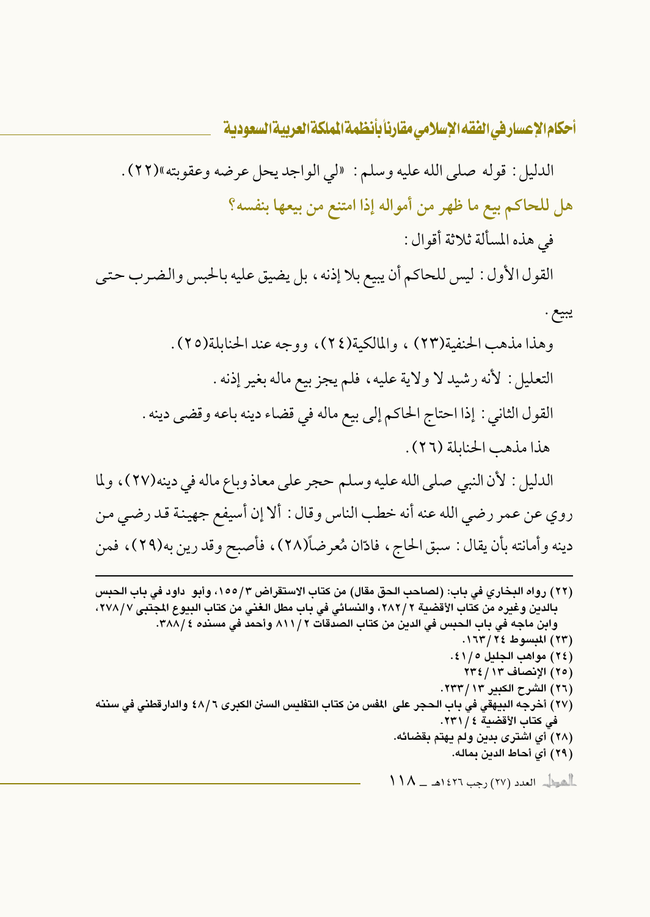الدليل: قوله صلى الله عليه وسلم: «لي الواجد يحل عرضه وعقوبته»(٢٢).

## هل للحاكم بيع ما ظهر من أمواله إذا امتنع من بيعها بنفسه؟

في هذه المسألة ثلاثة أقوال:

القول الأول: ليس للحاكم أن يبيع بلا إذنه، بل يضيق عليه بالحبس والضرب حتى يبيع.

وهذا مذهب الحنفية(٢٣)، والمالكية(٢٤)، ووجه عند الحنابلة(٢٥).

التعليل: لأنه رشيد لا ولاية عليه، فلم يجز بيع ماله بغير إذنه.

القول الثاني: إذا احتاج الحاكم إلى بيع ماله في قضاء دينه باعه وقضى دينه.

هذا مذهب الحنابلة (٢٦).

الدليل: لأن النبي صلى الله عليه وسلم حجر على معاذ وباع ماله في دينه(٢٧)، ولما روي عن عمر رضي الله عنه أنه خطب الناس وقال: ألا إن أسيفع جهينة قد رضي من دينه وأمانته بأن يقال: سبق الحاج، فادّان مُعرضاً(٢٨)، فأصبح وقد رين به(٢٩)، فمن

---

(٢٢) رواه البخاري في باب: (لصاحب الحق مقال) من كتاب الاستقراض ٣/١٥٥، وأبو داود في باب الحبس بالدين وغيره من كتاب الأقضية ٢/٢٨٢، والنسائي في باب مطل الغني من كتاب البيوع المجتبى ٧/٢٧٨، وابن ماجه في باب الحبس في الدين من كتاب الصدقات ٢/٨١١ وأحمد في مسنده ٤/٣٨٨.

(٢٣) المبسوط ٢٤/١٦٣.

(٢٤) مواهب الجليل ٥/٤١.

(٢٥) الإنصاف ١٣/٢٣٤

(٢٦) الشرح الكبير ١٣/٢٣٣.

(٢٧) أخرجه البيهقي في باب الحجر على المفس من كتاب التفليس السنن الكبرى ٦/٤٨ والدارقطني في سننه في كتاب الأقضية ٤/٢٣١.

(٢٨) أي اشترى بدين ولم يهتم بقضائه.

(٢٩) أي أحاط الدين بماله.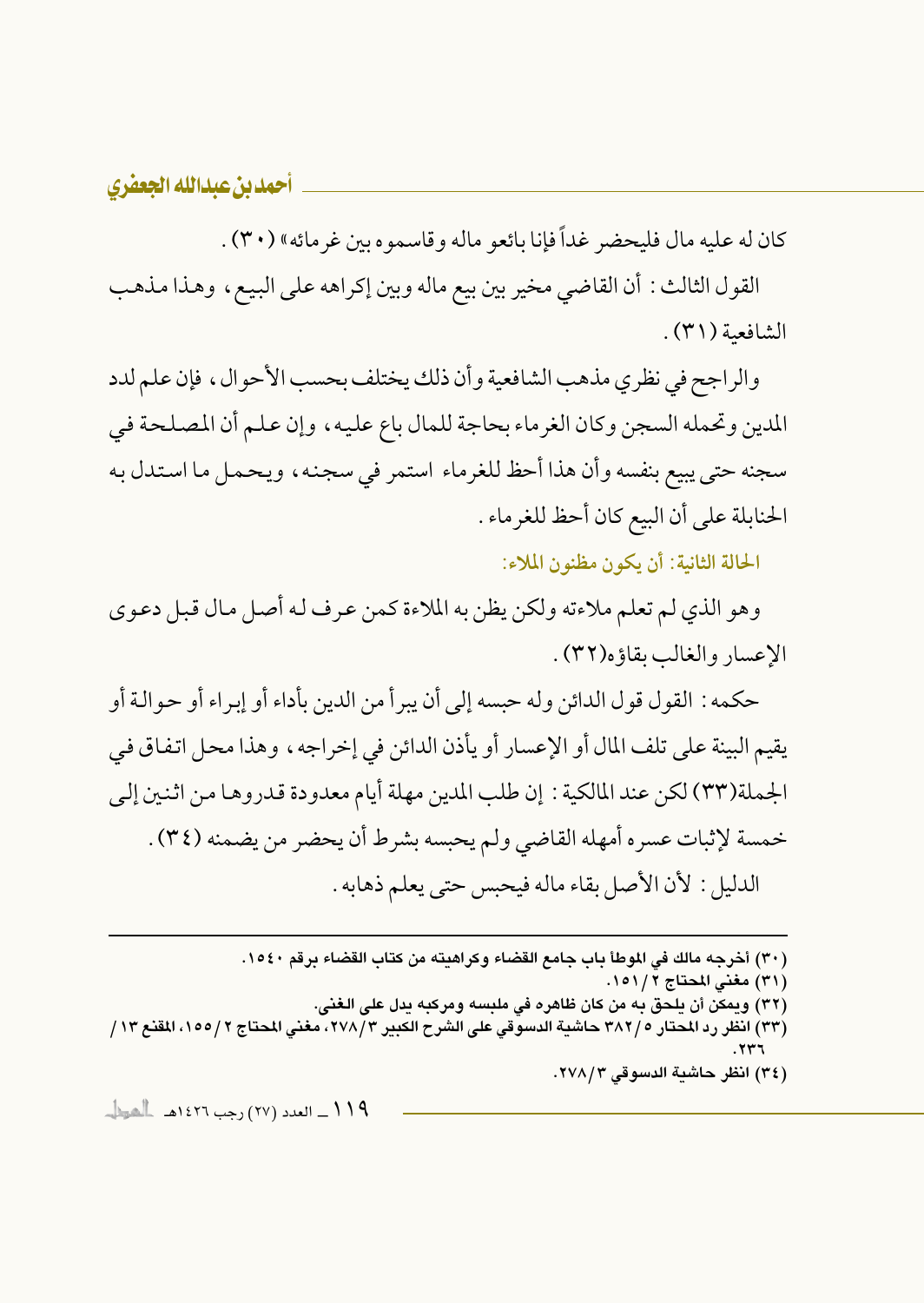كان له عليه مال فليحضر غداً فإنا بائعو ماله وقاسموه بين غرمائه» (٣٠) .

القول الثالث : أن القاضي مخير بين بيع ماله وبين إكراهه على البيع ، وهذا مذهب الشافعية (٣١) .

والراجح في نظري مذهب الشافعية وأن ذلك يختلف بحسب الأحوال ، فإن علم لدد المدين وتحمله السجن وكان الغرماء بحاجة للمال باع عليه ، وإن علم أن المصلحة في سجنه حتى يبيع بنفسه وأن هذا أحظ للغرماء استمر في سجنه ، ويحمل ما استدل به الحنابلة على أن البيع كان أحظ للغرماء .

**الحالة الثانية: أن يكون مظنون الملاء:**

وهو الذي لم تعلم ملاءته ولكن يظن به الملاءة كمن عرف له أصل مال قبل دعوى الإعسار والغالب بقاؤه(٣٢) .

حكمه : القول قول الدائن وله حبسه إلى أن يبرأ من الدين بأداء أو إبراء أو حوالة أو يقيم البينة على تلف المال أو الإعسار أو يأذن الدائن في إخراجه ، وهذا محل اتفاق في الجملة(٣٣) لكن عند المالكية : إن طلب المدين مهلة أيام معدودة قدروها من اثنين إلى خمسة لإثبات عسره أمهله القاضي ولم يحبسه بشرط أن يحضر من يضمنه (٣٤) .

الدليل : لأن الأصل بقاء ماله فيحبس حتى يعلم ذهابه .

---

(٣٠) أخرجه مالك في الموطأ باب جامع القضاء وكراهيته من كتاب القضاء برقم ١٥٤٠.

(٣١) مغني المحتاج ٢/١٥١.

(٣٢) ويمكن أن يلحق به من كان ظاهره في ملبسه ومركبه يدل على الغنى.

(٣٣) انظر رد المحتار ٥/٣٨٢ حاشية الدسوقي على الشرح الكبير ٣/٢٧٨، مغني المحتاج ٢/١٥٥، المقنع ١٣/٢٣٦.

(٣٤) انظر حاشية الدسوقي ٣/٢٧٨.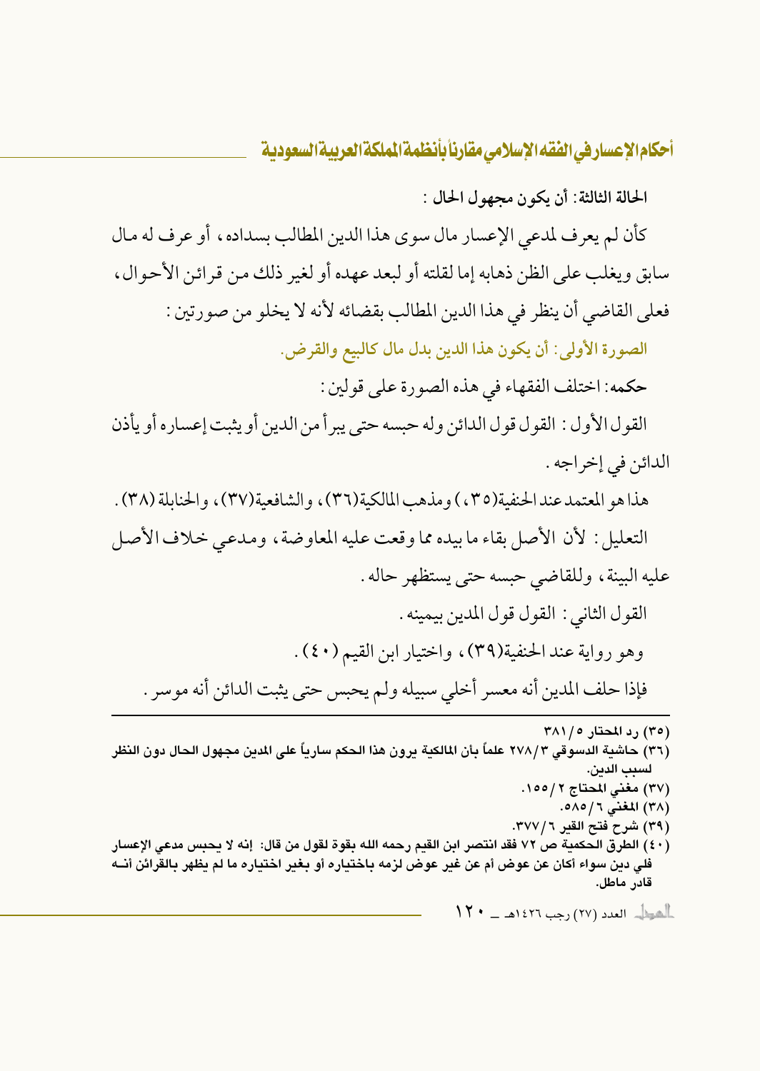**الحالة الثالثة: أن يكون مجهول الحال :**

كأن لم يعرف لمدعي الإعسار مال سوى هذا الدين المطالب بسداده، أو عرف له مال سابق ويغلب على الظن ذهابه إما لقلته أو لبعد عهده أو لغير ذلك من قرائن الأحوال، فعلى القاضي أن ينظر في هذا الدين المطالب بقضائه لأنه لا يخلو من صورتين :

**الصورة الأولى: أن يكون هذا الدين بدل مال كالبيع والقرض.**

**حكمه**: اختلف الفقهاء في هذه الصورة على قولين :

القول الأول : القول قول الدائن وله حبسه حتى يبرأ من الدين أو يثبت إعساره أو يأذن الدائن في إخراجه .

هذا هو المعتمد عند الحنفية(٣٥) ومذهب المالكية(٣٦)، والشافعية(٣٧)، والحنابلة (٣٨).

التعليل : لأن الأصل بقاء ما بيده مما وقعت عليه المعاوضة، ومدعي خلاف الأصل عليه البينة، وللقاضي حبسه حتى يستظهر حاله .

القول الثاني : القول قول المدين بيمينه .

وهو رواية عند الحنفية(٣٩)، واختيار ابن القيم (٤٠).

فإذا حلف المدين أنه معسر أخلي سبيله ولم يحبس حتى يثبت الدائن أنه موسر .

---

(٣٥) رد المحتار ٥/ ٣٨١

(٣٦) حاشية الدسوقي ٣/ ٢٧٨ علماً بأن المالكية يرون هذا الحكم سارياً على المدين مجهول الحال دون النظر لسبب الدين.

(٣٧) مغني المحتاج ٢/ ١٥٥.

(٣٨) المغني ٦/ ٥٨٥.

(٣٩) شرح فتح القير ٦/ ٣٧٧.

(٤٠) الطرق الحكمية ص ٧٢ فقد انتصر ابن القيم رحمه الله بقوة لقول من قال: إنه لا يحبس مدعي الإعسار في دين سواء أكان عن عوض أم عن غير عوض لزمه باختياره أو بغير اختياره ما لم يظهر بالقرائن أنه قادر ماطل.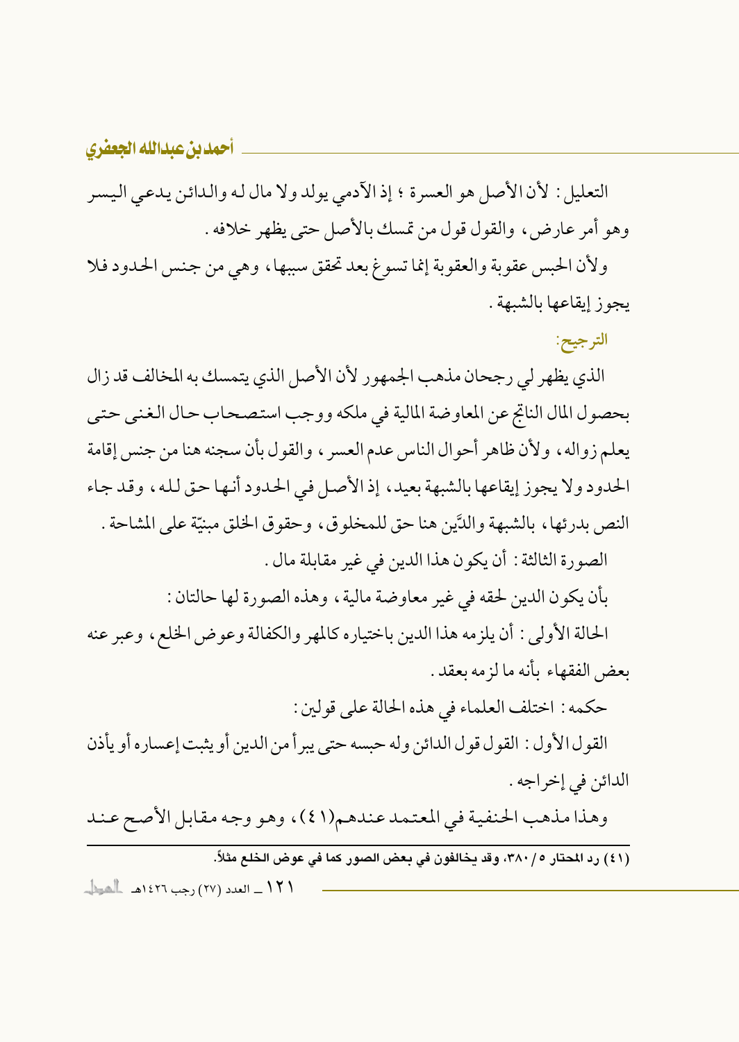التعليل: لأن الأصل هو العسرة؛ إذ الآدمي يولد ولا مال له والدائن يدعي اليسر وهو أمر عارض، والقول قول من تمسك بالأصل حتى يظهر خلافه.

ولأن الحبس عقوبة والعقوبة إنما تسوغ بعد تحقق سببها، وهي من جنس الحدود فلا يجوز إيقاعها بالشبهة.

**الترجيح:**

الذي يظهر لي رجحان مذهب الجمهور لأن الأصل الذي يتمسك به المخالف قد زال بحصول المال الناتج عن المعاوضة المالية في ملكه ووجب استصحاب حال الغنى حتى يعلم زواله، ولأن ظاهر أحوال الناس عدم العسر، والقول بأن سجنه هنا من جنس إقامة الحدود ولا يجوز إيقاعها بالشبهة بعيد، إذ الأصل في الحدود أنها حق لله، وقد جاء النص بدرئها، بالشبهة والدَّين هنا حق للمخلوق، وحقوق الخلق مبنيّة على المشاحة.

الصورة الثالثة: أن يكون هذا الدين في غير مقابلة مال.

بأن يكون الدين لحقه في غير معاوضة مالية، وهذه الصورة لها حالتان:

الحالة الأولى: أن يلزمه هذا الدين باختياره كالمهر والكفالة وعوض الخلع، وعبر عنه بعض الفقهاء بأنه ما لزمه بعقد.

حكمه: اختلف العلماء في هذه الحالة على قولين:

القول الأول: القول قول الدائن وله حبسه حتى يبرأ من الدين أو يثبت إعساره أو يأذن الدائن في إخراجه.

وهذا مذهب الحنفية في المعتمد عندهم(٤١)، وهو وجه مقابل الأصح عند

---

(٤١) رد المحتار ٥/ ٣٨٠، وقد يخالفون في بعض الصور كما في عوض الخلع مثلاً.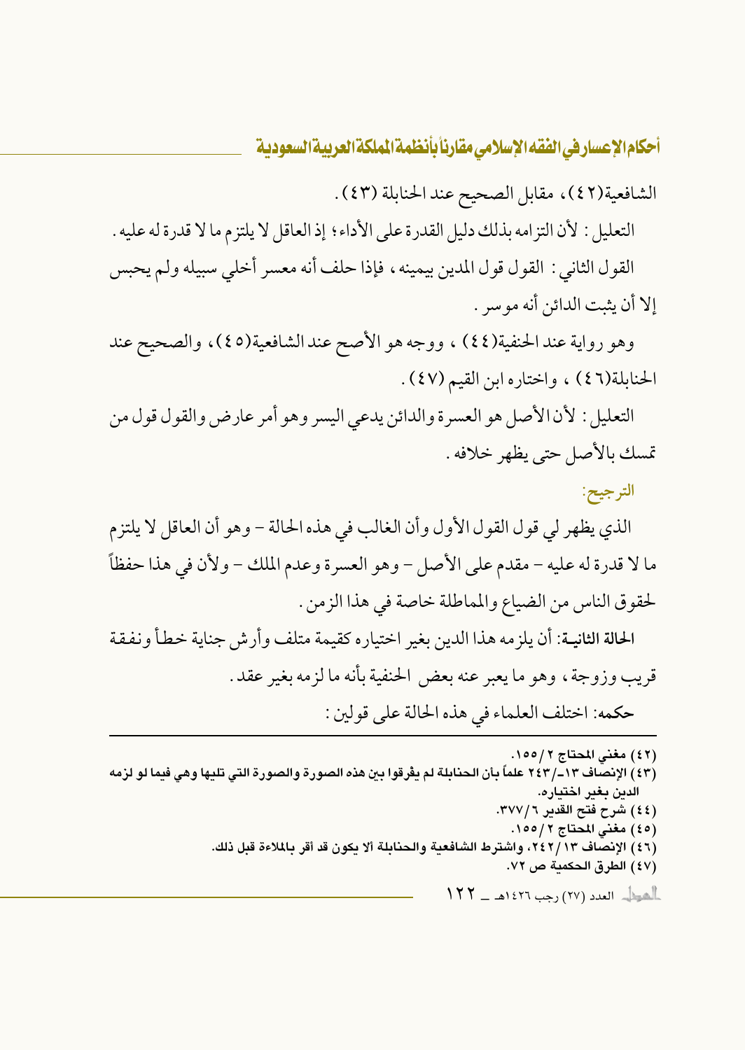الشافعية(٤٢)، مقابل الصحيح عند الحنابلة (٤٣).

التعليل: لأن التزامه بذلك دليل القدرة على الأداء؛ إذ العاقل لا يلتزم ما لا قدرة له عليه.

القول الثاني: القول قول المدين بيمينه، فإذا حلف أنه معسر أخلي سبيله ولم يحبس إلا أن يثبت الدائن أنه موسر.

وهو رواية عند الحنفية(٤٤)، ووجه هو الأصح عند الشافعية(٤٥)، والصحيح عند الحنابلة(٤٦)، واختاره ابن القيم (٤٧).

التعليل: لأن الأصل هو العسرة والدائن يدعي اليسر وهو أمر عارض والقول قول من تمسك بالأصل حتى يظهر خلافه.

**الترجيح:**

الذي يظهر لي قول القول الأول وأن الغالب في هذه الحالة - وهو أن العاقل لا يلتزم ما لا قدرة له عليه - مقدم على الأصل - وهو العسرة وعدم الملك - ولأن في هذا حفظاً لحقوق الناس من الضياع والمماطلة خاصة في هذا الزمن.

**الحالة الثانية:** أن يلزمه هذا الدين بغير اختياره كقيمة متلف وأرش جناية خطأ ونفقة قريب وزوجة، وهو ما يعبر عنه بعض الحنفية بأنه ما لزمه بغير عقد.

حكمه: اختلف العلماء في هذه الحالة على قولين:

---

(٤٢) مغني المحتاج ٢/١٥٥.

(٤٣) الإنصاف ١٣-/٢٤٣ علماً بأن الحنابلة لم يفرقوا بين هذه الصورة والصورة التي تليها وهي فيما لو لزمه الدين بغير اختياره.

(٤٤) شرح فتح القدير ٦/٣٧٧.

(٤٥) مغني المحتاج ٢/١٥٥.

(٤٦) الإنصاف ١٣/٢٤٢، واشترط الشافعية والحنابلة ألا يكون قد أقر بالملاءة قبل ذلك.

(٤٧) الطرق الحكمية ص ٧٢.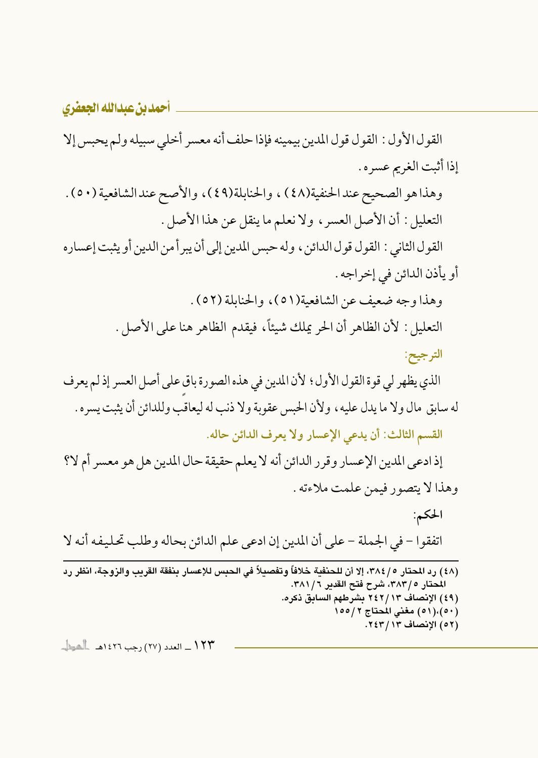القول الأول: القول قول المدين بيمينه فإذا حلف أنه معسر أخلي سبيله ولم يحبس إلا إذا أثبت الغريم عسره.

وهذا هو الصحيح عند الحنفية(٤٨)، والحنابلة(٤٩)، والأصح عند الشافعية (٥٠).

التعليل: أن الأصل العسر، ولا نعلم ما ينقل عن هذا الأصل.

القول الثاني: القول قول الدائن، وله حبس المدين إلى أن يبرأ من الدين أو يثبت إعساره أو يأذن الدائن في إخراجه.

وهذا وجه ضعيف عن الشافعية(٥١)، والحنابلة (٥٢).

التعليل: لأن الظاهر أن الحر يملك شيئاً، فيقدم الظاهر هنا على الأصل.

**الترجيح:**

الذي يظهر لي قوة القول الأول؛ لأن المدين في هذه الصورة باقٍ على أصل العسر إذ لم يعرف له سابق مال ولا ما يدل عليه، ولأن الحبس عقوبة ولا ذنب له ليعاقب وللدائن أن يثبت يسره.

**القسم الثالث: أن يدعي الإعسار ولا يعرف الدائن حاله.**

إذا ادعى المدين الإعسار وقرر الدائن أنه لا يعلم حقيقة حال المدين هل هو معسر أم لا؟ وهذا لا يتصور فيمن علمت ملاءته.

**الحكم:**

اتفقوا – في الجملة – على أن المدين إن ادعى علم الدائن بحاله وطلب تحليفه أنه لا

---

(٤٨) رد المحتار ٥/٣٨٤، إلا أن للحنفية خلافاً وتفصيلاً في الحبس للإعسار بنفقة القريب والزوجة، انظر رد المحتار ٥/٣٨٣، شرح فتح القدير ٦/٣٨١.

(٤٩) الإنصاف ١٣/٢٤٢ بشرطهم السابق ذكره.

(٥٠)،(٥١) مغني المحتاج ٢/١٥٥

(٥٢) الإنصاف ١٣/٢٤٣.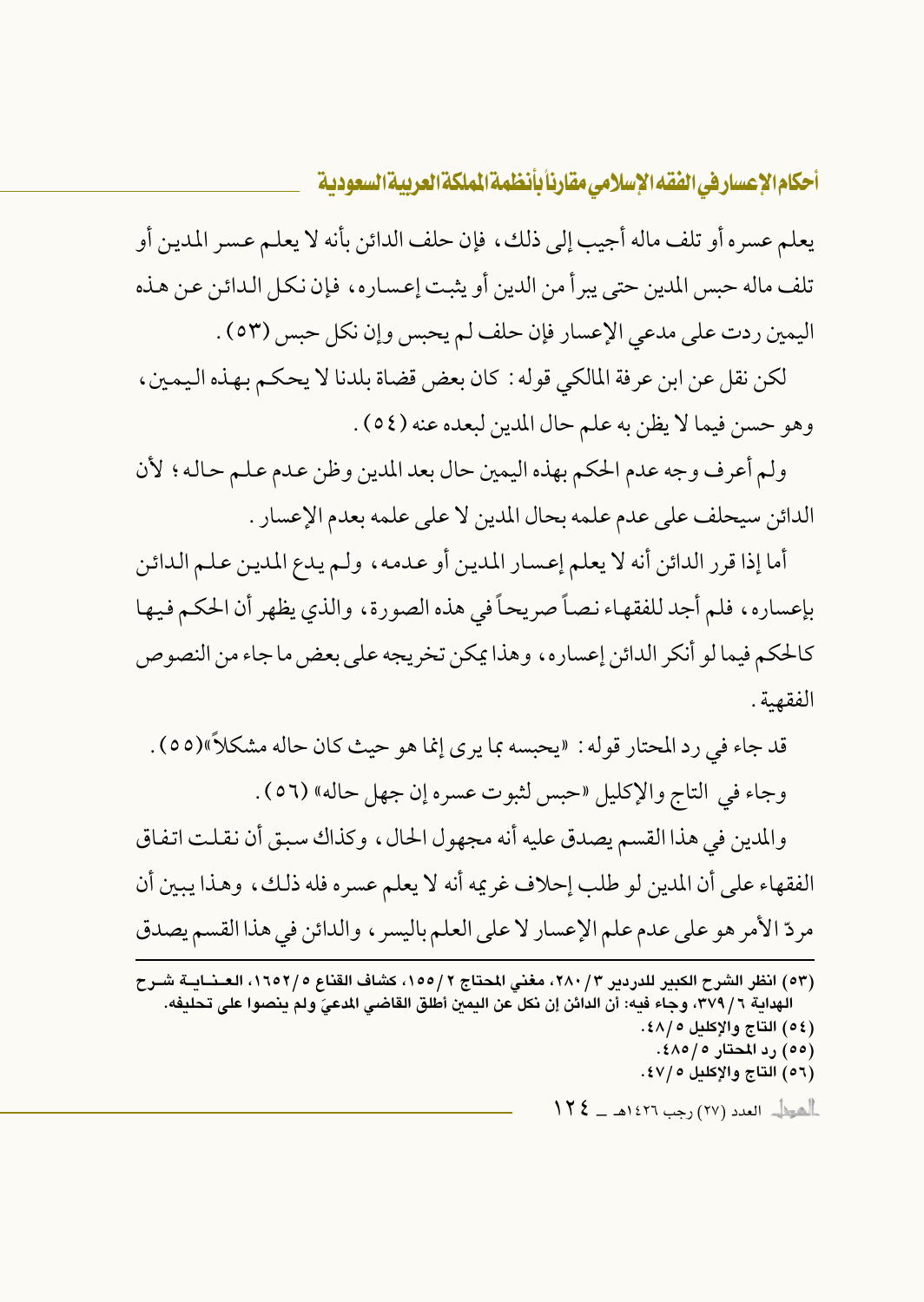يعلم عسره أو تلف ماله أجيب إلى ذلك، فإن حلف الدائن بأنه لا يعلم عسر المدين أو تلف ماله حبس المدين حتى يبرأ من الدين أو يثبت إعساره، فإن نكل الدائن عن هذه اليمين ردت على مدعي الإعسار فإن حلف لم يحبس وإن نكل حبس (٥٣).

لكن نقل عن ابن عرفة المالكي قوله: كان بعض قضاة بلدنا لا يحكم بهذه اليمين، وهو حسن فيما لا يظن به علم حال المدين لبعده عنه (٥٤).

ولم أعرف وجه عدم الحكم بهذه اليمين حال بعد المدين وظن عدم علم حاله؛ لأن الدائن سيحلف على عدم علمه بحال المدين لا على علمه بعدم الإعسار.

أما إذا قرر الدائن أنه لا يعلم إعسار المدين أو عدمه، ولم يدع المدين علم الدائن بإعساره، فلم أجد للفقهاء نصاً صريحاً في هذه الصورة، والذي يظهر أن الحكم فيها كالحكم فيما لو أنكر الدائن إعساره، وهذا يمكن تخريجه على بعض ما جاء من النصوص الفقهية.

قد جاء في رد المحتار قوله: «يحبسه بما يرى إنما هو حيث كان حاله مشكلاً»(٥٥).

وجاء في التاج والإكليل «حبس لثبوت عسره إن جهل حاله» (٥٦).

والمدين في هذا القسم يصدق عليه أنه مجهول الحال، وكذاك سبق أن نقلت اتفاق الفقهاء على أن المدين لو طلب إحلاف غريمه أنه لا يعلم عسره فله ذلك، وهذا يبين أن مردّ الأمر هو على عدم علم الإعسار لا على العلم باليسر، والدائن في هذا القسم يصدق

---

(٥٣) انظر الشرح الكبير للدردير ٣/٢٨٠، مغني المحتاج ٢/١٥٥، كشاف القناع ٥/١٦٥٢، العناية شرح الهداية ٦/٣٧٩، وجاء فيه: أن الدائن إن نكل عن اليمين أطلق القاضي المدعىَ ولم ينصوا على تحليفه.

(٥٤) التاج والإكليل ٥/٤٨.

(٥٥) رد المحتار ٥/٤٨٥.

(٥٦) التاج والإكليل ٥/٤٧.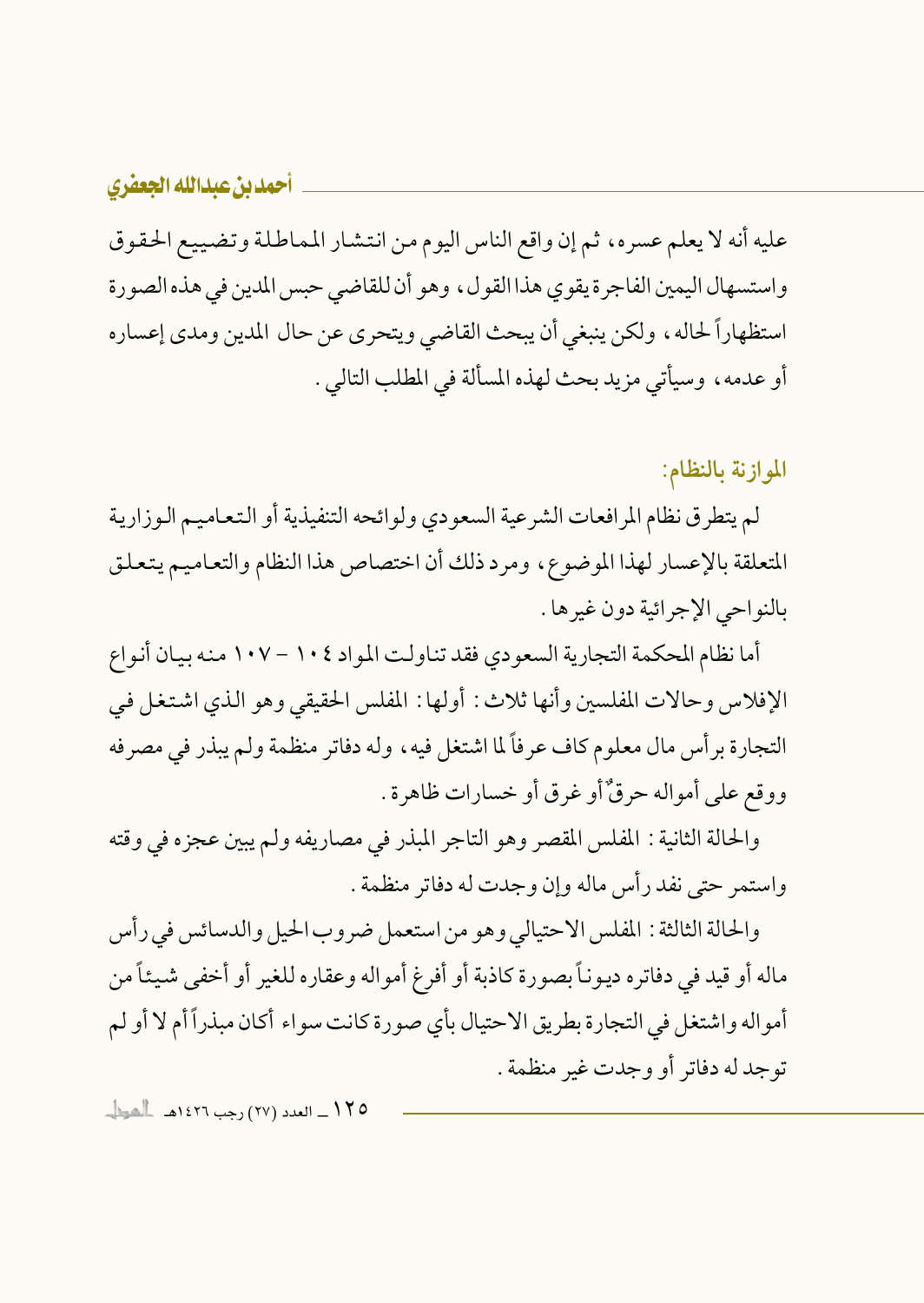عليه أنه لا يعلم عسره، ثم إن واقع الناس اليوم من انتشار المماطلة وتضييع الحقوق واستسهال اليمين الفاجرة يقوي هذا القول، وهو أن للقاضي حبس المدين في هذه الصورة استظهاراً لحاله، ولكن ينبغي أن يبحث القاضي ويتحرى عن حال المدين ومدى إعساره أو عدمه، وسيأتي مزيد بحث لهذه المسألة في المطلب التالي.

### الموازنة بالنظام:

لم يتطرق نظام المرافعات الشرعية السعودي ولوائحه التنفيذية أو التعاميم الوزارية المتعلقة بالإعسار لهذا الموضوع، ومرد ذلك أن اختصاص هذا النظام والتعاميم يتعلق بالنواحي الإجرائية دون غيرها.

أما نظام المحكمة التجارية السعودي فقد تناولت المواد ١٠٤ - ١٠٧ منه بيان أنواع الإفلاس وحالات المفلسين وأنها ثلاث: أولها: المفلس الحقيقي وهو الذي اشتغل في التجارة برأس مال معلوم كاف عرفاً لما اشتغل فيه، وله دفاتر منظمة ولم يبذر في مصرفه ووقع على أمواله حرقٌ أو غرق أو خسارات ظاهرة.

والحالة الثانية: المفلس المقصر وهو التاجر المبذر في مصاريفه ولم يبين عجزه في وقته واستمر حتى نفد رأس ماله وإن وجدت له دفاتر منظمة.

والحالة الثالثة: المفلس الاحتيالي وهو من استعمل ضروب الحيل والدسائس في رأس ماله أو قيد في دفاتره ديوناً بصورة كاذبة أو أفرغ أمواله وعقاره للغير أو أخفى شيئاً من أمواله واشتغل في التجارة بطريق الاحتيال بأي صورة كانت سواء أكان مبذراً أم لا أو لم توجد له دفاتر أو وجدت غير منظمة.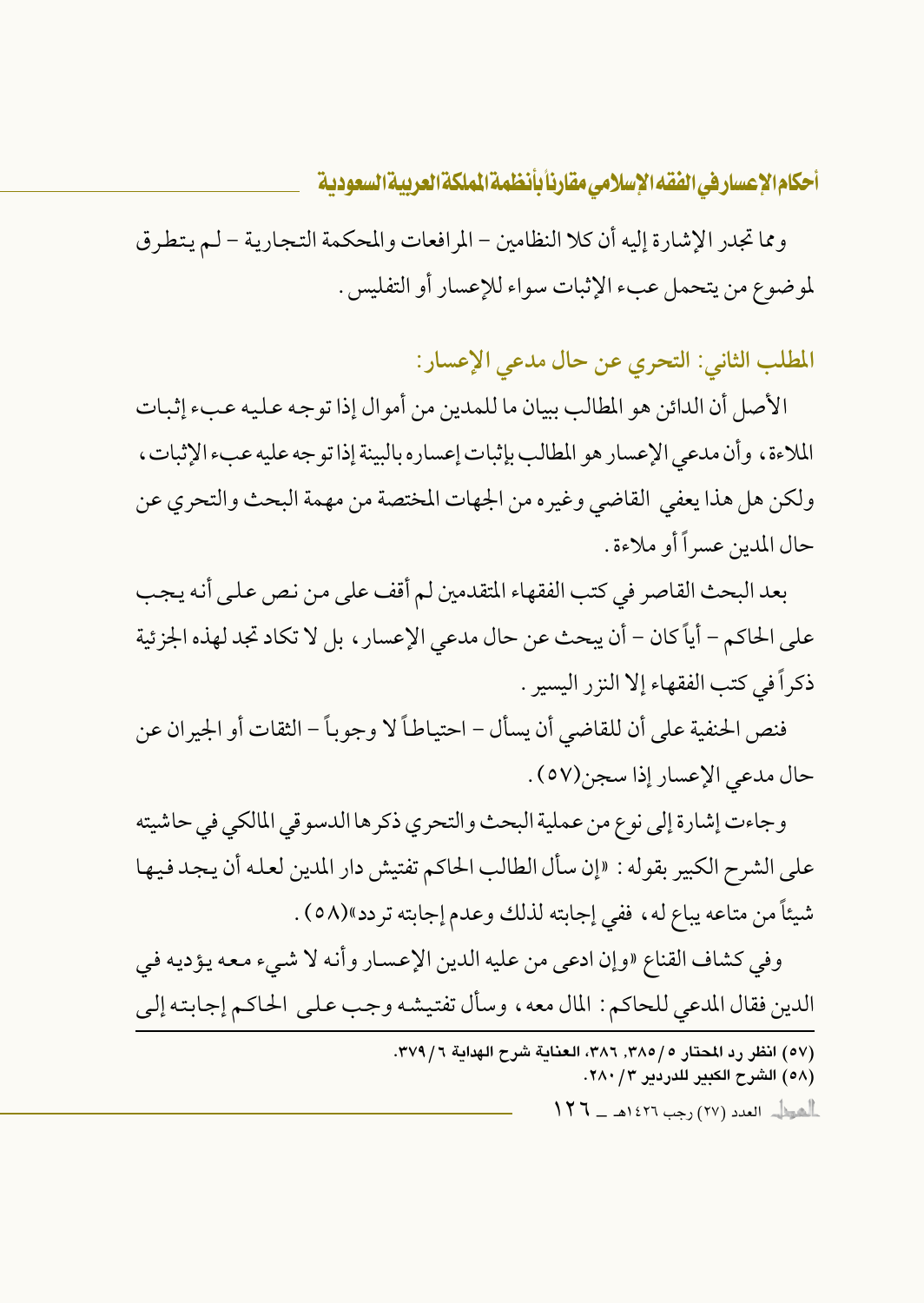ومما تجدر الإشارة إليه أن كلا النظامين – المرافعات والمحكمة التجارية – لم يتطرق لموضوع من يتحمل عبء الإثبات سواء للإعسار أو التفليس .

## المطلب الثاني: التحري عن حال مدعي الإعسار:

الأصل أن الدائن هو المطالب ببيان ما للمدين من أموال إذا توجه عليه عبء إثبات الملاءة، وأن مدعي الإعسار هو المطالب بإثبات إعساره بالبينة إذا توجه عليه عبء الإثبات، ولكن هل هذا يعفي القاضي وغيره من الجهات المختصة من مهمة البحث والتحري عن حال المدين عسراً أو ملاءة .

بعد البحث القاصر في كتب الفقهاء المتقدمين لم أقف على من نص على أنه يجب على الحاكم – أياً كان – أن يبحث عن حال مدعي الإعسار، بل لا تكاد تجد لهذه الجزئية ذكراً في كتب الفقهاء إلا النزر اليسير .

فنص الحنفية على أن للقاضي أن يسأل – احتياطاً لا وجوباً – الثقات أو الجيران عن حال مدعي الإعسار إذا سجن(٥٧) .

وجاءت إشارة إلى نوع من عملية البحث والتحري ذكرها الدسوقي المالكي في حاشيته على الشرح الكبير بقوله: «إن سأل الطالب الحاكم تفتيش دار المدين لعله أن يجد فيها شيئاً من متاعه يباع له، ففي إجابته لذلك وعدم إجابته تردد»(٥٨) .

وفي كشاف القناع «وإن ادعى من عليه الدين الإعسار وأنه لا شيء معه يؤديه في الدين فقال المدعي للحاكم: المال معه، وسأل تفتيشه وجب على الحاكم إجابته إلى

---

(٥٧) انظر رد المحتار ٥/٣٨٥، ٣٨٦، العناية شرح الهداية ٦/٣٧٩.

(٥٨) الشرح الكبير للدردير ٣/٢٨٠.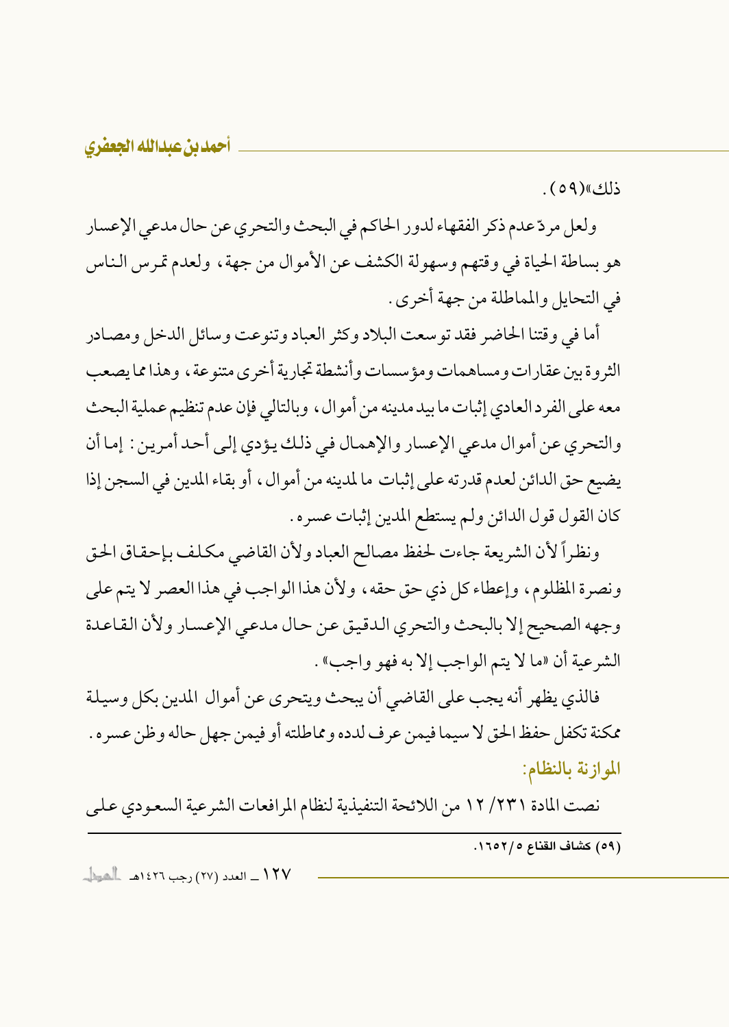ذلك»(٥٩).

ولعل مردّ عدم ذكر الفقهاء لدور الحاكم في البحث والتحري عن حال مدعي الإعسار هو بساطة الحياة في وقتهم وسهولة الكشف عن الأموال من جهة، ولعدم تمرس الناس في التحايل والمماطلة من جهة أخرى.

أما في وقتنا الحاضر فقد توسعت البلاد وكثر العباد وتنوعت وسائل الدخل ومصادر الثروة بين عقارات ومساهمات ومؤسسات وأنشطة تجارية أخرى متنوعة، وهذا مما يصعب معه على الفرد العادي إثبات ما بيد مدينه من أموال، وبالتالي فإن عدم تنظيم عملية البحث والتحري عن أموال مدعي الإعسار والإهمال في ذلك يؤدي إلى أحد أمرين: إما أن يضيع حق الدائن لعدم قدرته على إثبات ما لمدينه من أموال، أو بقاء المدين في السجن إذا كان القول قول الدائن ولم يستطع المدين إثبات عسره.

ونظراً لأن الشريعة جاءت لحفظ مصالح العباد ولأن القاضي مكلف بإحقاق الحق ونصرة المظلوم، وإعطاء كل ذي حق حقه، ولأن هذا الواجب في هذا العصر لا يتم على وجهه الصحيح إلا بالبحث والتحري الدقيق عن حال مدعي الإعسار ولأن القاعدة الشرعية أن «ما لا يتم الواجب إلا به فهو واجب».

فالذي يظهر أنه يجب على القاضي أن يبحث ويتحرى عن أموال المدين بكل وسيلة ممكنة تكفل حفظ الحق لا سيما فيمن عرف لدده ومماطلته أو فيمن جهل حاله وظن عسره.

**الموازنة بالنظام:**

نصت المادة ٢٣١/ ١٢ من اللائحة التنفيذية لنظام المرافعات الشرعية السعودي على

---

(٥٩) كشاف القناع ٥/ ١٦٥٢.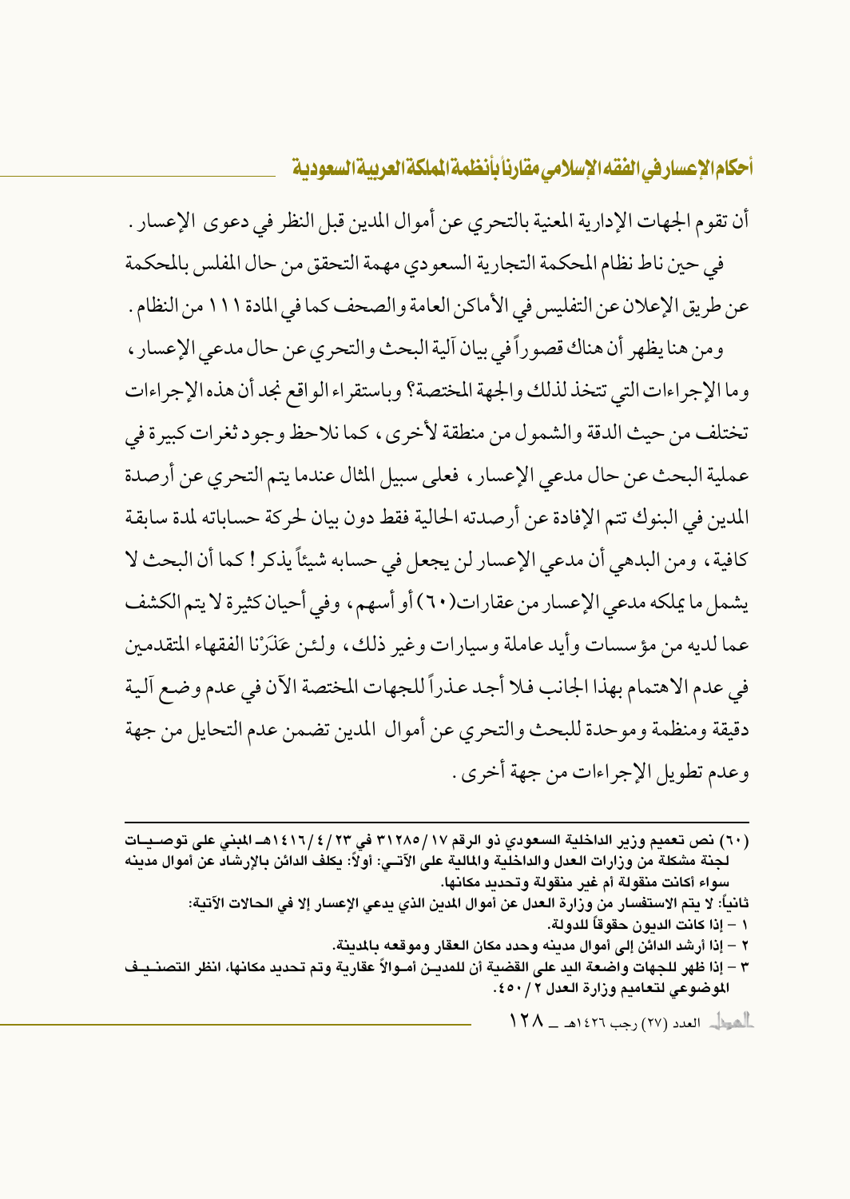أن تقوم الجهات الإدارية المعنية بالتحري عن أموال المدين قبل النظر في دعوى الإعسار .

في حين ناط نظام المحكمة التجارية السعودي مهمة التحقق من حال المفلس بالمحكمة عن طريق الإعلان عن التفليس في الأماكن العامة والصحف كما في المادة ١١١ من النظام .

ومن هنا يظهر أن هناك قصوراً في بيان آلية البحث والتحري عن حال مدعي الإعسار ، وما الإجراءات التي تتخذ لذلك والجهة المختصة؟ وباستقراء الواقع نجد أن هذه الإجراءات تختلف من حيث الدقة والشمول من منطقة لأخرى ، كما نلاحظ وجود ثغرات كبيرة في عملية البحث عن حال مدعي الإعسار ، فعلى سبيل المثال عندما يتم التحري عن أرصدة المدين في البنوك تتم الإفادة عن أرصدته الحالية فقط دون بيان لحركة حساباته لمدة سابقة كافية ، ومن البدهي أن مدعي الإعسار لن يجعل في حسابه شيئاً يذكر ! كما أن البحث لا يشمل ما يملكه مدعي الإعسار من عقارات(٦٠) أو أسهم ، وفي أحيان كثيرة لا يتم الكشف عما لديه من مؤسسات وأيد عاملة وسيارات وغير ذلك ، ولئن عَذَرْنا الفقهاء المتقدمين في عدم الاهتمام بهذا الجانب فلا أجد عذراً للجهات المختصة الآن في عدم وضع آلية دقيقة ومنظمة وموحدة للبحث والتحري عن أموال المدين تضمن عدم التحايل من جهة وعدم تطويل الإجراءات من جهة أخرى .

---

(٦٠) نص تعميم وزير الداخلية السعودي ذو الرقم ١٧ / ٣١٢٨٥ في ٢٣ / ٤ / ١٤١٦هـ المبني على توصيات لجنة مشكلة من وزارات العدل والداخلية والمالية على الآتي: أولاً: يكلف الدائن بالإرشاد عن أموال مدينه سواء أكانت منقولة أم غير منقولة وتحديد مكانها.

ثانياً: لا يتم الاستفسار من وزارة العدل عن أموال المدين الذي يدعي الإعسار إلا في الحالات الآتية:

١ – إذا كانت الديون حقوقاً للدولة.

٢ – إذا أرشد الدائن إلى أموال مدينه وحدد مكان العقار وموقعه بالمدينة.

٣ – إذا ظهر للجهات واضعة اليد على القضية أن للمدين أموالاً عقارية وتم تحديد مكانها، انظر التصنيف الموضوعي لتعاميم وزارة العدل ٢ / ٤٥٠.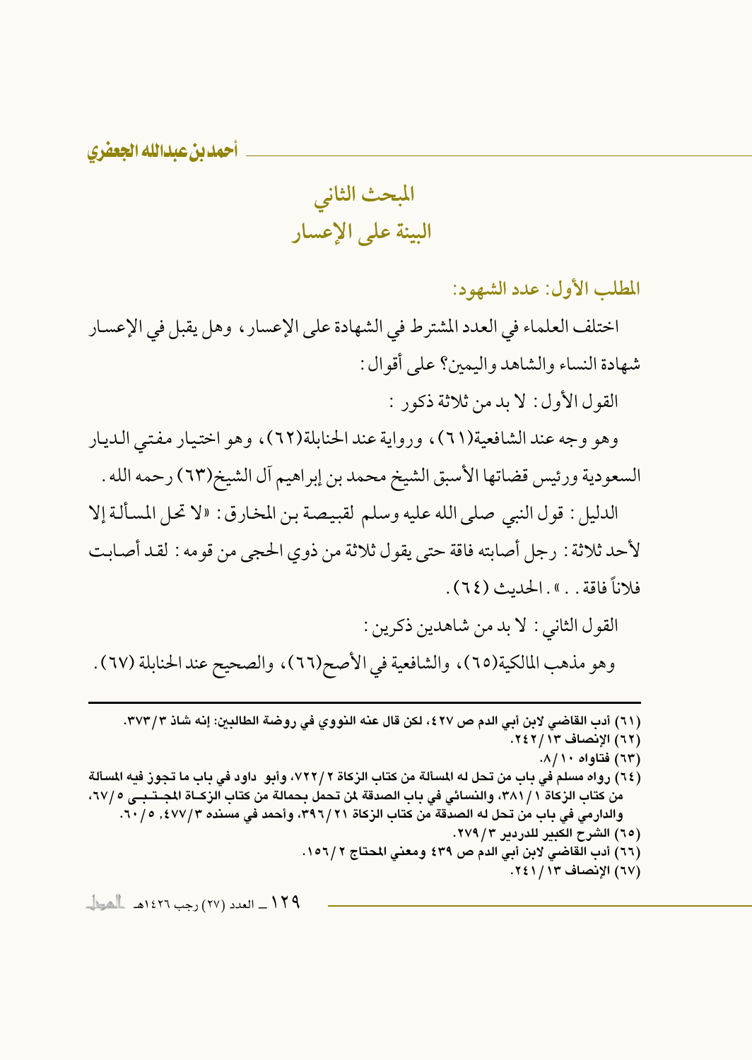## المبحث الثاني
## البينة على الإعسار

### المطلب الأول: عدد الشهود:

اختلف العلماء في العدد المشترط في الشهادة على الإعسار، وهل يقبل في الإعسار شهادة النساء والشاهد واليمين؟ على أقوال:

القول الأول: لا بد من ثلاثة ذكور:

وهو وجه عند الشافعية(٦١)، ورواية عند الحنابلة(٦٢)، وهو اختيار مفتي الديار السعودية ورئيس قضاتها الأسبق الشيخ محمد بن إبراهيم آل الشيخ(٦٣) رحمه الله.

الدليل: قول النبي صلى الله عليه وسلم لقبيصة بن المخارق: «لا تحل المسألة إلا لأحد ثلاثة: رجل أصابته فاقة حتى يقول ثلاثة من ذوي الحجى من قومه: لقد أصابت فلاناً فاقة..». الحديث (٦٤).

القول الثاني: لا بد من شاهدين ذكرين:

وهو مذهب المالكية(٦٥)، والشافعية في الأصح(٦٦)، والصحيح عند الحنابلة (٦٧).

---

(٦١) أدب القاضي لابن أبي الدم ص ٤٢٧، لكن قال عنه النووي في روضة الطالبين: إنه شاذ ٣/٣٧٣.
(٦٢) الإنصاف ١٣/٢٤٢.
(٦٣) فتاواه ١٠/٨.
(٦٤) رواه مسلم في باب من تحل له المسألة من كتاب الزكاة ٢/٧٢٢، وأبو داود في باب ما تجوز فيه المسألة من كتاب الزكاة ١/٣٨١، والنسائي في باب الصدقة لمن تحمل بحمالة من كتاب الزكاة المجتبى ٥/٦٧، والدارمي في باب من تحل له الصدقة من كتاب الزكاة ٢١/٣٩٦، وأحمد في مسنده ٣/٤٧٧، ٥/٦٠.
(٦٥) الشرح الكبير للدردير ٣/٢٧٩.
(٦٦) أدب القاضي لابن أبي الدم ص ٤٣٩ ومغني المحتاج ٢/١٥٦.
(٦٧) الإنصاف ١٣/٢٤١.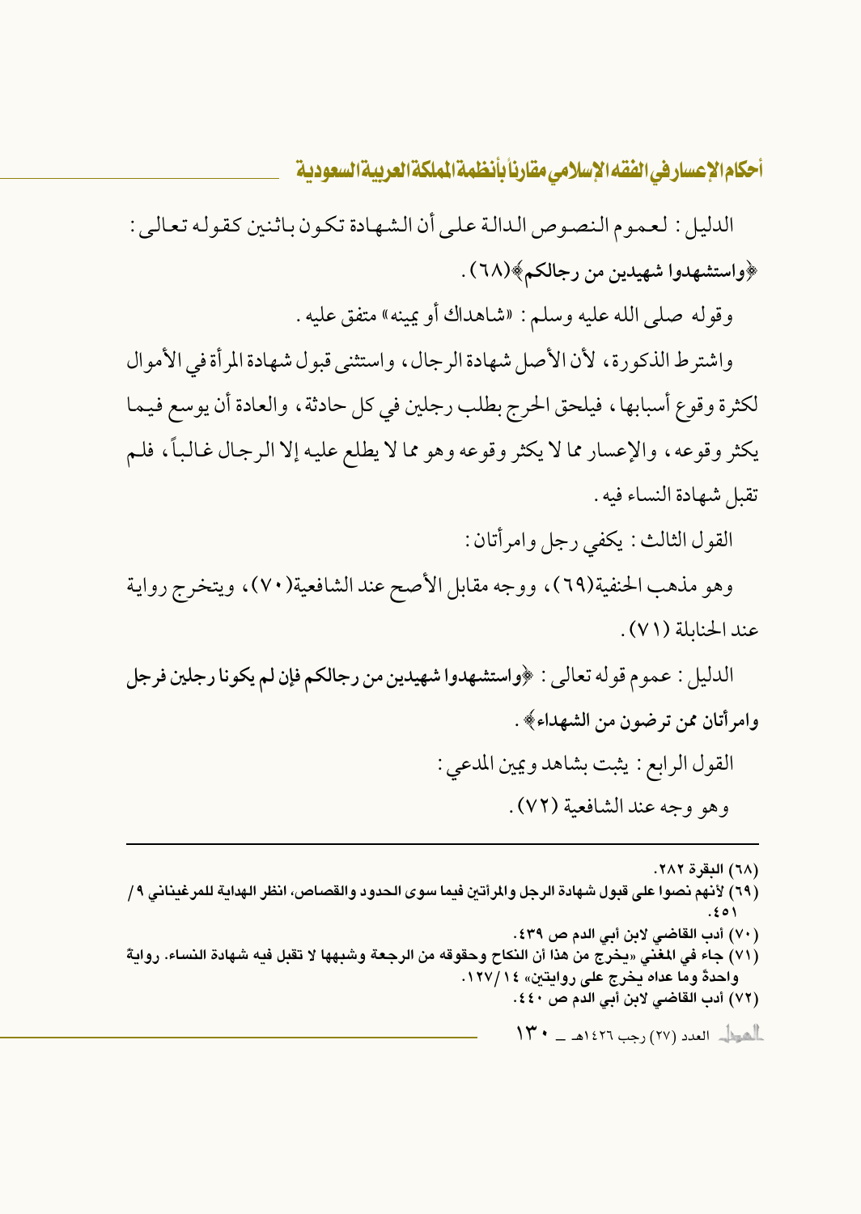الدليل: لعموم النصوص الدالة على أن الشهادة تكون باثنين كقوله تعالى: ﴿واستشهدوا شهيدين من رجالكم﴾(٦٨).

وقوله صلى الله عليه وسلم: «شاهداك أو يمينه» متفق عليه.

واشترط الذكورة، لأن الأصل شهادة الرجال، واستثنى قبول شهادة المرأة في الأموال لكثرة وقوع أسبابها، فيلحق الحرج بطلب رجلين في كل حادثة، والعادة أن يوسع فيما يكثر وقوعه، والإعسار مما لا يكثر وقوعه وهو مما لا يطلع عليه إلا الرجال غالباً، فلم تقبل شهادة النساء فيه.

القول الثالث: يكفي رجل وامرأتان:

وهو مذهب الحنفية(٦٩)، ووجه مقابل الأصح عند الشافعية(٧٠)، ويتخرج رواية عند الحنابلة (٧١).

**الدليل: عموم قوله تعالى: ﴿واستشهدوا شهيدين من رجالكم فإن لم يكونا رجلين فرجل وامرأتان ممن ترضون من الشهداء﴾.**

القول الرابع: يثبت بشاهد ويمين المدعي:

وهو وجه عند الشافعية (٧٢).

---

(٦٨) البقرة ٢٨٢.

(٦٩) لأنهم نصوا على قبول شهادة الرجل والمرأتين فيما سوى الحدود والقصاص، انظر الهداية للمرغيناني ٩/ ٤٥١.

(٧٠) أدب القاضي لابن أبي الدم ص ٤٣٩.

(٧١) جاء في المغني «يخرج من هذا أن النكاح وحقوقه من الرجعة وشبهها لا تقبل فيه شهادة النساء. رواية واحدة وما عداه يخرج على روايتين» ١٤/ ١٢٧.

(٧٢) أدب القاضي لابن أبي الدم ص ٤٤٠.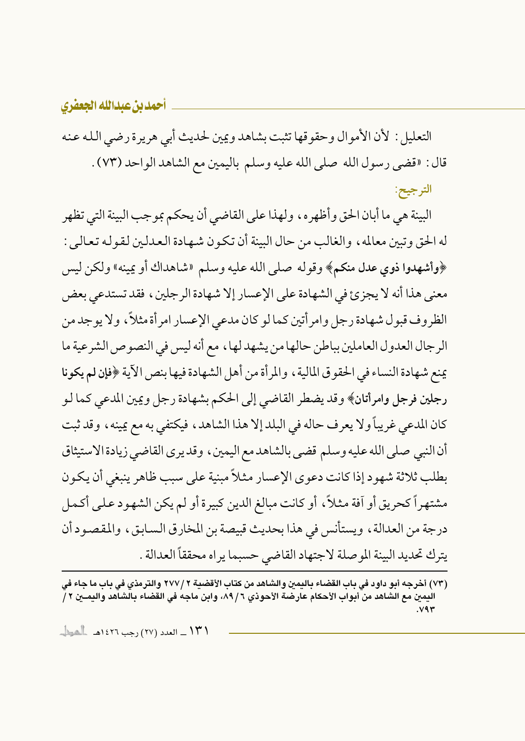التعليل: لأن الأموال وحقوقها تثبت بشاهد ويمين لحديث أبي هريرة رضي الله عنه قال: «قضى رسول الله صلى الله عليه وسلم باليمين مع الشاهد الواحد (٧٣).

الترجيح:

البينة هي ما أبان الحق وأظهره، ولهذا على القاضي أن يحكم بموجب البينة التي تظهر له الحق وتبين معالمه، والغالب من حال البينة أن تكون شهادة العدلين لقوله تعالى: ﴿**وأشهدوا ذوي عدل منكم**﴾ وقوله صلى الله عليه وسلم «شاهداك أو يمينه» ولكن ليس معنى هذا أنه لا يجزئ في الشهادة على الإعسار إلا شهادة الرجلين، فقد تستدعي بعض الظروف قبول شهادة رجل وامرأتين كما لو كان مدعي الإعسار امرأة مثلاً، ولا يوجد من الرجال العدول العاملين بباطن حالها من يشهد لها، مع أنه ليس في النصوص الشرعية ما يمنع شهادة النساء في الحقوق المالية، والمرأة من أهل الشهادة فيها بنص الآية ﴿**فإن لم يكونا رجلين فرجل وامرأتان**﴾ وقد يضطر القاضي إلى الحكم بشهادة رجل ويمين المدعي كما لو كان المدعي غريباً ولا يعرف حاله في البلد إلا هذا الشاهد، فيكتفي به مع يمينه، وقد ثبت أن النبي صلى الله عليه وسلم قضى بالشاهد مع اليمين، وقد يرى القاضي زيادة الاستيثاق بطلب ثلاثة شهود إذا كانت دعوى الإعسار مثلاً مبنية على سبب ظاهر ينبغي أن يكون مشتهراً كحريق أو آفة مثلاً، أو كانت مبالغ الدين كبيرة أو لم يكن الشهود على أكمل درجة من العدالة، ويستأنس في هذا بحديث قبيصة بن المخارق السابق، والمقصود أن يترك تحديد البينة الموصلة لاجتهاد القاضي حسبما يراه محققاً العدالة.

---

(٧٣) أخرجه أبو داود في باب القضاء باليمين والشاهد من كتاب الأقضية ٢/ ٢٧٧ والترمذي في باب ما جاء في اليمين مع الشاهد من أبواب الأحكام عارضة الأحوذي ٦/ ٨٩، وابن ماجه في القضاء بالشاهد واليمين ٢/ ٧٩٣.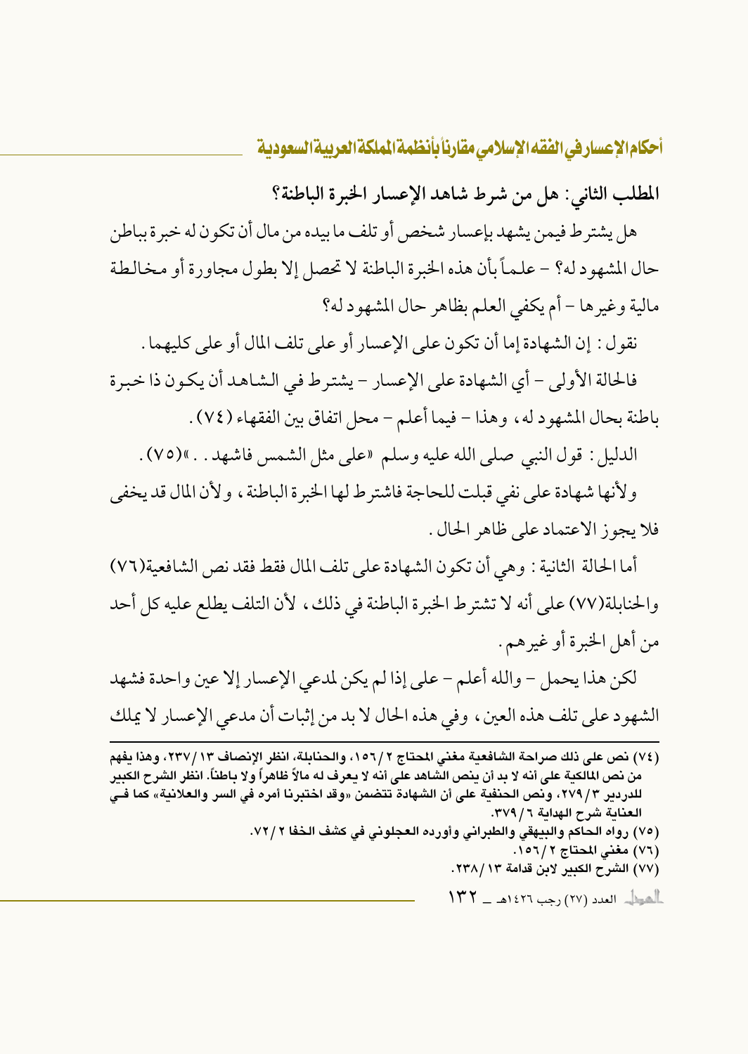## المطلب الثاني: هل من شرط شاهد الإعسار الخبرة الباطنة؟

هل يشترط فيمن يشهد بإعسار شخص أو تلف ما بيده من مال أن تكون له خبرة بباطن حال المشهود له؟ – علماً بأن هذه الخبرة الباطنة لا تحصل إلا بطول مجاورة أو مخالطة مالية وغيرها – أم يكفي العلم بظاهر حال المشهود له؟

نقول: إن الشهادة إما أن تكون على الإعسار أو على تلف المال أو على كليهما.

فالحالة الأولى – أي الشهادة على الإعسار – يشترط في الشاهد أن يكون ذا خبرة باطنة بحال المشهود له، وهذا – فيما أعلم – محل اتفاق بين الفقهاء (٧٤).

الدليل: قول النبي صلى الله عليه وسلم «على مثل الشمس فاشهد..»(٧٥).

ولأنها شهادة على نفي قبلت للحاجة فاشترط لها الخبرة الباطنة، ولأن المال قد يخفى فلا يجوز الاعتماد على ظاهر الحال.

أما الحالة الثانية: وهي أن تكون الشهادة على تلف المال فقط فقد نص الشافعية(٧٦) والحنابلة(٧٧) على أنه لا تشترط الخبرة الباطنة في ذلك، لأن التلف يطلع عليه كل أحد من أهل الخبرة أو غيرهم.

لكن هذا يحمل – والله أعلم – على إذا لم يكن لمدعي الإعسار إلا عين واحدة فشهد الشهود على تلف هذه العين، وفي هذه الحال لا بد من إثبات أن مدعي الإعسار لا يملك

---

(٧٤) نص على ذلك صراحة الشافعية مغني المحتاج ٢/١٥٦، والحنابلة، انظر الإنصاف ١٣/٢٣٧، وهذا يفهم من نص المالكية على أنه لا بد أن ينص الشاهد على أنه لا يعرف له مالاً ظاهراً ولا باطناً. انظر الشرح الكبير للدردير ٣/٢٧٩، ونص الحنفية على أن الشهادة تتضمن «وقد اختبرنا أمره في السر والعلانية» كما في العناية شرح الهداية ٦/٣٧٩.

(٧٥) رواه الحاكم والبيهقي والطبراني وأورده العجلوني في كشف الخفا ٢/٧٢.

(٧٦) مغني المحتاج ٢/١٥٦.

(٧٧) الشرح الكبير لابن قدامة ١٣/٢٣٨.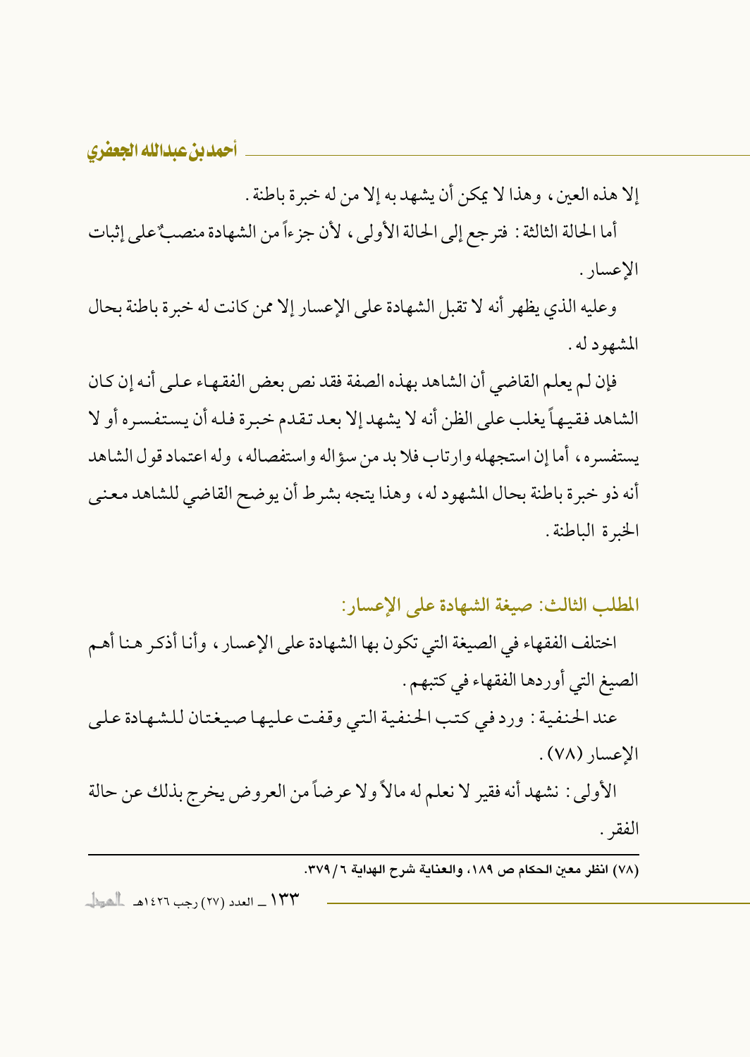إلا هذه العين، وهذا لا يمكن أن يشهد به إلا من له خبرة باطنة.

أما الحالة الثالثة: فترجع إلى الحالة الأولى، لأن جزءاً من الشهادة منصبٌ على إثبات الإعسار.

وعليه الذي يظهر أنه لا تقبل الشهادة على الإعسار إلا ممن كانت له خبرة باطنة بحال المشهود له.

فإن لم يعلم القاضي أن الشاهد بهذه الصفة فقد نص بعض الفقهاء على أنه إن كان الشاهد فقيهاً يغلب على الظن أنه لا يشهد إلا بعد تقدم خبرة فله أن يستفسره أو لا يستفسره، أما إن استجهله وارتاب فلا بد من سؤاله واستفصاله، وله اعتماد قول الشاهد أنه ذو خبرة باطنة بحال المشهود له، وهذا يتجه بشرط أن يوضح القاضي للشاهد معنى الخبرة الباطنة.

## المطلب الثالث: صيغة الشهادة على الإعسار:

اختلف الفقهاء في الصيغة التي تكون بها الشهادة على الإعسار، وأنا أذكر هنا أهم الصيغ التي أوردها الفقهاء في كتبهم.

عند الحنفية: ورد في كتب الحنفية التي وقفت عليها صيغتان للشهادة على الإعسار (٧٨).

الأولى: نشهد أنه فقير لا نعلم له مالاً ولا عرضاً من العروض يخرج بذلك عن حالة الفقر.

---

(٧٨) انظر معين الحكام ص ١٨٩، والعناية شرح الهداية ٦/٣٧٩.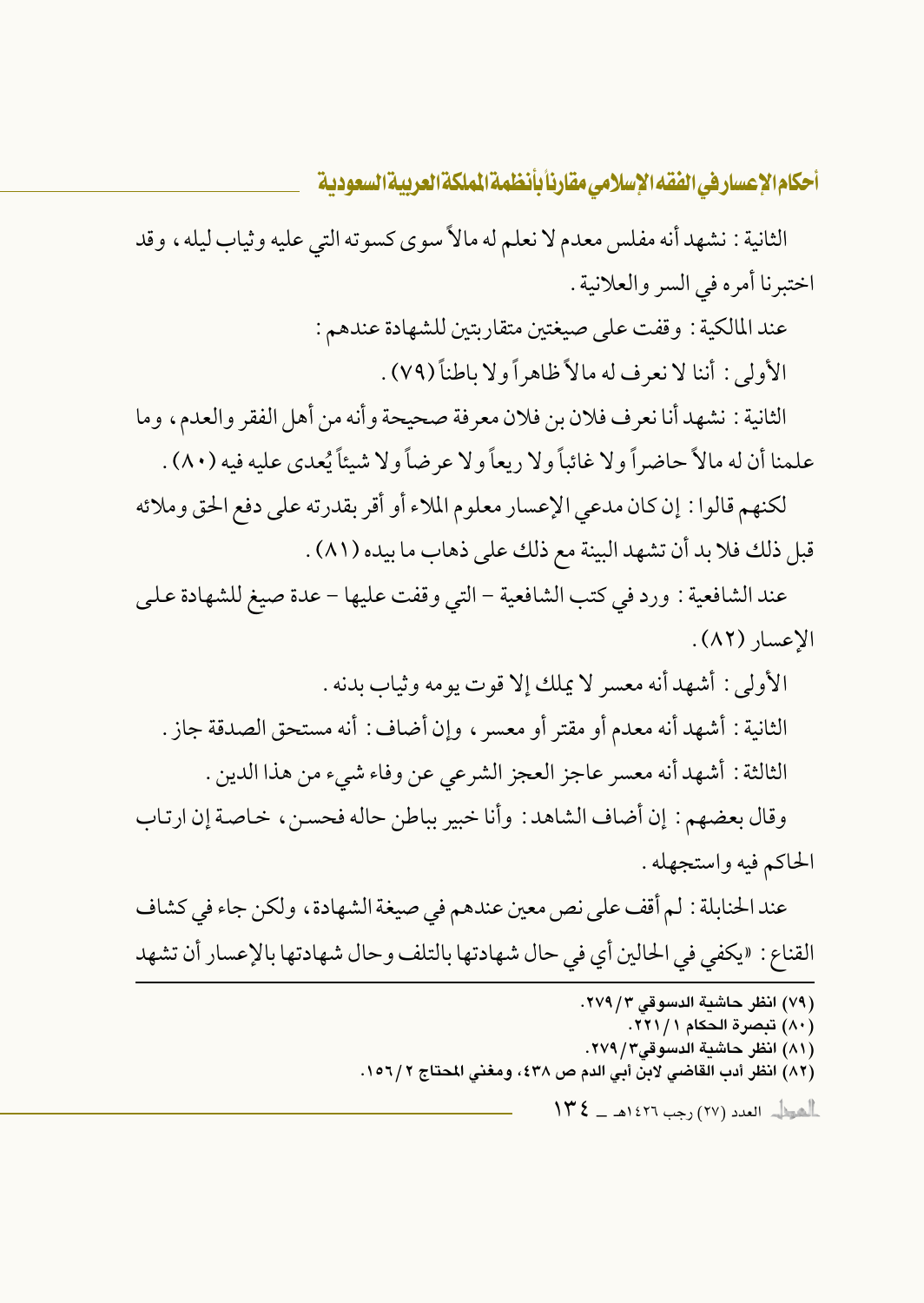الثانية : نشهد أنه مفلس معدم لا نعلم له مالاً سوى كسوته التي عليه وثياب ليله ، وقد اختبرنا أمره في السر والعلانية .

عند المالكية : وقفت على صيغتين متقاربتين للشهادة عندهم :

الأولى : أننا لا نعرف له مالاً ظاهراً ولا باطناً (٧٩) .

الثانية : نشهد أنا نعرف فلان بن فلان معرفة صحيحة وأنه من أهل الفقر والعدم ، وما علمنا أن له مالاً حاضراً ولا غائباً ولا ريعاً ولا عرضاً ولا شيئاً يُعدى عليه فيه (٨٠) .

لكنهم قالوا : إن كان مدعي الإعسار معلوم الملاء أو أقر بقدرته على دفع الحق وملائه قبل ذلك فلا بد أن تشهد البينة مع ذلك على ذهاب ما بيده (٨١) .

عند الشافعية : ورد في كتب الشافعية - التي وقفت عليها - عدة صيغ للشهادة على الإعسار (٨٢) .

الأولى : أشهد أنه معسر لا يملك إلا قوت يومه وثياب بدنه .

الثانية : أشهد أنه معدم أو مقتر أو معسر ، وإن أضاف : أنه مستحق الصدقة جاز .

الثالثة : أشهد أنه معسر عاجز العجز الشرعي عن وفاء شيء من هذا الدين .

وقال بعضهم : إن أضاف الشاهد : وأنا خبير بباطن حاله فحسن ، خاصة إن ارتاب الحاكم فيه واستجهله .

عند الحنابلة : لم أقف على نص معين عندهم في صيغة الشهادة ، ولكن جاء في كشاف القناع : «يكفي في الحالين أي في حال شهادتها بالتلف وحال شهادتها بالإعسار أن تشهد

---

(٧٩) انظر حاشية الدسوقي ٣/ ٢٧٩.

(٨٠) تبصرة الحكام ١/ ٢٢١.

(٨١) انظر حاشية الدسوقي٣/ ٢٧٩.

(٨٢) انظر أدب القاضي لابن أبي الدم ص ٤٣٨، ومغني المحتاج ٢/ ١٥٦.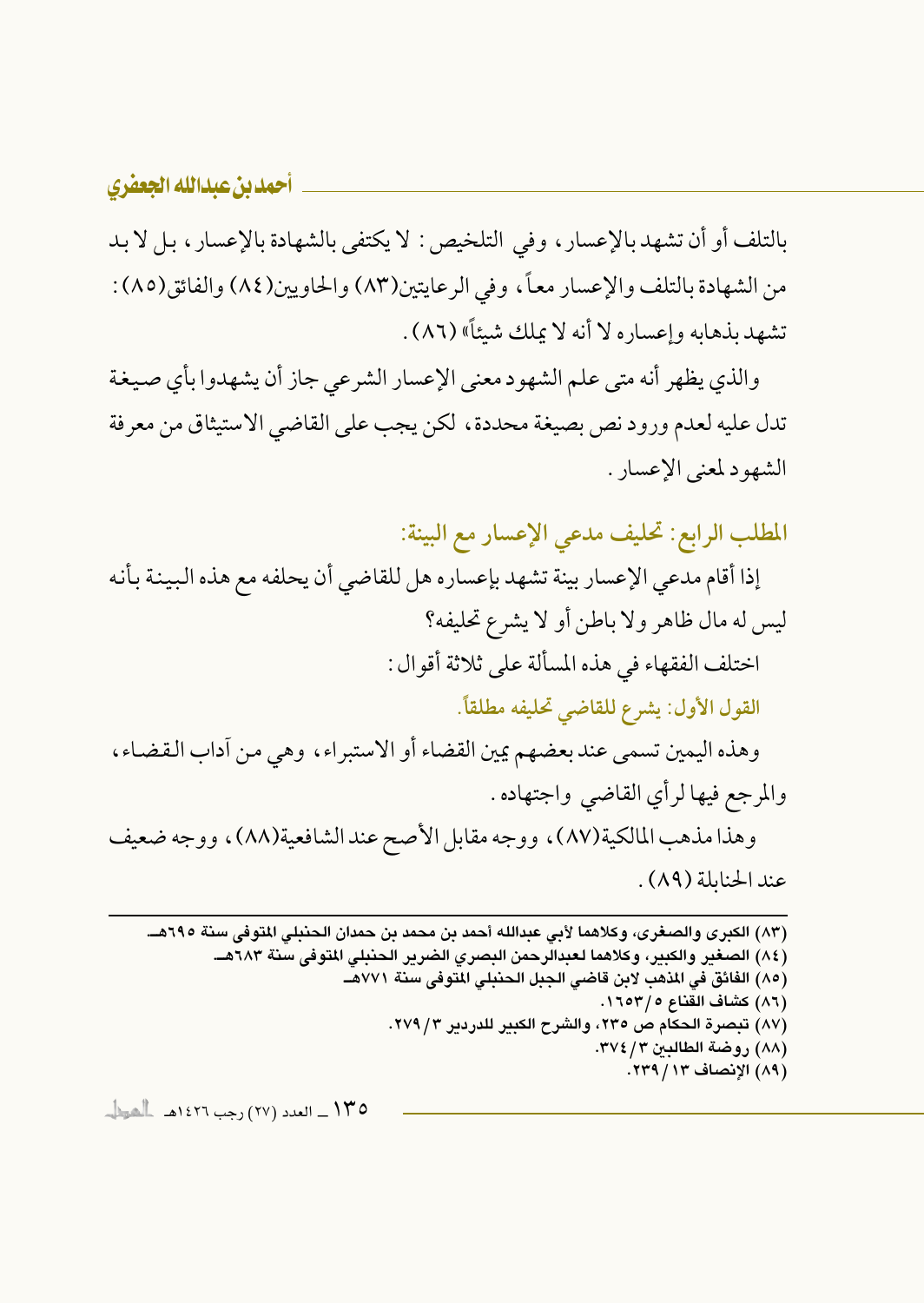بالتلف أو أن تشهد بالإعسار، وفي التلخيص: لا يكتفى بالشهادة بالإعسار، بل لا بد من الشهادة بالتلف والإعسار معاً، وفي الرعايتين(٨٣) والحاويين(٨٤) والفائق(٨٥): تشهد بذهابه وإعساره لا أنه لا يملك شيئاً» (٨٦).

والذي يظهر أنه متى علم الشهود معنى الإعسار الشرعي جاز أن يشهدوا بأي صيغة تدل عليه لعدم ورود نص بصيغة محددة، لكن يجب على القاضي الاستيثاق من معرفة الشهود لمعنى الإعسار.

## المطلب الرابع: تحليف مدعي الإعسار مع البينة:

إذا أقام مدعي الإعسار بينة تشهد بإعساره هل للقاضي أن يحلفه مع هذه البينة بأنه ليس له مال ظاهر ولا باطن أو لا يشرع تحليفه؟

اختلف الفقهاء في هذه المسألة على ثلاثة أقوال:

### القول الأول: يشرع للقاضي تحليفه مطلقاً.

وهذه اليمين تسمى عند بعضهم يمين القضاء أو الاستبراء، وهي من آداب القضاء، والمرجع فيها لرأي القاضي واجتهاده.

وهذا مذهب المالكية(٨٧)، ووجه مقابل الأصح عند الشافعية(٨٨)، ووجه ضعيف عند الحنابلة (٨٩).

---

(٨٣) الكبرى والصغرى، وكلاهما لأبي عبدالله أحمد بن محمد بن حمدان الحنبلي المتوفى سنة ٦٩٥هـ.

(٨٤) الصغير والكبير، وكلاهما لعبدالرحمن البصري الضرير الحنبلي المتوفى سنة ٦٨٣هـ.

(٨٥) الفائق في المذهب لابن قاضي الجبل الحنبلي المتوفى سنة ٧٧١هـ.

(٨٦) كشاف القناع ١٦٥٣/٥.

(٨٧) تبصرة الحكام ص ٢٣٥، والشرح الكبير للدردير ٢٧٩/٣.

(٨٨) روضة الطالبين ٣٧٤/٣.

(٨٩) الإنصاف ٢٣٩/١٣.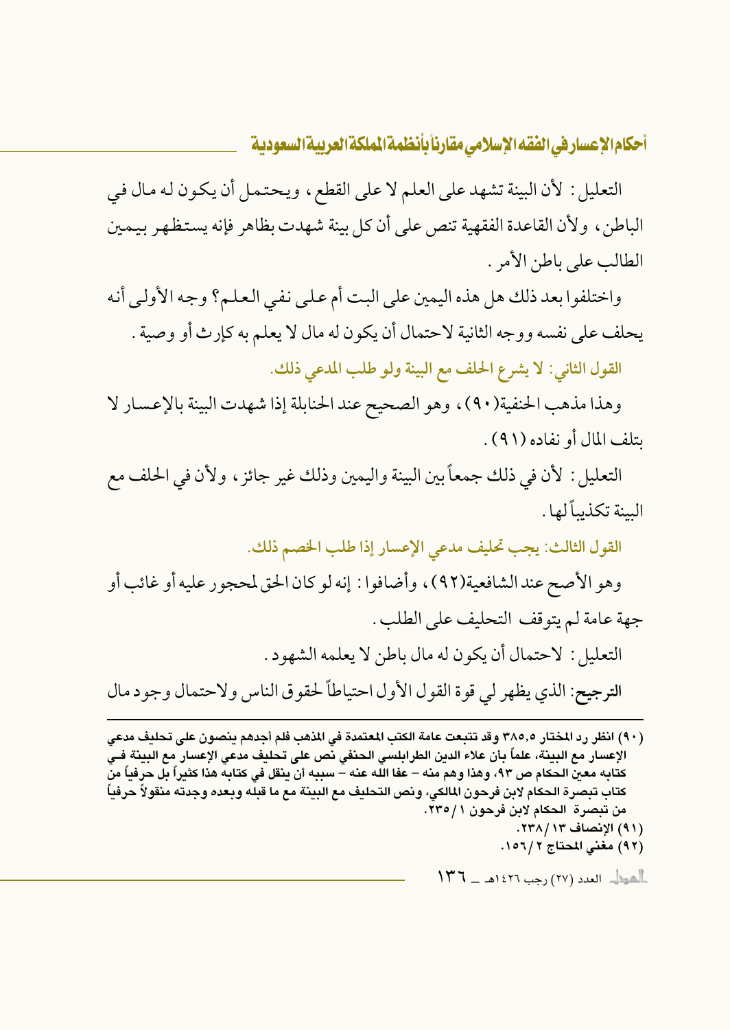التعليل: لأن البينة تشهد على العلم لا على القطع، ويحتمل أن يكون له مال في الباطن، ولأن القاعدة الفقهية تنص على أن كل بينة شهدت بظاهر فإنه يستظهر بيمين الطالب على باطن الأمر.

واختلفوا بعد ذلك هل هذه اليمين على البت أم على نفي العلم؟ وجه الأولى أنه يحلف على نفسه ووجه الثانية لاحتمال أن يكون له مال لا يعلم به كإرث أو وصية.

**القول الثاني: لا يشرع الحلف مع البينة ولو طلب المدعي ذلك.**

وهذا مذهب الحنفية(٩٠)، وهو الصحيح عند الحنابلة إذا شهدت البينة بالإعسار لا بتلف المال أو نفاده(٩١).

التعليل: لأن في ذلك جمعاً بين البينة واليمين وذلك غير جائز، ولأن في الحلف مع البينة تكذيباً لها.

**القول الثالث: يجب تحليف مدعي الإعسار إذا طلب الخصم ذلك.**

وهو الأصح عند الشافعية(٩٢)، وأضافوا: إنه لو كان الحق لمحجور عليه أو غائب أو جهة عامة لم يتوقف التحليف على الطلب.

التعليل: لاحتمال أن يكون له مال باطن لا يعلمه الشهود.

**الترجيح**: الذي يظهر لي قوة القول الأول احتياطاً لحقوق الناس ولاحتمال وجود مال

---

(٩٠) انظر رد المختار ٣٨٥،٥ وقد تتبعت عامة الكتب المعتمدة في المذهب فلم أجدهم ينصون على تحليف مدعي الإعسار مع البينة، علماً بأن علاء الدين الطرابلسي الحنفي نص على تحليف مدعي الإعسار مع البينة في كتابه معين الحكام ص ٩٣، وهذا وهم منه – عفا الله عنه – سببه أن ينقل في كتابه هذا كثيراً بل حرفياً من كتاب تبصرة الحكام لابن فرحون المالكي، ونص التحليف مع البينة مع ما قبله وبعده وجدته منقولاً حرفياً من تبصرة الحكام لابن فرحون ١/٢٣٥.

(٩١) الإنصاف ١٣/٢٣٨.

(٩٢) مغني المحتاج ٢/١٥٦.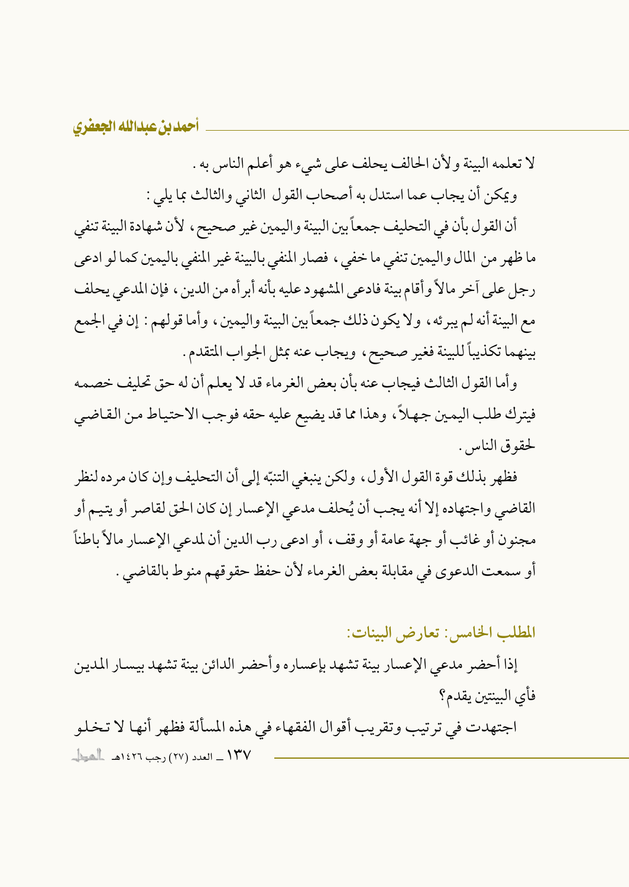لا تعلمه البينة ولأن الحالف يحلف على شيء هو أعلم الناس به.

ويمكن أن يجاب عما استدل به أصحاب القول الثاني والثالث بما يلي:

أن القول بأن في التحليف جمعاً بين البينة واليمين غير صحيح، لأن شهادة البينة تنفي ما ظهر من المال واليمين تنفي ما خفي، فصار المنفي بالبينة غير المنفي باليمين كما لو ادعى رجل على آخر مالاً وأقام بينة فادعى المشهود عليه بأنه أبرأه من الدين، فإن المدعي يحلف مع البينة أنه لم يبرئه، ولا يكون ذلك جمعاً بين البينة واليمين، وأما قولهم: إن في الجمع بينهما تكذيباً للبينة فغير صحيح، ويجاب عنه بمثل الجواب المتقدم.

وأما القول الثالث فيجاب عنه بأن بعض الغرماء قد لا يعلم أن له حق تحليف خصمه فيترك طلب اليمين جهلاً، وهذا مما قد يضيع عليه حقه فوجب الاحتياط من القاضي لحقوق الناس.

فظهر بذلك قوة القول الأول، ولكن ينبغي التنبّه إلى أن التحليف وإن كان مرده لنظر القاضي واجتهاده إلا أنه يجب أن يُحلف مدعي الإعسار إن كان الحق لقاصر أو يتيم أو مجنون أو غائب أو جهة عامة أو وقف، أو ادعى رب الدين أن لمدعي الإعسار مالاً باطناً أو سمعت الدعوى في مقابلة بعض الغرماء لأن حفظ حقوقهم منوط بالقاضي.

## المطلب الخامس: تعارض البينات:

إذا أحضر مدعي الإعسار بينة تشهد بإعساره وأحضر الدائن بينة تشهد بيسار المدين فأي البينتين يقدم؟

اجتهدت في ترتيب وتقريب أقوال الفقهاء في هذه المسألة فظهر أنها لا تخلو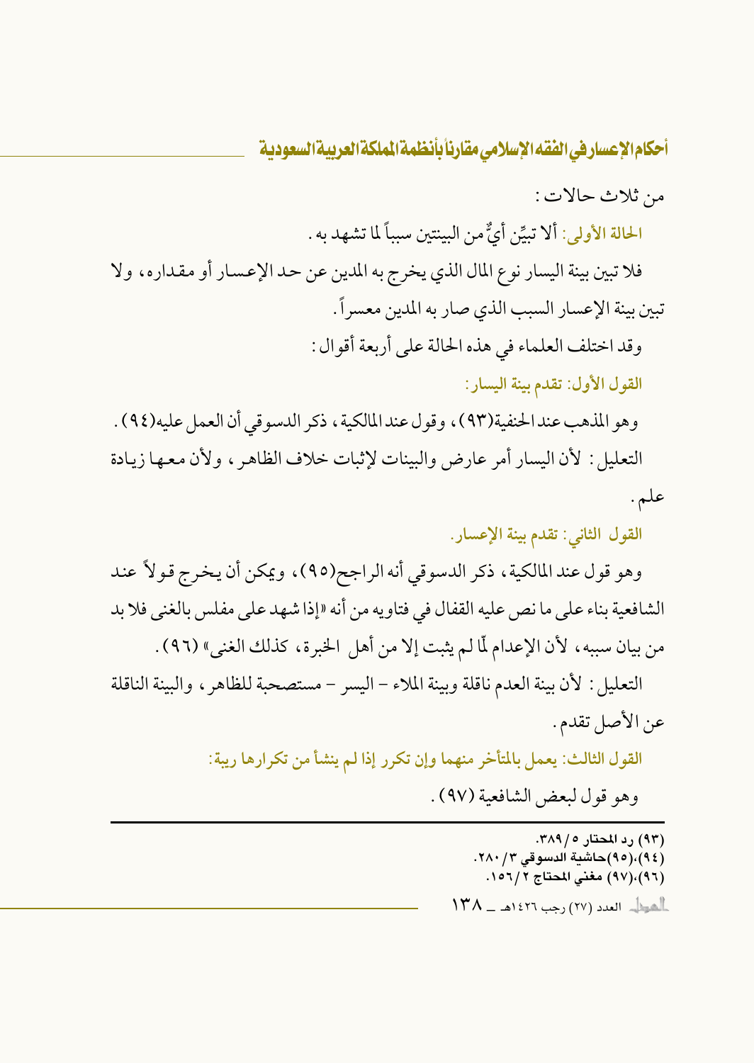من ثلاث حالات :

**الحالة الأولى:** ألا تبيِّن أيٌّ من البينتين سبباً لما تشهد به .

فلا تبين بينة اليسار نوع المال الذي يخرج به المدين عن حد الإعسار أو مقداره، ولا تبين بينة الإعسار السبب الذي صار به المدين معسراً .

وقد اختلف العلماء في هذه الحالة على أربعة أقوال :

**القول الأول: تقدم بينة اليسار:**

وهو المذهب عند الحنفية(٩٣)، وقول عند المالكية، ذكر الدسوقي أن العمل عليه(٩٤) .

التعليل : لأن اليسار أمر عارض والبينات لإثبات خلاف الظاهر، ولأن معها زيادة علم .

**القول الثاني: تقدم بينة الإعسار.**

وهو قول عند المالكية، ذكر الدسوقي أنه الراجح(٩٥)، ويمكن أن يخرج قولاً عند الشافعية بناء على ما نص عليه القفال في فتاويه من أنه «إذا شهد على مفلس بالغنى فلا بد من بيان سببه، لأن الإعدام لمّا لم يثبت إلا من أهل الخبرة، كذلك الغنى» (٩٦) .

التعليل : لأن بينة العدم ناقلة وبينة الملاء – اليسر – مستصحبة للظاهر، والبينة الناقلة عن الأصل تقدم .

**القول الثالث: يعمل بالمتأخر منهما وإن تكرر إذا لم ينشأ من تكرارها ريبة:**

وهو قول لبعض الشافعية (٩٧) .

---

(٩٣) رد المحتار ٥/٣٨٩.
(٩٤)،(٩٥)حاشية الدسوقي ٣/٢٨٠.
(٩٦)،(٩٧) مغني المحتاج ٢/١٥٦.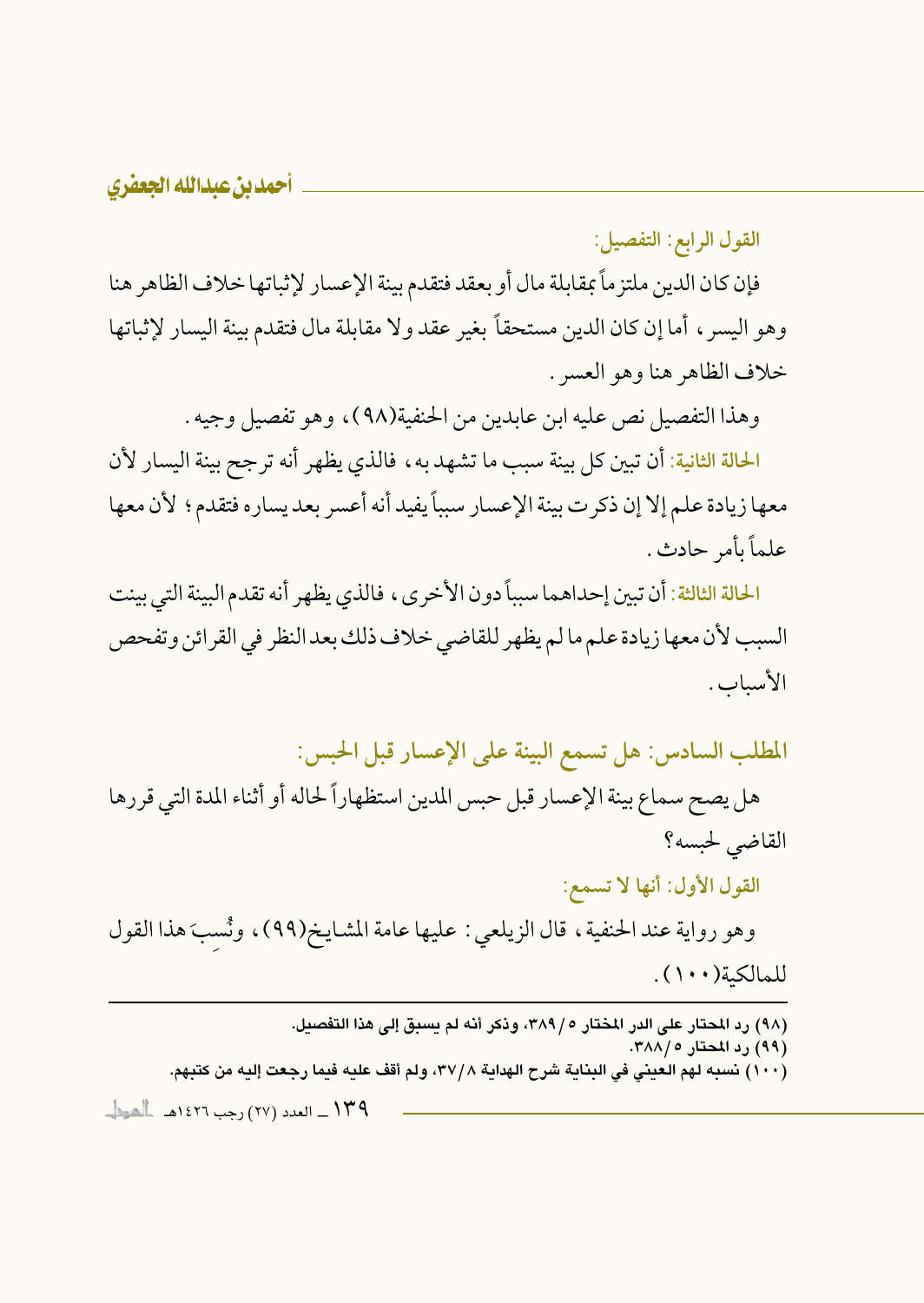القول الرابع: التفصيل:

فإن كان الدين ملتزماً بمقابلة مال أو بعقد فتقدم بينة الإعسار لإثباتها خلاف الظاهر هنا وهو اليسر، أما إن كان الدين مستحقاً بغير عقد ولا مقابلة مال فتقدم بينة اليسار لإثباتها خلاف الظاهر هنا وهو العسر.

وهذا التفصيل نص عليه ابن عابدين من الحنفية(٩٨)، وهو تفصيل وجيه.

الحالة الثانية: أن تبين كل بينة سبب ما تشهد به، فالذي يظهر أنه ترجح بينة اليسار لأن معها زيادة علم إلا إن ذكرت بينة الإعسار سبباً يفيد أنه أعسر بعد يساره فتقدم؛ لأن معها علماً بأمر حادث.

الحالة الثالثة: أن تبين إحداهما سبباً دون الأخرى، فالذي يظهر أنه تقدم البينة التي بينت السبب لأن معها زيادة علم ما لم يظهر للقاضي خلاف ذلك بعد النظر في القرائن وتفحص الأسباب.

## المطلب السادس: هل تسمع البينة على الإعسار قبل الحبس:

هل يصح سماع بينة الإعسار قبل حبس المدين استظهاراً لحاله أو أثناء المدة التي قررها القاضي لحبسه؟

القول الأول: أنها لا تسمع:

وهو رواية عند الحنفية، قال الزيلعي: عليها عامة المشايخ(٩٩)، ونُسِبَ هذا القول للمالكية(١٠٠).

---

(٩٨) رد المحتار على الدر المختار ٣٨٩/٥، وذكر أنه لم يسبق إلى هذا التفصيل.

(٩٩) رد المحتار ٣٨٨/٥.

(١٠٠) نسبه لهم العيني في البناية شرح الهداية ٣٧/٨، ولم أقف عليه فيما رجعت إليه من كتبهم.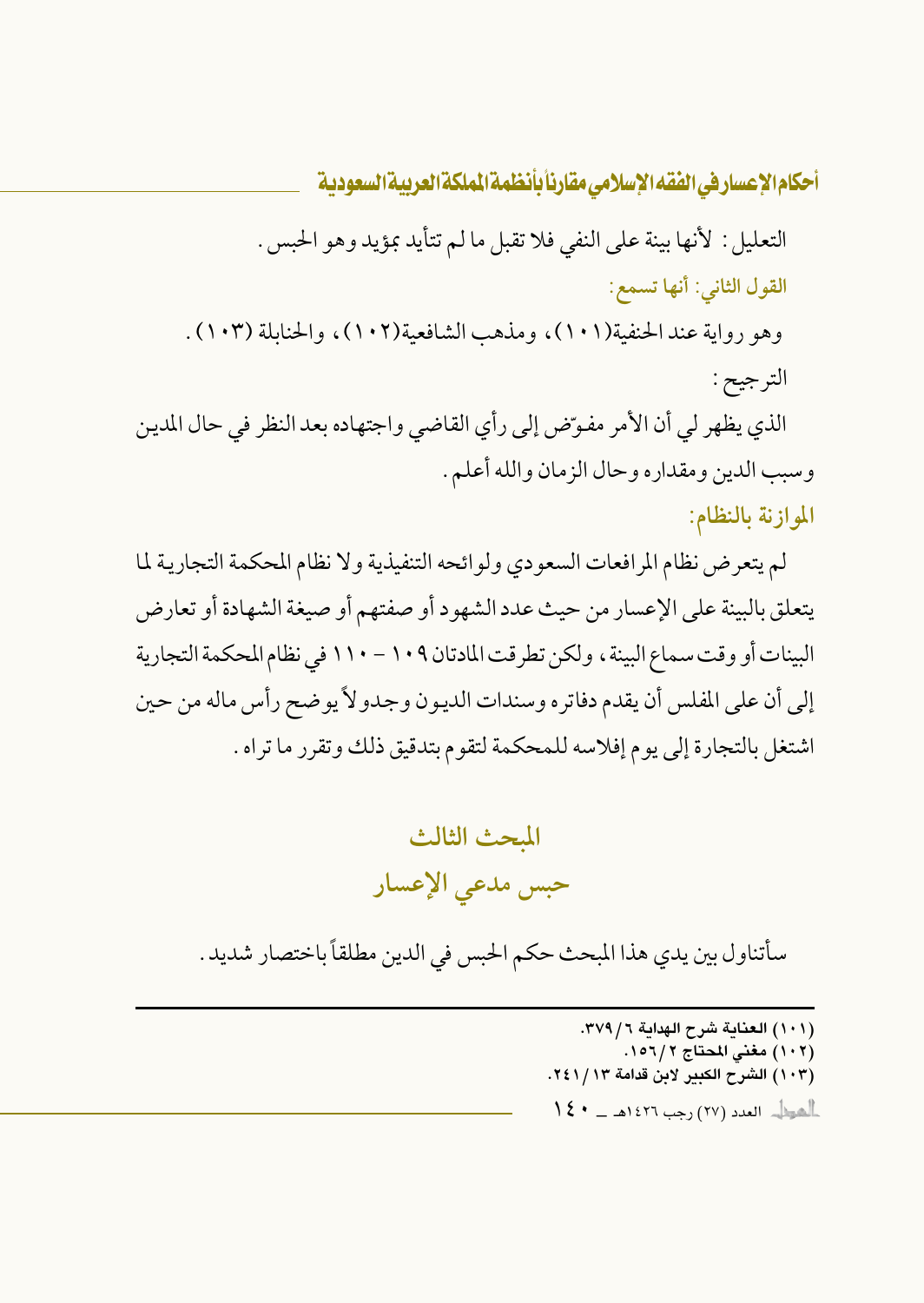التعليل: لأنها بينة على النفي فلا تقبل ما لم تتأيد بمؤيد وهو الحبس.

**القول الثاني: أنها تسمع:**

وهو رواية عند الحنفية(١٠١)، ومذهب الشافعية(١٠٢)، والحنابلة (١٠٣).

الترجيح:

الذي يظهر لي أن الأمر مفوّض إلى رأي القاضي واجتهاده بعد النظر في حال المدين وسبب الدين ومقداره وحال الزمان والله أعلم.

**الموازنة بالنظام:**

لم يتعرض نظام المرافعات السعودي ولوائحه التنفيذية ولا نظام المحكمة التجارية لما يتعلق بالبينة على الإعسار من حيث عدد الشهود أو صفتهم أو صيغة الشهادة أو تعارض البينات أو وقت سماع البينة، ولكن تطرقت المادتان ١٠٩ - ١١٠ في نظام المحكمة التجارية إلى أن على المفلس أن يقدم دفاتره وسندات الديون وجدولاً يوضح رأس ماله من حين اشتغل بالتجارة إلى يوم إفلاسه للمحكمة لتقوم بتدقيق ذلك وتقرر ما تراه.

## المبحث الثالث
## حبس مدعي الإعسار

سأتناول بين يدي هذا المبحث حكم الحبس في الدين مطلقاً باختصار شديد.

---

(١٠١) العناية شرح الهداية ٦/٣٧٩.
(١٠٢) مغني المحتاج ٢/١٥٦.
(١٠٣) الشرح الكبير لابن قدامة ١٣/٢٤١.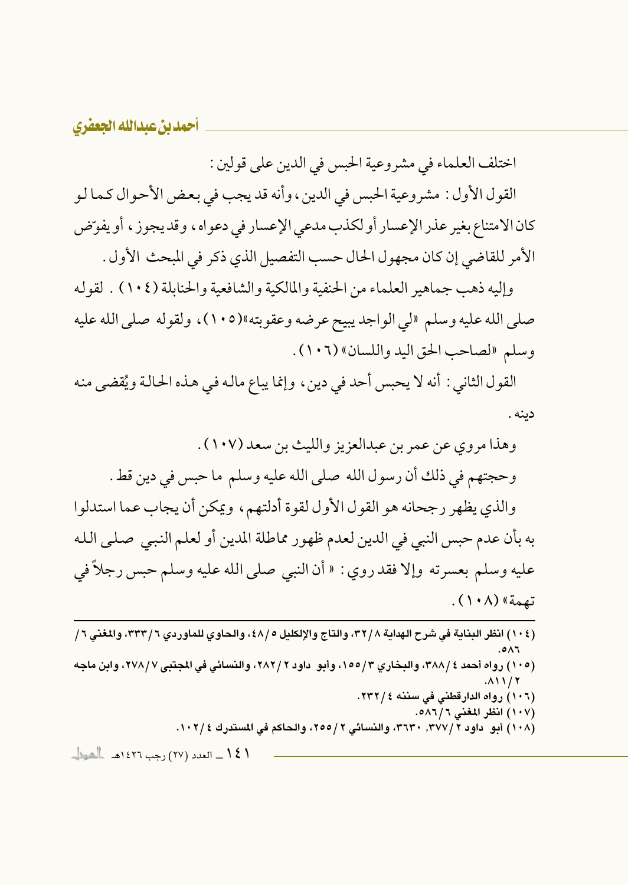اختلف العلماء في مشروعية الحبس في الدين على قولين :

القول الأول : مشروعية الحبس في الدين ، وأنه قد يجب في بعض الأحوال كما لو كان الامتناع بغير عذر الإعسار أو لكذب مدعي الإعسار في دعواه ، وقد يجوز ، أو يفوّض الأمر للقاضي إن كان مجهول الحال حسب التفصيل الذي ذكر في المبحث الأول .

وإليه ذهب جماهير العلماء من الحنفية والمالكية والشافعية والحنابلة (١٠٤) . لقوله صلى الله عليه وسلم «لي الواجد يبيح عرضه وعقوبته»(١٠٥)، ولقوله صلى الله عليه وسلم «لصاحب الحق اليد واللسان» (١٠٦) .

القول الثاني : أنه لا يحبس أحد في دين ، وإنما يباع ماله في هذه الحالة ويُقضى منه دينه .

وهذا مروي عن عمر بن عبدالعزيز والليث بن سعد (١٠٧) .

وحجتهم في ذلك أن رسول الله صلى الله عليه وسلم ما حبس في دين قط .

والذي يظهر رجحانه هو القول الأول لقوة أدلتهم ، ويمكن أن يجاب عما استدلوا به بأن عدم حبس النبي في الدين لعدم ظهور مماطلة المدين أو لعلم النبي صلى الله عليه وسلم بعسرته وإلا فقد روي : « أن النبي صلى الله عليه وسلم حبس رجلاً في تهمة» (١٠٨) .

---

(١٠٤) انظر البناية في شرح الهداية ٨/٣٢، والتاج والإكليل ٥/٤٨، والحاوي للماوردي ٦/٣٣٣، والمغني ٦/٥٨٦.

(١٠٥) رواه أحمد ٤/٣٨٨، والبخاري ٣/١٥٥، وأبو داود ٢/٢٨٢، والنسائي في المجتبى ٧/٢٧٨، وابن ماجه ٢/٨١١.

(١٠٦) رواه الدارقطني في سننه ٤/٢٣٢.

(١٠٧) انظر المغني ٦/٥٨٦.

(١٠٨) أبو داود ٢/٣٧٧, ٣٦٣٠، والنسائي ٢/٢٥٥، والحاكم في المستدرك ٤/١٠٢.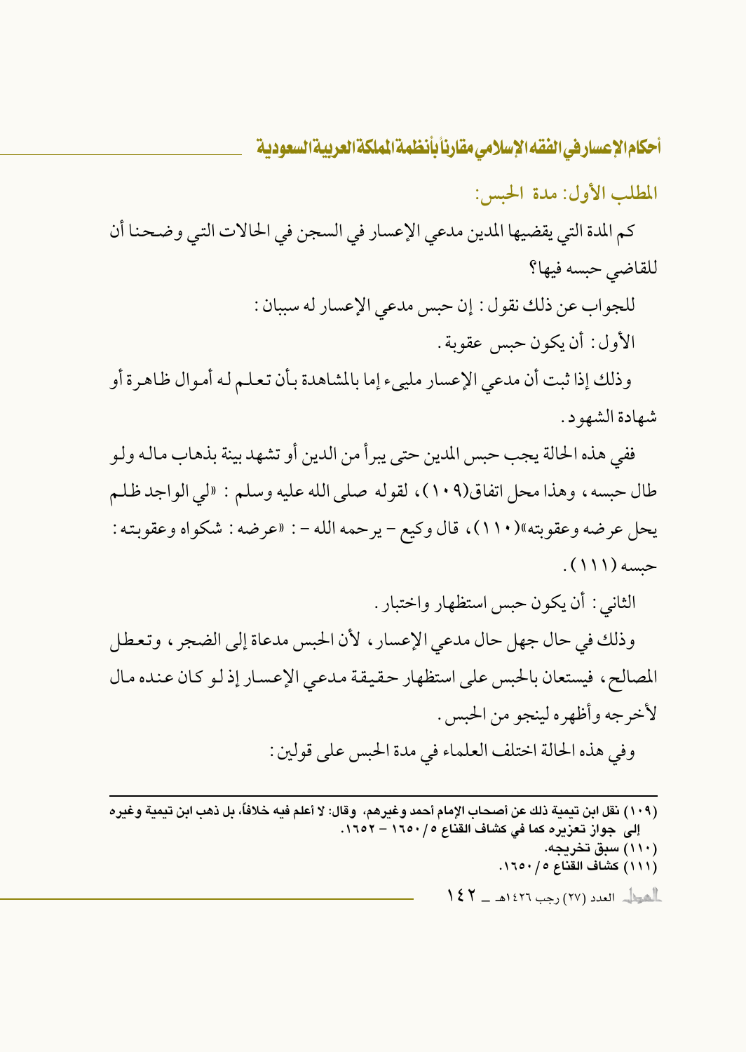## المطلب الأول: مدة الحبس:

كم المدة التي يقضيها المدين مدعي الإعسار في السجن في الحالات التي وضحنا أن للقاضي حبسه فيها؟

للجواب عن ذلك نقول: إن حبس مدعي الإعسار له سببان:

الأول: أن يكون حبس عقوبة.

وذلك إذا ثبت أن مدعي الإعسار مليء إما بالمشاهدة بأن تعلم له أموال ظاهرة أو شهادة الشهود.

ففي هذه الحالة يجب حبس المدين حتى يبرأ من الدين أو تشهد بينة بذهاب ماله ولو طال حبسه، وهذا محل اتفاق(١٠٩)، لقوله صلى الله عليه وسلم: «لي الواجد ظلم يحل عرضه وعقوبته»(١١٠)، قال وكيع – يرحمه الله –: «عرضه: شكواه وعقوبته: حبسه (١١١).

الثاني: أن يكون حبس استظهار واختبار.

وذلك في حال جهل حال مدعي الإعسار، لأن الحبس مدعاة إلى الضجر، وتعطل المصالح، فيستعان بالحبس على استظهار حقيقة مدعي الإعسار إذ لو كان عنده مال لأخرجه وأظهره لينجو من الحبس.

وفي هذه الحالة اختلف العلماء في مدة الحبس على قولين:

---

(١٠٩) نقل ابن تيمية ذلك عن أصحاب الإمام أحمد وغيرهم، وقال: لا أعلم فيه خلافاً، بل ذهب ابن تيمية وغيره إلى جواز تعزيره كما في كشاف القناع ٥/١٦٥٠ – ١٦٥٢.

(١١٠) سبق تخريجه.

(١١١) كشاف القناع ٥/١٦٥٠.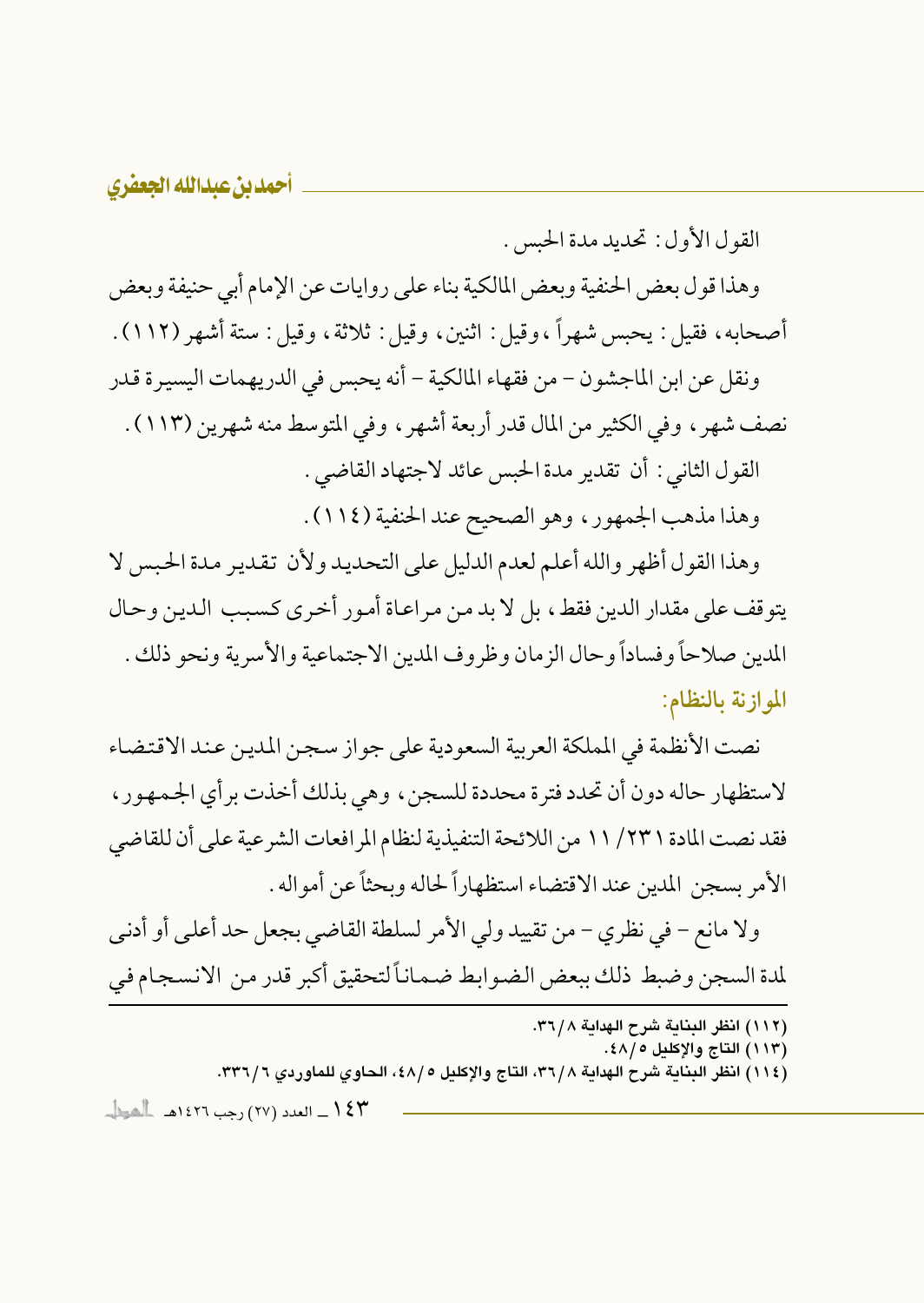القول الأول: تحديد مدة الحبس.

وهذا قول بعض الحنفية وبعض المالكية بناء على روايات عن الإمام أبي حنيفة وبعض أصحابه، فقيل: يحبس شهراً، وقيل: اثنين، وقيل: ثلاثة، وقيل: ستة أشهر (١١٢).

ونقل عن ابن الماجشون – من فقهاء المالكية – أنه يحبس في الدريهمات اليسيرة قدر نصف شهر، وفي الكثير من المال قدر أربعة أشهر، وفي المتوسط منه شهرين (١١٣).

القول الثاني: أن تقدير مدة الحبس عائد لاجتهاد القاضي.

وهذا مذهب الجمهور، وهو الصحيح عند الحنفية (١١٤).

وهذا القول أظهر والله أعلم لعدم الدليل على التحديد ولأن تقدير مدة الحبس لا يتوقف على مقدار الدين فقط، بل لا بد من مراعاة أمور أخرى كسبب الدين وحال المدين صلاحاً وفساداً وحال الزمان وظروف المدين الاجتماعية والأسرية ونحو ذلك.

**الموازنة بالنظام:**

نصت الأنظمة في المملكة العربية السعودية على جواز سجن المدين عند الاقتضاء لاستظهار حاله دون أن تحدد فترة محددة للسجن، وهي بذلك أخذت برأي الجمهور، فقد نصت المادة ٢٣١/ ١١ من اللائحة التنفيذية لنظام المرافعات الشرعية على أن للقاضي الأمر بسجن المدين عند الاقتضاء استظهاراً لحاله وبحثاً عن أمواله.

ولا مانع – في نظري – من تقييد ولي الأمر لسلطة القاضي بجعل حد أعلى أو أدنى لمدة السجن وضبط ذلك ببعض الضوابط ضماناً لتحقيق أكبر قدر من الانسجام في

---

(١١٢) انظر البناية شرح الهداية ٨/٣٦.

(١١٣) التاج والإكليل ٥/٤٨.

(١١٤) انظر البناية شرح الهداية ٨/٣٦، التاج والإكليل ٥/٤٨، الحاوي للماوردي ٦/٣٣٦.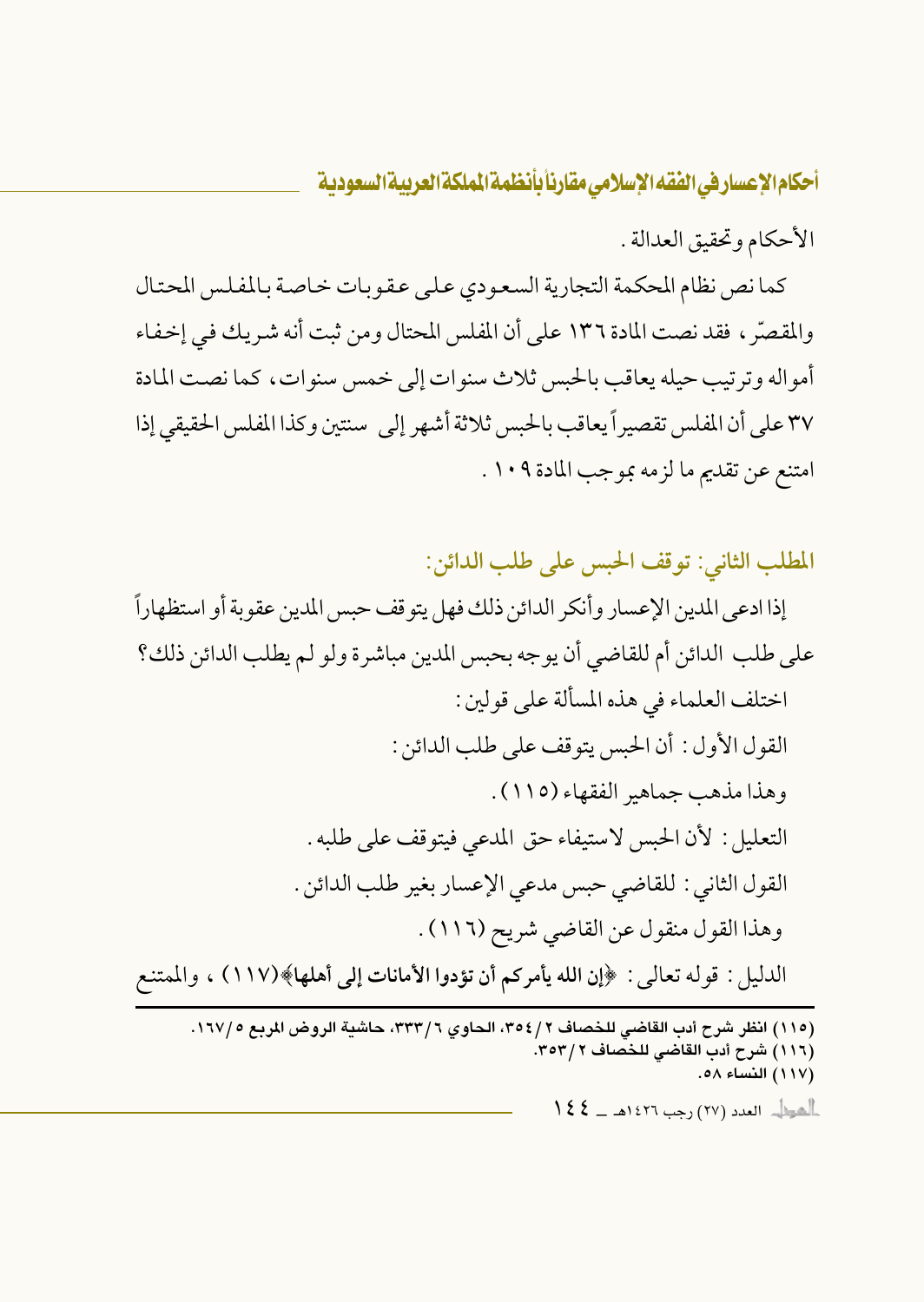الأحكام وتحقيق العدالة .

كما نص نظام المحكمة التجارية السعودي على عقوبات خاصة بالمفلس المحتال والمقصّر، فقد نصت المادة ١٣٦ على أن المفلس المحتال ومن ثبت أنه شريك في إخفاء أمواله وترتيب حيله يعاقب بالحبس ثلاث سنوات إلى خمس سنوات، كما نصت المادة ٣٧ على أن المفلس تقصيراً يعاقب بالحبس ثلاثة أشهر إلى سنتين وكذا المفلس الحقيقي إذا امتنع عن تقديم ما لزمه بموجب المادة ١٠٩ .

## المطلب الثاني: توقف الحبس على طلب الدائن:

إذا ادعى المدين الإعسار وأنكر الدائن ذلك فهل يتوقف حبس المدين عقوبة أو استظهاراً على طلب الدائن أم للقاضي أن يوجه بحبس المدين مباشرة ولو لم يطلب الدائن ذلك؟

اختلف العلماء في هذه المسألة على قولين:

القول الأول: أن الحبس يتوقف على طلب الدائن:

وهذا مذهب جماهير الفقهاء (١١٥).

التعليل: لأن الحبس لاستيفاء حق المدعي فيتوقف على طلبه.

القول الثاني: للقاضي حبس مدعي الإعسار بغير طلب الدائن.

وهذا القول منقول عن القاضي شريح (١١٦).

الدليل: قوله تعالى: ﴿**إن الله يأمركم أن تؤدوا الأمانات إلى أهلها**﴾(١١٧)، والممتنع

---

(١١٥) انظر شرح أدب القاضي للخصاف ٢/٣٥٤، الحاوي ٦/٣٣٣، حاشية الروض المربع ٥/١٦٧.

(١١٦) شرح أدب القاضي للخصاف ٢/٣٥٣.

(١١٧) النساء ٥٨.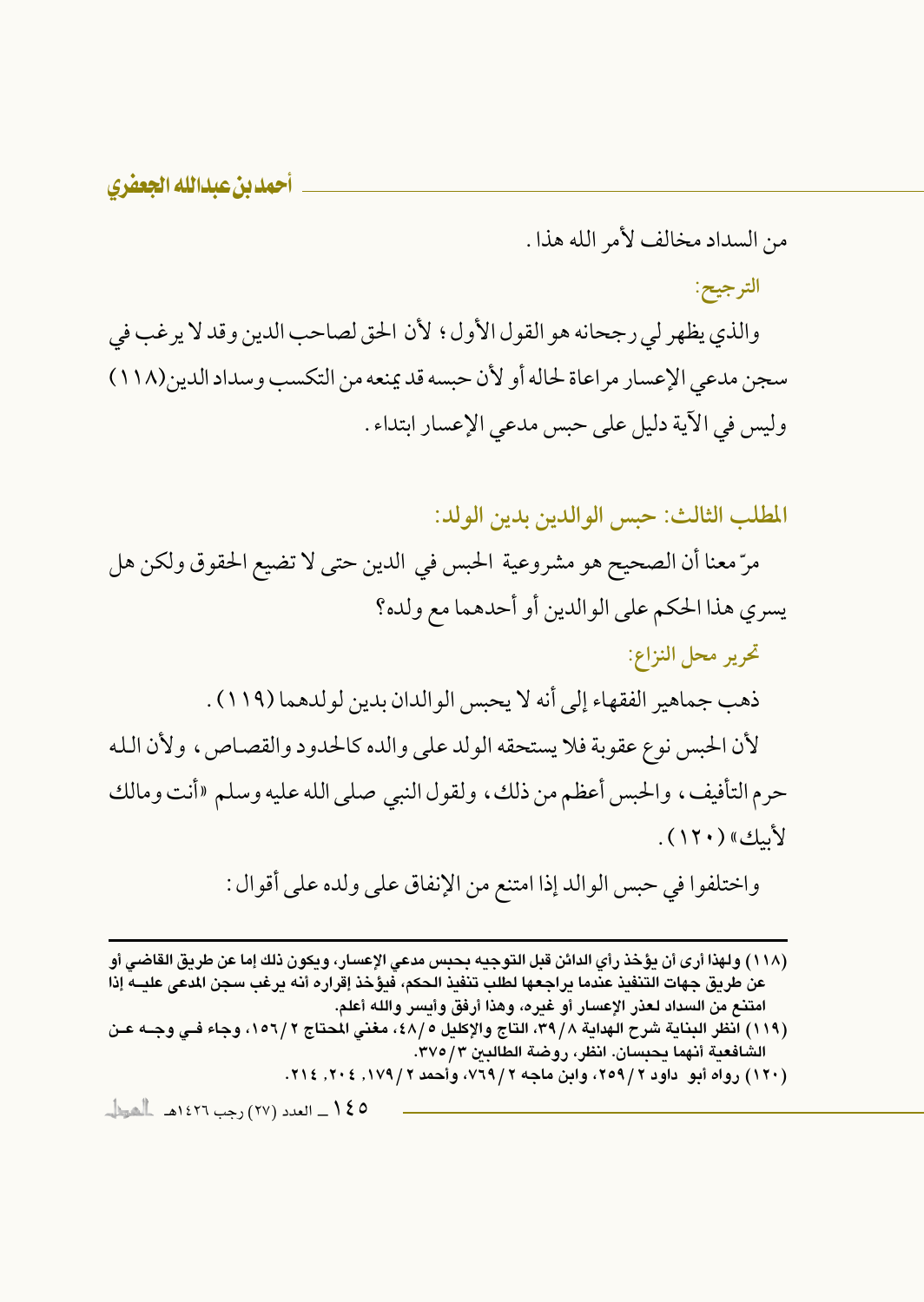من السداد مخالف لأمر الله هذا .

### الترجيح:

والذي يظهر لي رجحانه هو القول الأول ؛ لأن الحق لصاحب الدين وقد لا يرغب في سجن مدعي الإعسار مراعاة لحاله أو لأن حبسه قد يمنعه من التكسب وسداد الدين(١١٨) وليس في الآية دليل على حبس مدعي الإعسار ابتداء .

## المطلب الثالث: حبس الوالدين بدين الولد:

مرّ معنا أن الصحيح هو مشروعية الحبس في الدين حتى لا تضيع الحقوق ولكن هل يسري هذا الحكم على الوالدين أو أحدهما مع ولده؟

### تحرير محل النزاع:

ذهب جماهير الفقهاء إلى أنه لا يحبس الوالدان بدين لولدهما (١١٩) .

لأن الحبس نوع عقوبة فلا يستحقه الولد على والده كالحدود والقصاص ، ولأن الله حرم التأفيف ، والحبس أعظم من ذلك ، ولقول النبي صلى الله عليه وسلم «أنت ومالك لأبيك» (١٢٠) .

واختلفوا في حبس الوالد إذا امتنع من الإنفاق على ولده على أقوال :

---

(١١٨) ولهذا أرى أن يؤخذ رأي الدائن قبل التوجيه بحبس مدعي الإعسار، ويكون ذلك إما عن طريق القاضي أو عن طريق جهات التنفيذ عندما يراجعها لطلب تنفيذ الحكم، فيؤخذ إقراره أنه يرغب سجن المدعى عليه إذا امتنع من السداد لعذر الإعسار أو غيره، وهذا أرفق وأيسر والله أعلم.

(١١٩) انظر البناية شرح الهداية ٨/٣٩، التاج والإكليل ٥/٤٨، مغني المحتاج ٢/١٥٦، وجاء في وجه عن الشافعية أنهما يحبسان. انظر، روضة الطالبين ٣/٣٧٥.

(١٢٠) رواه أبو داود ٢/٢٥٩، وابن ماجه ٢/٧٦٩، وأحمد ٢/١٧٩, ٢٠٤, ٢١٤.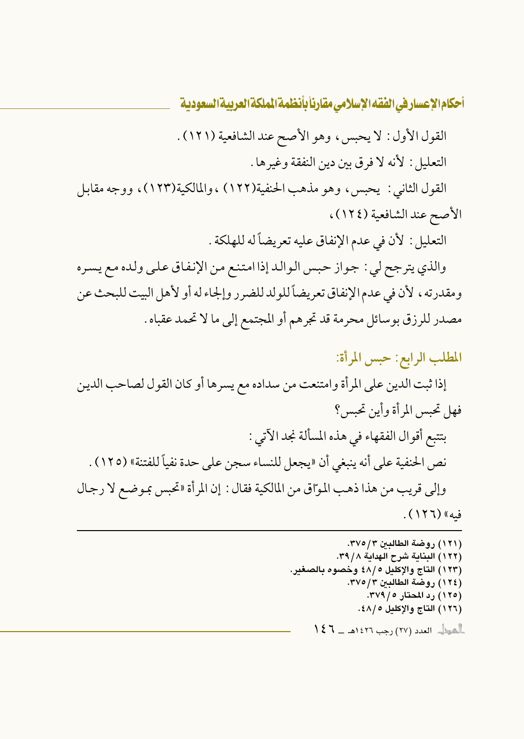القول الأول: لا يحبس، وهو الأصح عند الشافعية (١٢١).

التعليل: لأنه لا فرق بين دين النفقة وغيرها.

القول الثاني: يحبس، وهو مذهب الحنفية(١٢٢)، والمالكية(١٢٣)، ووجه مقابل الأصح عند الشافعية (١٢٤)،

التعليل: لأن في عدم الإنفاق عليه تعريضاً له للهلكة.

والذي يترجح لي: جواز حبس الوالد إذا امتنع من الإنفاق على ولده مع يسره ومقدرته، لأن في عدم الإنفاق تعريضاً للولد للضرر وإلجاء له أو لأهل البيت للبحث عن مصدر للرزق بوسائل محرمة قد تجرهم أو المجتمع إلى ما لا تحمد عقباه.

## المطلب الرابع: حبس المرأة:

إذا ثبت الدين على المرأة وامتنعت من سداده مع يسرها أو كان القول لصاحب الدين فهل تحبس المرأة وأين تحبس؟

بتتبع أقوال الفقهاء في هذه المسألة نجد الآتي:

نص الحنفية على أنه ينبغي أن «يجعل للنساء سجن على حدة نفياً للفتنة» (١٢٥).

وإلى قريب من هذا ذهب المواّق من المالكية فقال: إن المرأة «تحبس بموضع لا رجال فيه» (١٢٦).

---

(١٢١) روضة الطالبين ٣/٣٧٥.
(١٢٢) البناية شرح الهداية ٨/٣٩.
(١٢٣) التاج والإكليل ٥/٤٨ وخصوه بالصغير.
(١٢٤) روضة الطالبين ٣/٣٧٥.
(١٢٥) رد المحتار ٥/٣٧٩.
(١٢٦) التاج والإكليل ٥/٤٨.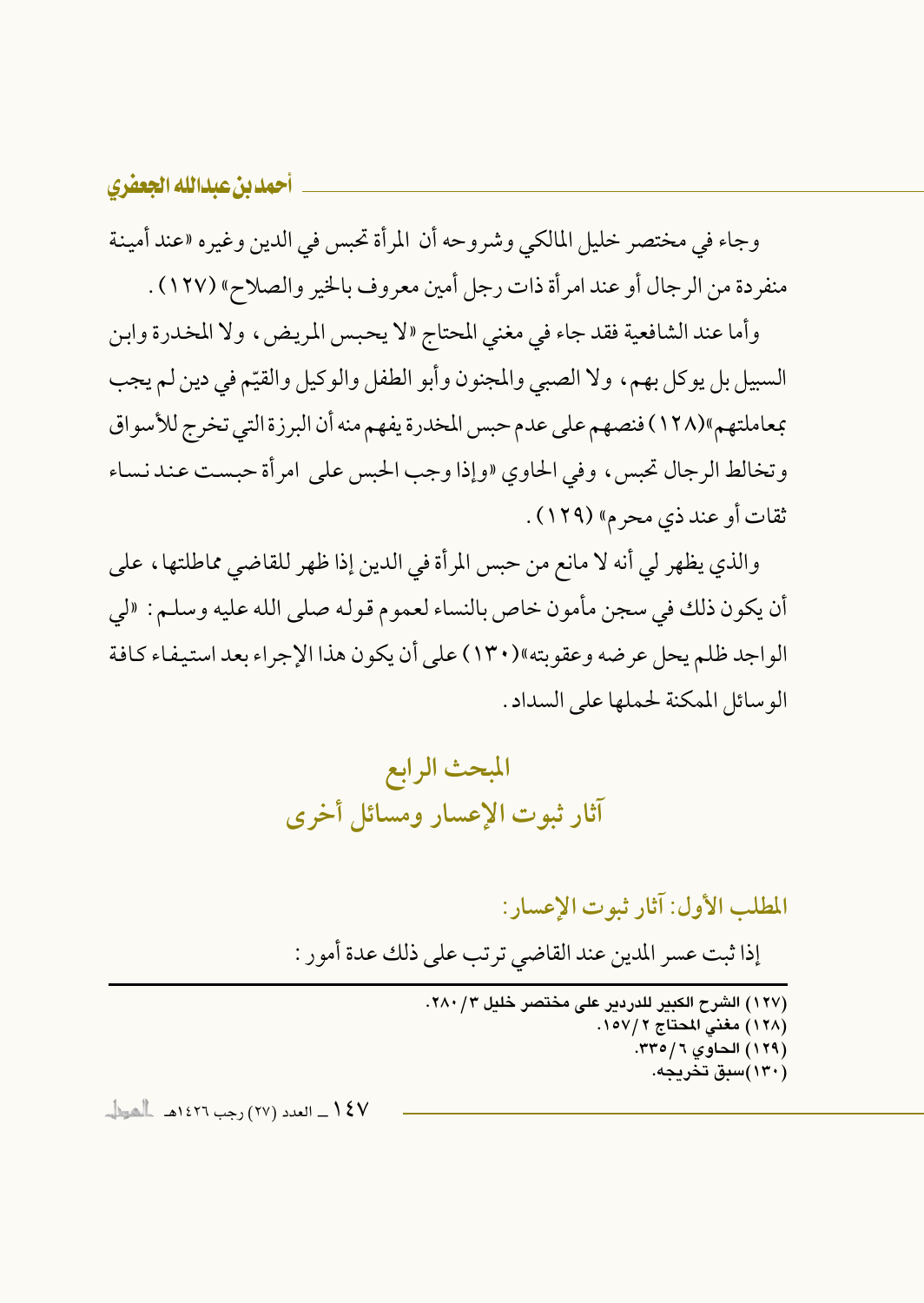وجاء في مختصر خليل المالكي وشروحه أن المرأة تحبس في الدين وغيره «عند أمينة منفردة من الرجال أو عند امرأة ذات رجل أمين معروف بالخير والصلاح» (١٢٧) .

وأما عند الشافعية فقد جاء في مغني المحتاج «لا يحبس المريض، ولا المخدرة وابن السبيل بل يوكل بهم، ولا الصبي والمجنون وأبو الطفل والوكيل والقيّم في دين لم يجب بمعاملتهم»(١٢٨) فنصهم على عدم حبس المخدرة يفهم منه أن البرزة التي تخرج للأسواق وتخالط الرجال تحبس، وفي الحاوي «وإذا وجب الحبس على امرأة حبست عند نساء ثقات أو عند ذي محرم» (١٢٩) .

والذي يظهر لي أنه لا مانع من حبس المرأة في الدين إذا ظهر للقاضي مماطلتها، على أن يكون ذلك في سجن مأمون خاص بالنساء لعموم قوله صلى الله عليه وسلم: «لي الواجد ظلم يحل عرضه وعقوبته»(١٣٠) على أن يكون هذا الإجراء بعد استيفاء كافة الوسائل الممكنة لحملها على السداد.

## المبحث الرابع
## آثار ثبوت الإعسار ومسائل أخرى

### المطلب الأول: آثار ثبوت الإعسار:

إذا ثبت عسر المدين عند القاضي ترتب على ذلك عدة أمور:

---

(١٢٧) الشرح الكبير للدردير على مختصر خليل ٣/٢٨٠.
(١٢٨) مغني المحتاج ٢/١٥٧.
(١٢٩) الحاوي ٦/٣٣٥.
(١٣٠) سبق تخريجه.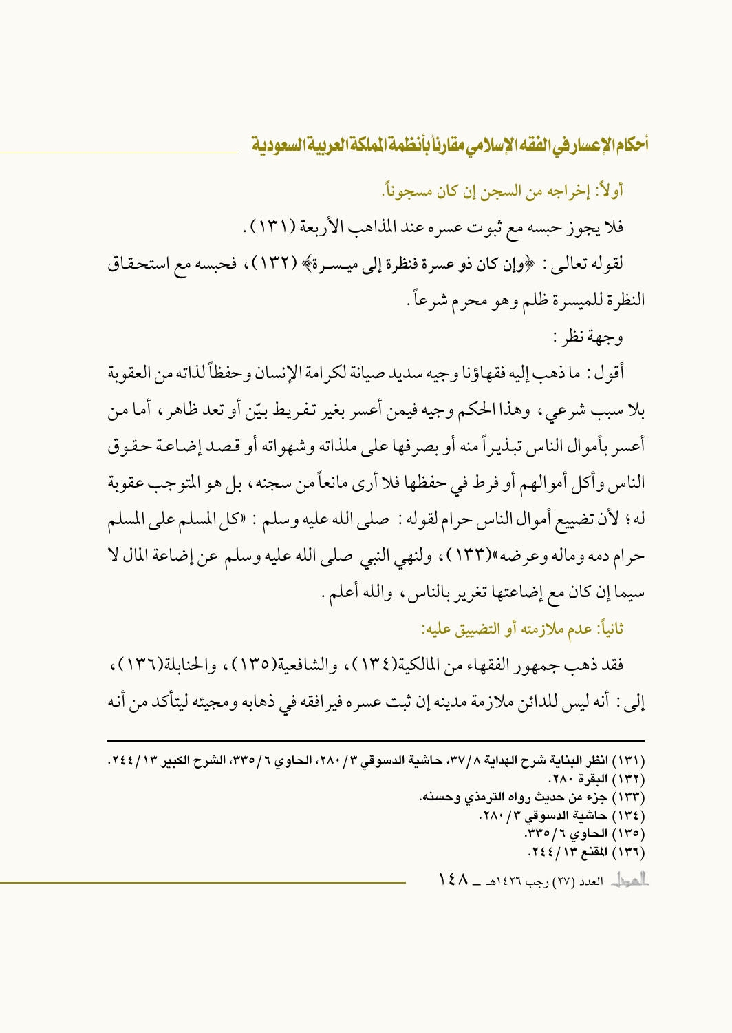أولاً: إخراجه من السجن إن كان مسجوناً.

فلا يجوز حبسه مع ثبوت عسره عند المذاهب الأربعة (١٣١).

لقوله تعالى: ﴿وإن كان ذو عسرة فنظرة إلى ميسرة﴾ (١٣٢)، فحبسه مع استحقاق النظرة للميسرة ظلم وهو محرم شرعاً.

وجهة نظر:

أقول: ما ذهب إليه فقهاؤنا وجيه سديد صيانة لكرامة الإنسان وحفظاً لذاته من العقوبة بلا سبب شرعي، وهذا الحكم وجيه فيمن أعسر بغير تفريط بيّن أو تعد ظاهر، أما من أعسر بأموال الناس تبذيراً منه أو بصرفها على ملذاته وشهواته أو قصد إضاعة حقوق الناس وأكل أموالهم أو فرط في حفظها فلا أرى مانعاً من سجنه، بل هو المتوجب عقوبة له؛ لأن تضييع أموال الناس حرام لقوله: صلى الله عليه وسلم: «كل المسلم على المسلم حرام دمه وماله وعرضه»(١٣٣)، ولنهي النبي صلى الله عليه وسلم عن إضاعة المال لا سيما إن كان مع إضاعتها تغرير بالناس، والله أعلم.

ثانياً: عدم ملازمته أو التضييق عليه:

فقد ذهب جمهور الفقهاء من المالكية(١٣٤)، والشافعية(١٣٥)، والحنابلة(١٣٦)، إلى: أنه ليس للدائن ملازمة مدينه إن ثبت عسره فيرافقه في ذهابه ومجيئه ليتأكد من أنه

---

(١٣١) انظر البناية شرح الهداية ٣٧/٨، حاشية الدسوقي ٢٨٠/٣، الحاوي ٣٣٥/٦، الشرح الكبير ٢٤٤/١٣.

(١٣٢) البقرة ٢٨٠.

(١٣٣) جزء من حديث رواه الترمذي وحسنه.

(١٣٤) حاشية الدسوقي ٢٨٠/٣.

(١٣٥) الحاوي ٣٣٥/٦.

(١٣٦) المقنع ٢٤٤/١٣.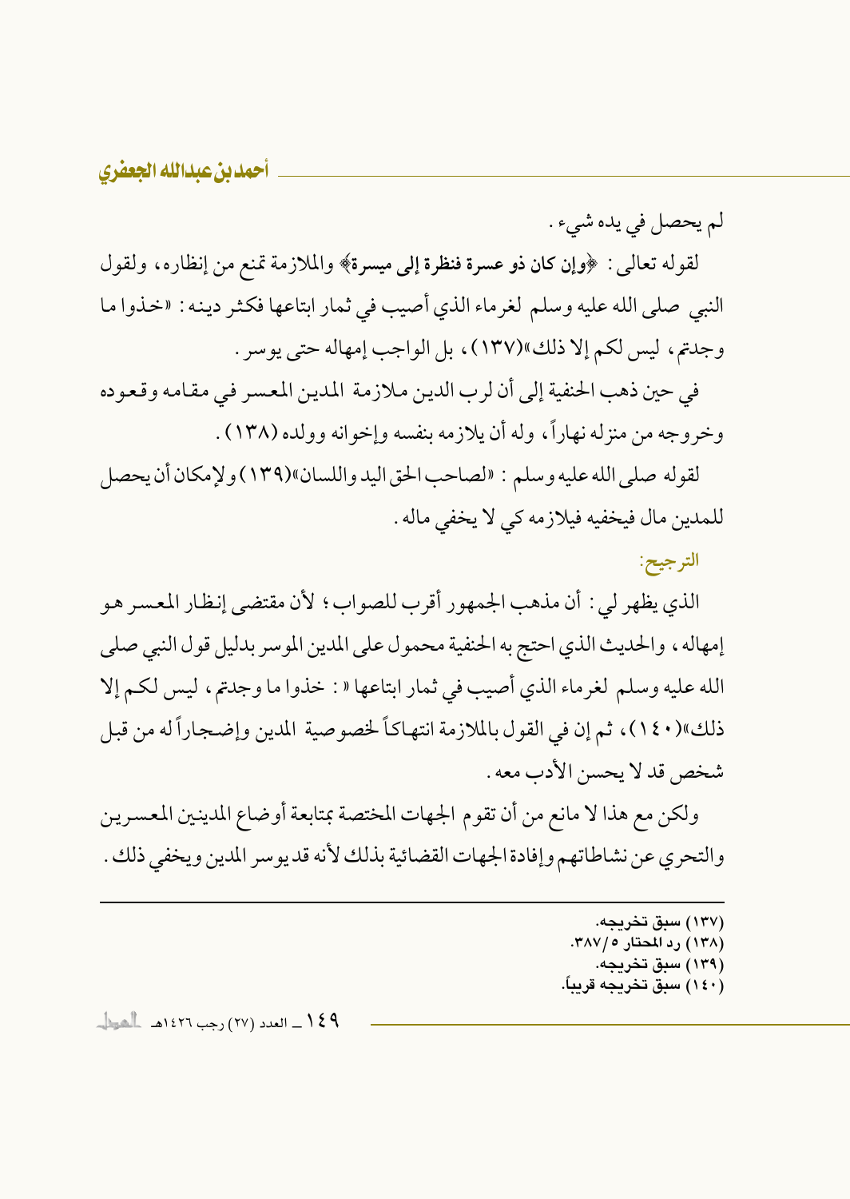لم يحصل في يده شيء .

لقوله تعالى : ﴿**وإن كان ذو عسرة فنظرة إلى ميسرة**﴾ والملازمة تمنع من إنظاره، ولقول النبي صلى الله عليه وسلم لغرماء الذي أصيب في ثمار ابتاعها فكثر دينه : «خذوا ما وجدتم، ليس لكم إلا ذلك»(١٣٧)، بل الواجب إمهاله حتى يوسر .

في حين ذهب الحنفية إلى أن لرب الدين ملازمة المدين المعسر في مقامه وقعوده وخروجه من منزله نهاراً، وله أن يلازمه بنفسه وإخوانه وولده (١٣٨) .

لقوله صلى الله عليه وسلم : «لصاحب الحق اليد واللسان»(١٣٩) ولإمكان أن يحصل للمدين مال فيخفيه فيلازمه كي لا يخفي ماله .

**الترجيح:**

الذي يظهر لي : أن مذهب الجمهور أقرب للصواب ؛ لأن مقتضى إنظار المعسر هو إمهاله، والحديث الذي احتج به الحنفية محمول على المدين الموسر بدليل قول النبي صلى الله عليه وسلم لغرماء الذي أصيب في ثمار ابتاعها « : خذوا ما وجدتم، ليس لكم إلا ذلك»(١٤٠)، ثم إن في القول بالملازمة انتهاكاً لخصوصية المدين وإضجاراً له من قبل شخص قد لا يحسن الأدب معه .

ولكن مع هذا لا مانع من أن تقوم الجهات المختصة بمتابعة أوضاع المدينين المعسرين والتحري عن نشاطاتهم وإفادة الجهات القضائية بذلك لأنه قد يوسر المدين ويخفي ذلك .

---

(١٣٧) سبق تخريجه.
(١٣٨) رد المحتار ٥/ ٣٨٧.
(١٣٩) سبق تخريجه.
(١٤٠) سبق تخريجه قريباً.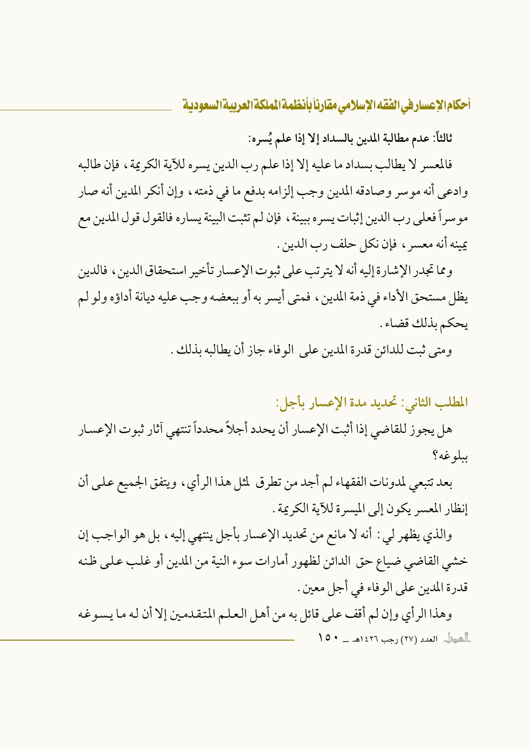**ثالثاً: عدم مطالبة المدين بالسداد إلا إذا علم يُسره:**

فالمعسر لا يطالب بسداد ما عليه إلا إذا علم رب الدين يسره للآية الكريمة، فإن طالبه وادعى أنه موسر وصادقه المدين وجب إلزامه بدفع ما في ذمته، وإن أنكر المدين أنه صار موسراً فعلى رب الدين إثبات يسره ببينة، فإن لم تثبت البينة يساره فالقول قول المدين مع يمينه أنه معسر، فإن نكل حلف رب الدين.

ومما تجدر الإشارة إليه أنه لا يترتب على ثبوت الإعسار تأخير استحقاق الدين، فالدين يظل مستحق الأداء في ذمة المدين، فمتى أيسر به أو ببعضه وجب عليه ديانة أداؤه ولو لم يحكم بذلك قضاء.

ومتى ثبت للدائن قدرة المدين على الوفاء جاز أن يطالبه بذلك.

## المطلب الثاني: تحديد مدة الإعسار بأجل:

هل يجوز للقاضي إذا أثبت الإعسار أن يحدد أجلاً محدداً تنتهي آثار ثبوت الإعسار ببلوغه؟

بعد تتبعي لمدونات الفقهاء لم أجد من تطرق لمثل هذا الرأي، ويتفق الجميع على أن إنظار المعسر يكون إلى الميسرة للآية الكريمة.

والذي يظهر لي: أنه لا مانع من تحديد الإعسار بأجل ينتهي إليه، بل هو الواجب إن خشي القاضي ضياع حق الدائن لظهور أمارات سوء النية من المدين أو غلب على ظنه قدرة المدين على الوفاء في أجل معين.

وهذا الرأي وإن لم أقف على قائل به من أهل العلم المتقدمين إلا أن له ما يسوغه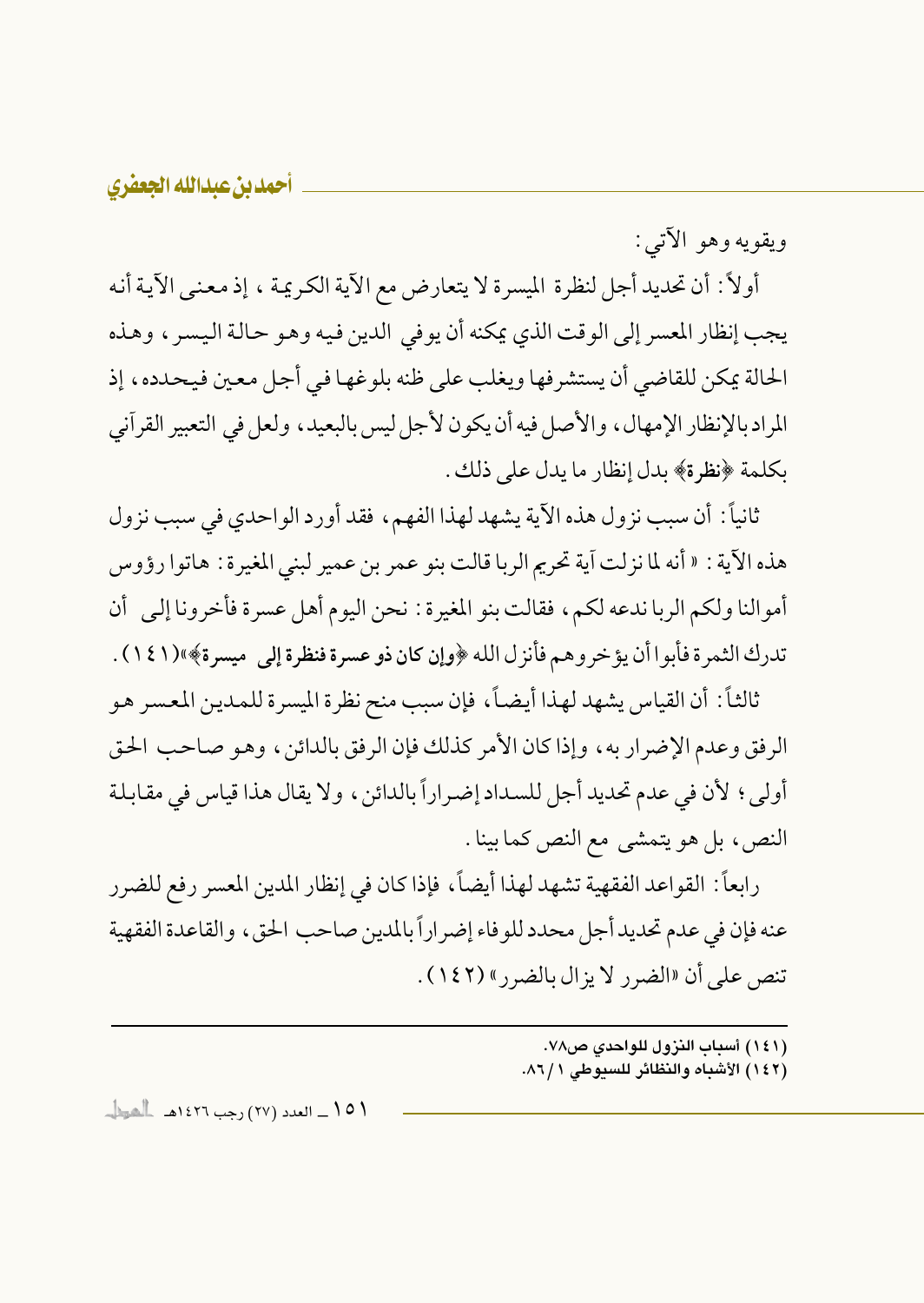ويقويه وهو الآتي:

أولاً: أن تحديد أجل لنظرة الميسرة لا يتعارض مع الآية الكريمة، إذ معنى الآية أنه يجب إنظار المعسر إلى الوقت الذي يمكنه أن يوفي الدين فيه وهو حالة اليسر، وهذه الحالة يمكن للقاضي أن يستشرفها ويغلب على ظنه بلوغها في أجل معين فيحدده، إذ المراد بالإنظار الإمهال، والأصل فيه أن يكون لأجل ليس بالبعيد، ولعل في التعبير القرآني بكلمة ﴿**نظرة**﴾ بدل إنظار ما يدل على ذلك.

ثانياً: أن سبب نزول هذه الآية يشهد لهذا الفهم، فقد أورد الواحدي في سبب نزول هذه الآية: «أنه لما نزلت آية تحريم الربا قالت بنو عمر بن عمير لبني المغيرة: هاتوا رؤوس أموالنا ولكم الربا ندعه لكم، فقالت بنو المغيرة: نحن اليوم أهل عسرة فأخرونا إلى أن تدرك الثمرة فأبوا أن يؤخروهم فأنزل الله ﴿**وإن كان ذو عسرة فنظرة إلى ميسرة**﴾»(١٤١).

ثالثاً: أن القياس يشهد لهذا أيضاً، فإن سبب منح نظرة الميسرة للمدين المعسر هو الرفق وعدم الإضرار به، وإذا كان الأمر كذلك فإن الرفق بالدائن، وهو صاحب الحق أولى؛ لأن في عدم تحديد أجل للسداد إضراراً بالدائن، ولا يقال هذا قياس في مقابلة النص، بل هو يتمشى مع النص كما بينا.

رابعاً: القواعد الفقهية تشهد لهذا أيضاً، فإذا كان في إنظار المدين المعسر رفع للضرر عنه فإن في عدم تحديد أجل محدد للوفاء إضراراً بالمدين صاحب الحق، والقاعدة الفقهية تنص على أن «الضرر لا يزال بالضرر» (١٤٢).

---

(١٤١) أسباب النزول للواحدي ص٧٨.

(١٤٢) الأشباه والنظائر للسيوطي ١/٨٦.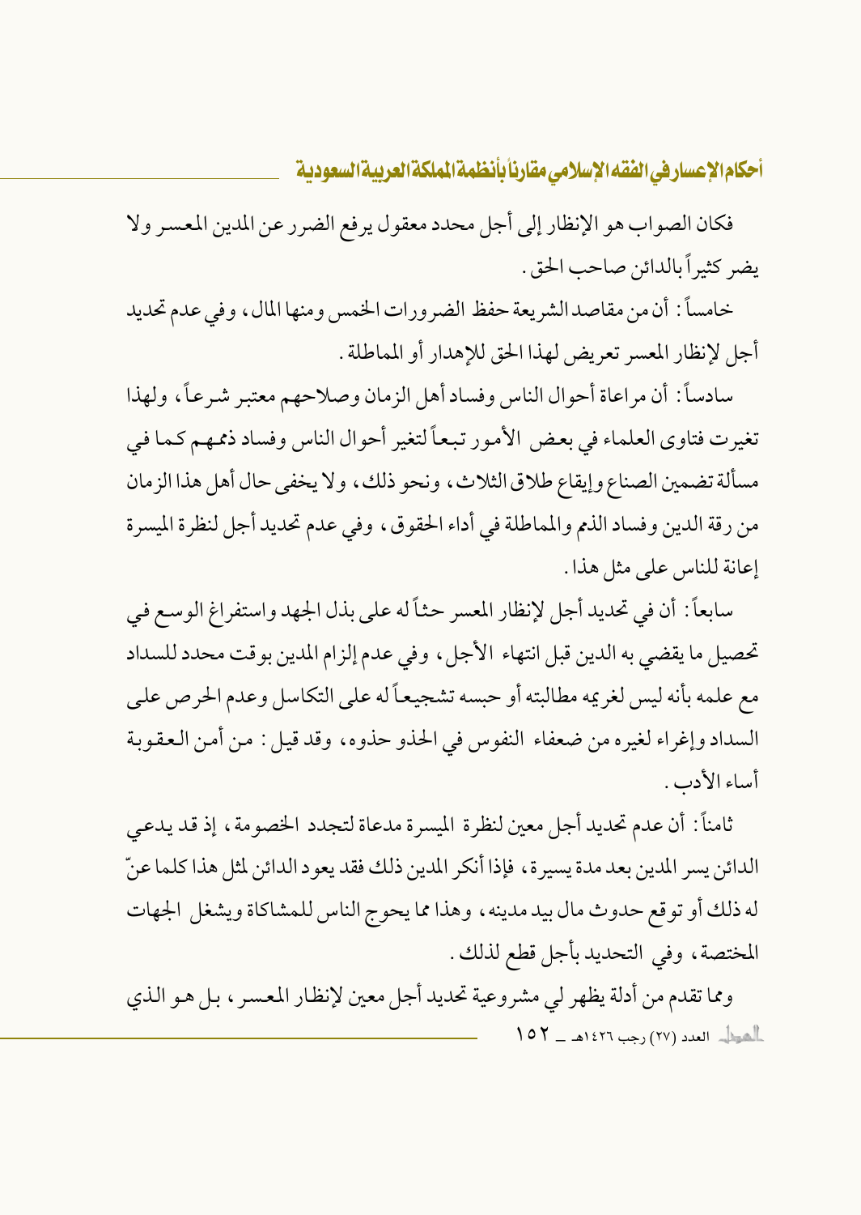فكان الصواب هو الإنظار إلى أجل محدد معقول يرفع الضرر عن المدين المعسر ولا يضر كثيراً بالدائن صاحب الحق.

خامساً: أن من مقاصد الشريعة حفظ الضرورات الخمس ومنها المال، وفي عدم تحديد أجل لإنظار المعسر تعريض لهذا الحق للإهدار أو المماطلة.

سادساً: أن مراعاة أحوال الناس وفساد أهل الزمان وصلاحهم معتبر شرعاً، ولهذا تغيرت فتاوى العلماء في بعض الأمور تبعاً لتغير أحوال الناس وفساد ذممهم كما في مسألة تضمين الصناع وإيقاع طلاق الثلاث، ونحو ذلك، ولا يخفى حال أهل هذا الزمان من رقة الدين وفساد الذمم والمماطلة في أداء الحقوق، وفي عدم تحديد أجل لنظرة الميسرة إعانة للناس على مثل هذا.

سابعاً: أن في تحديد أجل لإنظار المعسر حثاً له على بذل الجهد واستفراغ الوسع في تحصيل ما يقضي به الدين قبل انتهاء الأجل، وفي عدم إلزام المدين بوقت محدد للسداد مع علمه بأنه ليس لغريمه مطالبته أو حبسه تشجيعاً له على التكاسل وعدم الحرص على السداد وإغراء لغيره من ضعفاء النفوس في الحذو حذوه، وقد قيل: من أمن العقوبة أساء الأدب.

ثامناً: أن عدم تحديد أجل معين لنظرة الميسرة مدعاة لتجدد الخصومة، إذ قد يدعي الدائن يسر المدين بعد مدة يسيرة، فإذا أنكر المدين ذلك فقد يعود الدائن لمثل هذا كلما عنّ له ذلك أو توقع حدوث مال بيد مدينه، وهذا مما يحوج الناس للمشاكاة ويشغل الجهات المختصة، وفي التحديد بأجل قطع لذلك.

ومما تقدم من أدلة يظهر لي مشروعية تحديد أجل معين لإنظار المعسر، بل هو الذي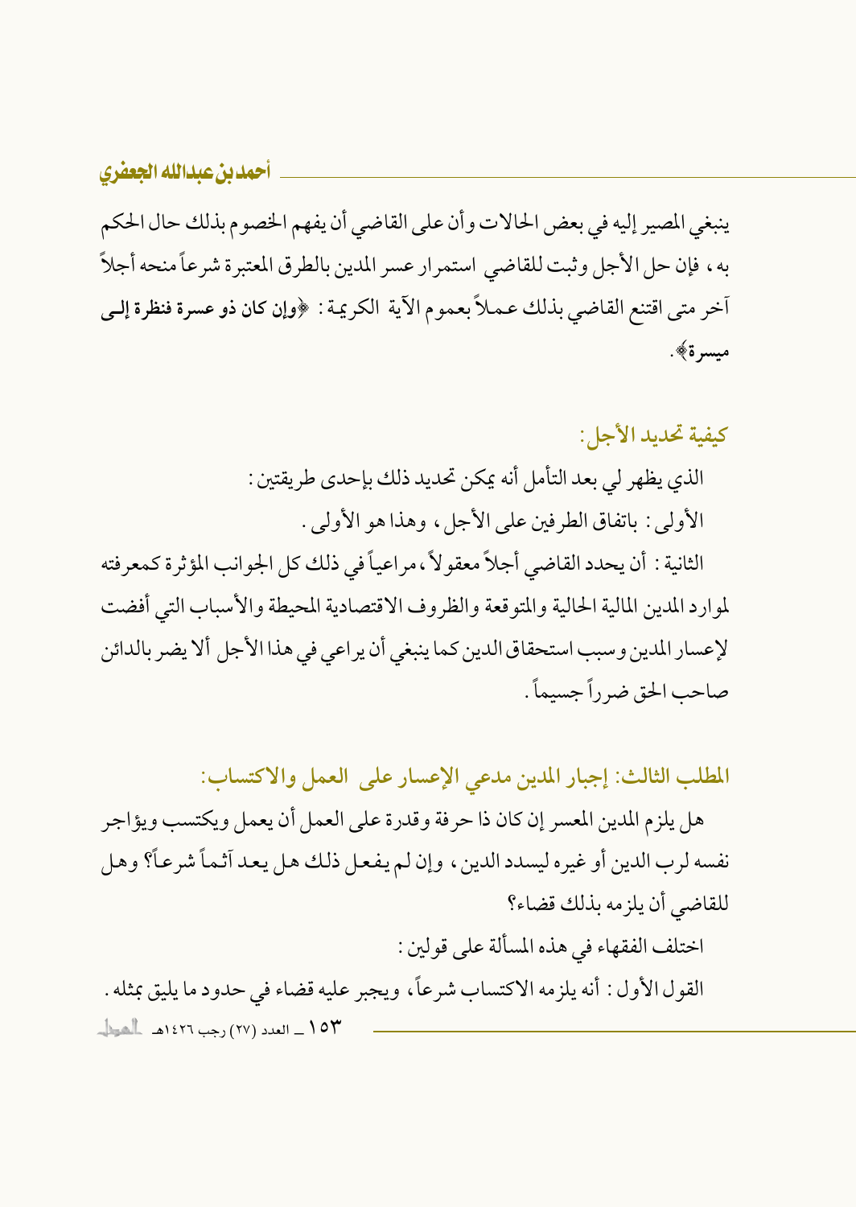ينبغي المصير إليه في بعض الحالات وأن على القاضي أن يفهم الخصوم بذلك حال الحكم به، فإن حل الأجل وثبت للقاضي استمرار عسر المدين بالطرق المعتبرة شرعاً منحه أجلاً آخر متى اقتنع القاضي بذلك عملاً بعموم الآية الكريمة: ﴿**وإن كان ذو عسرة فنظرة إلى ميسرة**﴾.

### كيفية تحديد الأجل:

الذي يظهر لي بعد التأمل أنه يمكن تحديد ذلك بإحدى طريقتين:

الأولى: باتفاق الطرفين على الأجل، وهذا هو الأولى.

الثانية: أن يحدد القاضي أجلاً معقولاً، مراعياً في ذلك كل الجوانب المؤثرة كمعرفته لموارد المدين المالية الحالية والمتوقعة والظروف الاقتصادية المحيطة والأسباب التي أفضت لإعسار المدين وسبب استحقاق الدين كما ينبغي أن يراعي في هذا الأجل ألا يضر بالدائن صاحب الحق ضرراً جسيماً.

### المطلب الثالث: إجبار المدين مدعي الإعسار على العمل والاكتساب:

هل يلزم المدين المعسر إن كان ذا حرفة وقدرة على العمل أن يعمل ويكتسب ويؤاجر نفسه لرب الدين أو غيره ليسدد الدين، وإن لم يفعل ذلك هل يعد آثماً شرعاً؟ وهل للقاضي أن يلزمه بذلك قضاء؟

اختلف الفقهاء في هذه المسألة على قولين:

القول الأول: أنه يلزمه الاكتساب شرعاً، ويجبر عليه قضاء في حدود ما يليق بمثله.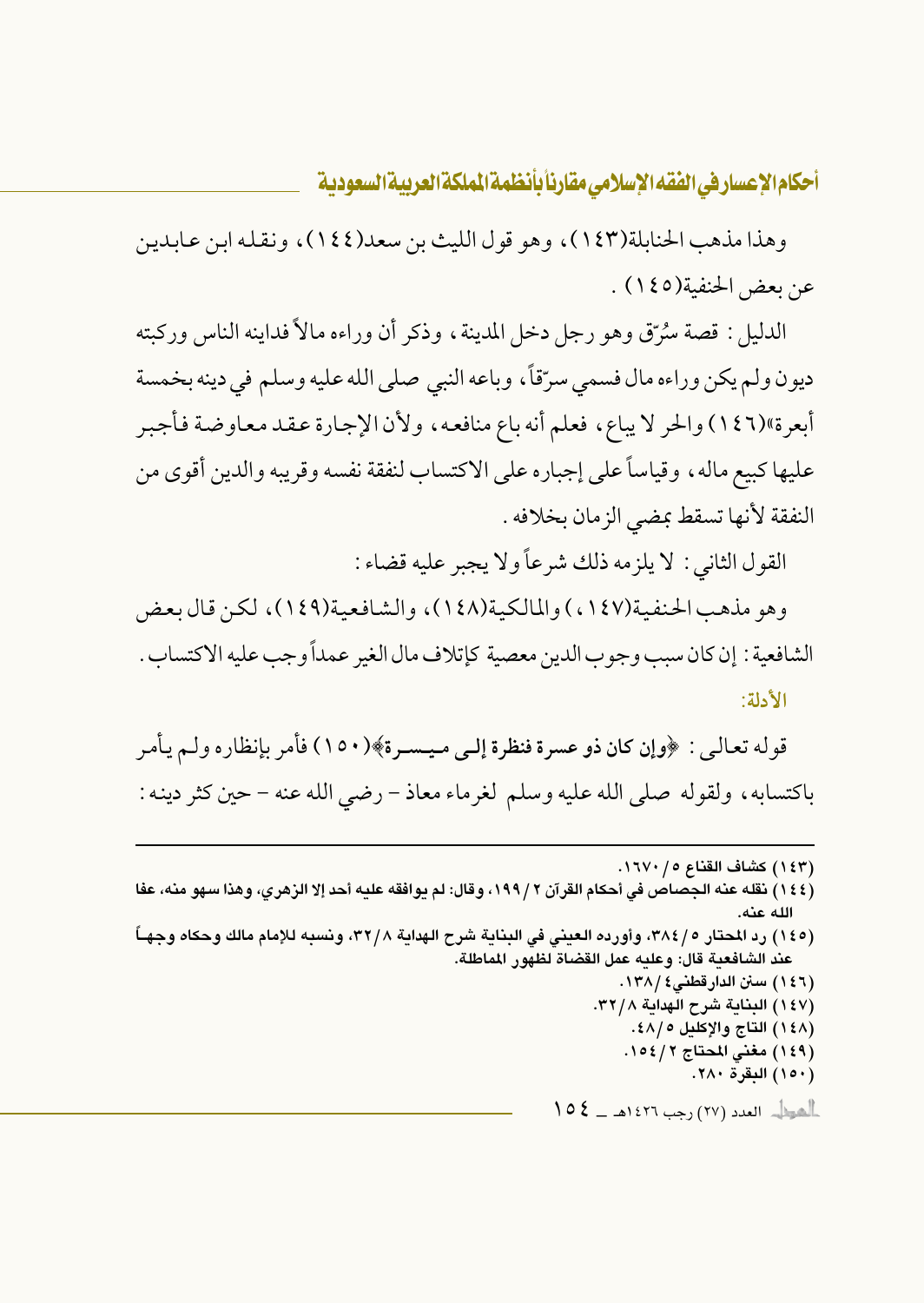وهذا مذهب الحنابلة(١٤٣)، وهو قول الليث بن سعد(١٤٤)، ونقله ابن عابدين عن بعض الحنفية(١٤٥) .

الدليل : قصة سُرّق وهو رجل دخل المدينة، وذكر أن وراءه مالاً فداينه الناس وركبته ديون ولم يكن وراءه مال فسمي سرّقاً، وباعه النبي صلى الله عليه وسلم في دينه بخمسة أبعرة»(١٤٦) والحر لا يباع، فعلم أنه باع منافعه، ولأن الإجارة عقد معاوضة فأجبر عليها كبيع ماله، وقياساً على إجباره على الاكتساب لنفقة نفسه وقريبه والدين أقوى من النفقة لأنها تسقط بمضي الزمان بخلافه .

القول الثاني : لا يلزمه ذلك شرعاً ولا يجبر عليه قضاء :

وهو مذهب الحنفية(١٤٧)، والمالكية(١٤٨)، والشافعية(١٤٩)، لكن قال بعض الشافعية : إن كان سبب وجوب الدين معصية كإتلاف مال الغير عمداً وجب عليه الاكتساب .

**الأدلة:**

قوله تعالى : ﴿**وإن كان ذو عسرة فنظرة إلى ميسرة**﴾(١٥٠) فأمر بإنظاره ولم يأمر باكتسابه، ولقوله صلى الله عليه وسلم لغرماء معاذ - رضي الله عنه - حين كثر دينه :

---

(١٤٣) كشاف القناع ٥/ ١٦٧٠.

(١٤٤) نقله عنه الجصاص في أحكام القرآن ٢/ ١٩٩، وقال: لم يوافقه عليه أحد إلا الزهري، وهذا سهو منه، عفا الله عنه.

(١٤٥) رد المحتار ٥/ ٣٨٤، وأورده العيني في البناية شرح الهداية ٨/ ٣٢، ونسبه للإمام مالك وحكاه وجهاً عند الشافعية قال: وعليه عمل القضاة لظهور المماطلة.

(١٤٦) سنن الدارقطني٤/ ١٣٨.

(١٤٧) البناية شرح الهداية ٨/ ٣٢.

(١٤٨) التاج والإكليل ٥/ ٤٨.

(١٤٩) مغني المحتاج ٢/ ١٥٤.

(١٥٠) البقرة ٢٨٠.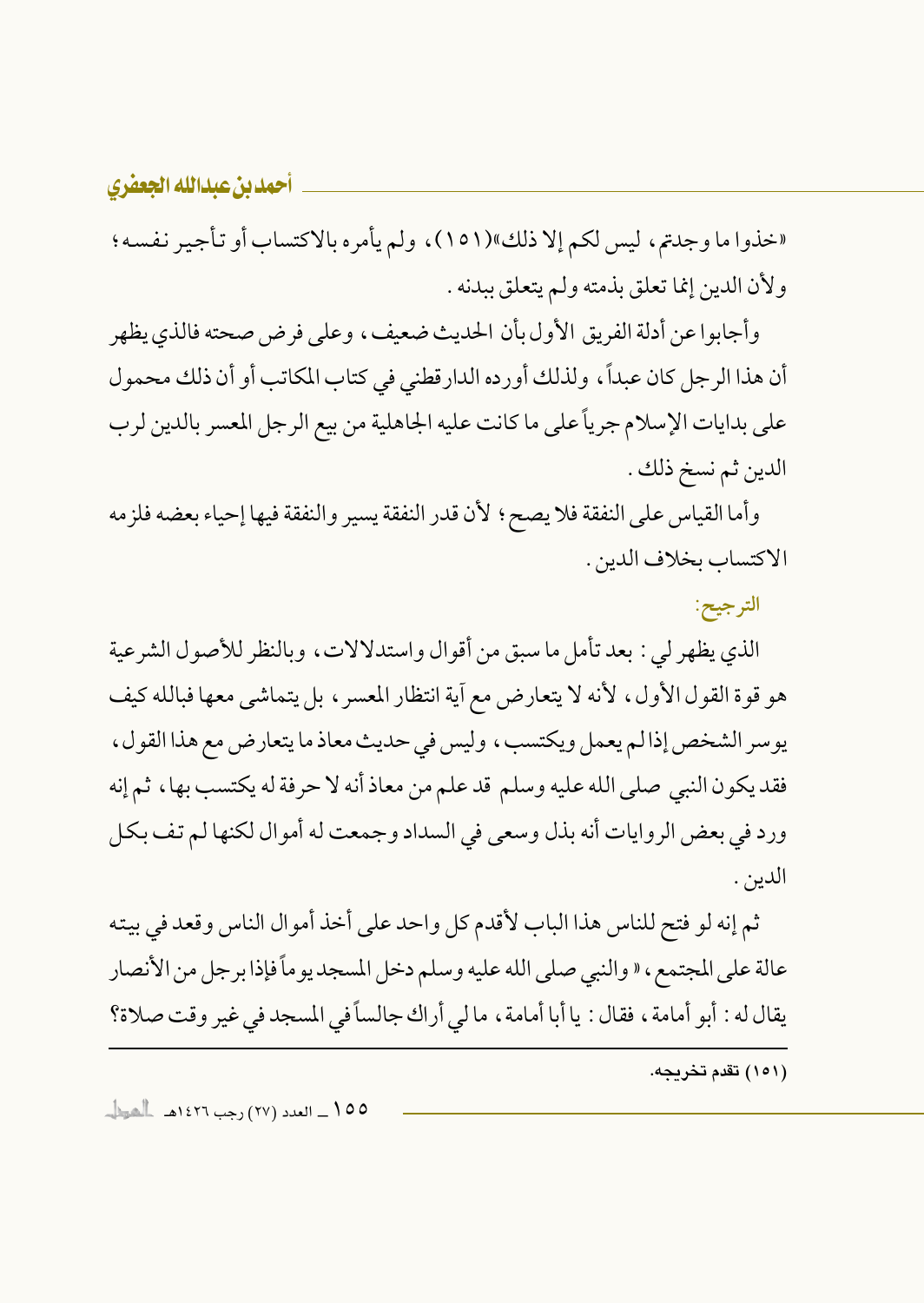«خذوا ما وجدتم، ليس لكم إلا ذلك»(١٥١)، ولم يأمره بالاكتساب أو تأجير نفسه؛ ولأن الدين إنما تعلق بذمته ولم يتعلق ببدنه.

وأجابوا عن أدلة الفريق الأول بأن الحديث ضعيف، وعلى فرض صحته فالذي يظهر أن هذا الرجل كان عبداً، ولذلك أورده الدارقطني في كتاب المكاتب أو أن ذلك محمول على بدايات الإسلام جرياً على ما كانت عليه الجاهلية من بيع الرجل المعسر بالدين لرب الدين ثم نسخ ذلك.

وأما القياس على النفقة فلا يصح؛ لأن قدر النفقة يسير والنفقة فيها إحياء بعضه فلزمه الاكتساب بخلاف الدين.

**الترجيح:**

الذي يظهر لي: بعد تأمل ما سبق من أقوال واستدلالات، وبالنظر للأصول الشرعية هو قوة القول الأول، لأنه لا يتعارض مع آية انتظار المعسر، بل يتماشى معها فبالله كيف يوسر الشخص إذا لم يعمل ويكتسب، وليس في حديث معاذ ما يتعارض مع هذا القول، فقد يكون النبي صلى الله عليه وسلم قد علم من معاذ أنه لا حرفة له يكتسب بها، ثم إنه ورد في بعض الروايات أنه بذل وسعى في السداد وجمعت له أموال لكنها لم تف بكل الدين.

ثم إنه لو فتح للناس هذا الباب لأقدم كل واحد على أخذ أموال الناس وقعد في بيته عالة على المجتمع، « والنبي صلى الله عليه وسلم دخل المسجد يوماً فإذا برجل من الأنصار يقال له: أبو أمامة، فقال: يا أبا أمامة، ما لي أراك جالساً في المسجد في غير وقت صلاة؟

---

(١٥١) تقدم تخريجه.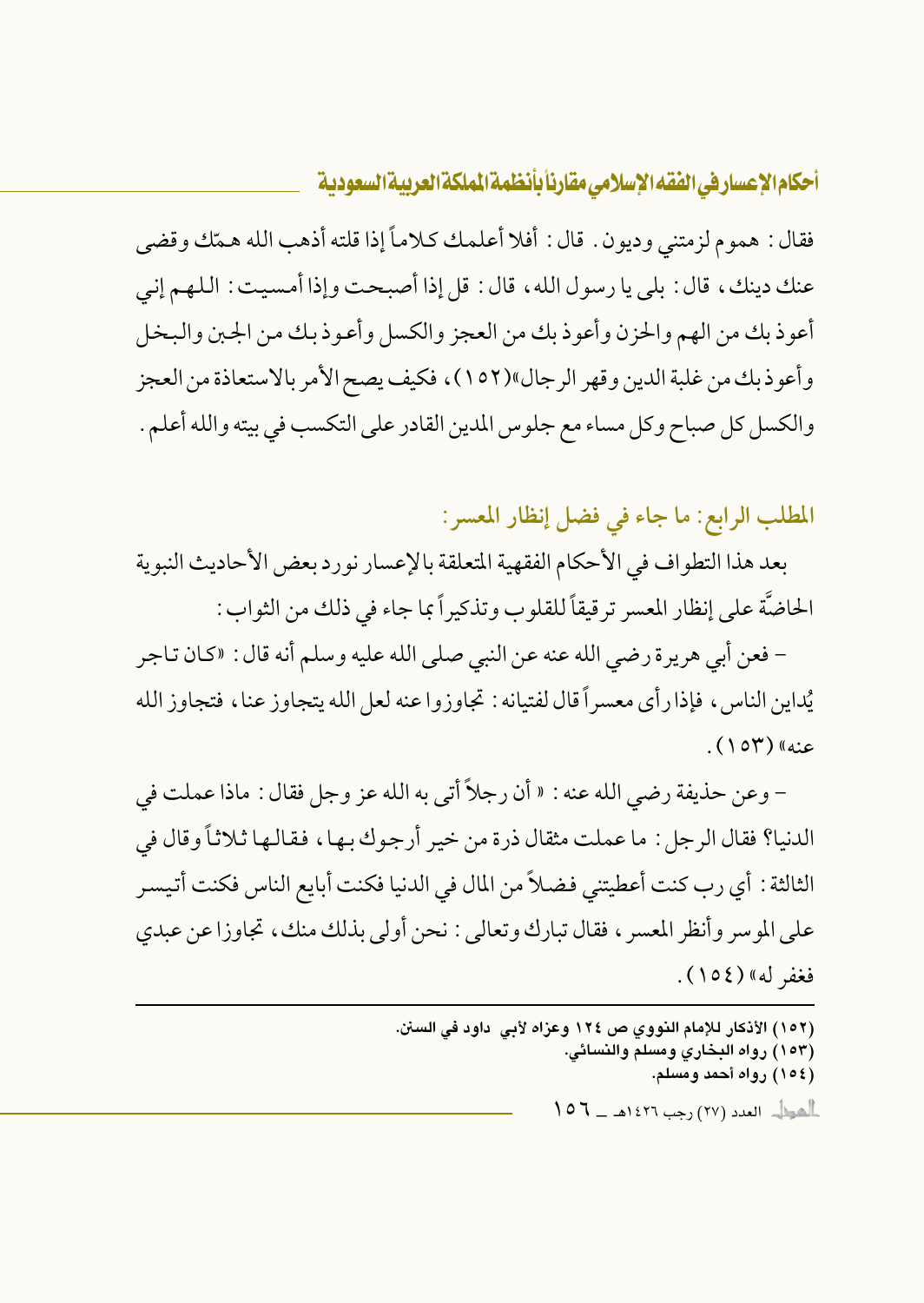فقال: هموم لزمتني وديون. قال: أفلا أعلمك كلاماً إذا قلته أذهب الله همّك وقضى عنك دينك، قال: بلى يا رسول الله، قال: قل إذا أصبحت وإذا أمسيت: اللهم إني أعوذ بك من الهم والحزن وأعوذ بك من العجز والكسل وأعوذ بك من الجبن والبخل وأعوذ بك من غلبة الدين وقهر الرجال»(١٥٢)، فكيف يصح الأمر بالاستعاذة من العجز والكسل كل صباح وكل مساء مع جلوس المدين القادر على التكسب في بيته والله أعلم.

## المطلب الرابع: ما جاء في فضل إنظار المعسر:

بعد هذا التطواف في الأحكام الفقهية المتعلقة بالإعسار نورد بعض الأحاديث النبوية الحاضَّة على إنظار المعسر ترقيقاً للقلوب وتذكيراً بما جاء في ذلك من الثواب:

- فعن أبي هريرة رضي الله عنه عن النبي صلى الله عليه وسلم أنه قال: «كان تاجر يُداين الناس، فإذا رأى معسراً قال لفتيانه: تجاوزوا عنه لعل الله يتجاوز عنا، فتجاوز الله عنه» (١٥٣).

- وعن حذيفة رضي الله عنه: « أن رجلاً أتى به الله عز وجل فقال: ماذا عملت في الدنيا؟ فقال الرجل: ما عملت مثقال ذرة من خير أرجوك بها، فقالها ثلاثاً وقال في الثالثة: أي رب كنت أعطيتني فضلاً من المال في الدنيا فكنت أبايع الناس فكنت أتيسر على الموسر وأنظر المعسر، فقال تبارك وتعالى: نحن أولى بذلك منك، تجاوزا عن عبدي فغفر له» (١٥٤).

---

(١٥٢) الأذكار للإمام النووي ص ١٢٤ وعزاه لأبي داود في السنن.
(١٥٣) رواه البخاري ومسلم والنسائي.
(١٥٤) رواه أحمد ومسلم.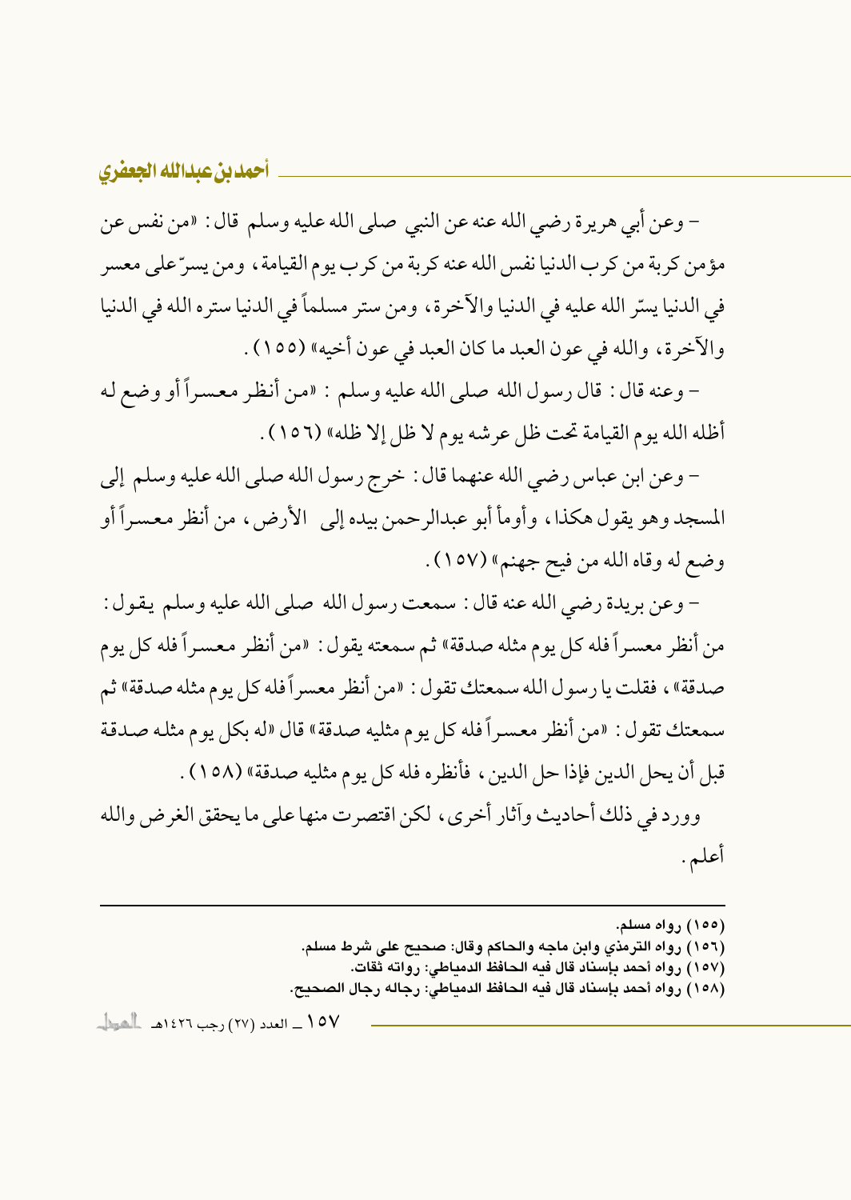– وعن أبي هريرة رضي الله عنه عن النبي صلى الله عليه وسلم قال: «من نفس عن مؤمن كربة من كرب الدنيا نفس الله عنه كربة من كرب يوم القيامة، ومن يسّر على معسر في الدنيا يسّر الله عليه في الدنيا والآخرة، ومن ستر مسلماً في الدنيا ستره الله في الدنيا والآخرة، والله في عون العبد ما كان العبد في عون أخيه» (١٥٥).

– وعنه قال: قال رسول الله صلى الله عليه وسلم: «من أنظر معسراً أو وضع له أظله الله يوم القيامة تحت ظل عرشه يوم لا ظل إلا ظله» (١٥٦).

– وعن ابن عباس رضي الله عنهما قال: خرج رسول الله صلى الله عليه وسلم إلى المسجد وهو يقول هكذا، وأومأ أبو عبدالرحمن بيده إلى الأرض، من أنظر معسراً أو وضع له وقاه الله من فيح جهنم» (١٥٧).

– وعن بريدة رضي الله عنه قال: سمعت رسول الله صلى الله عليه وسلم يقول: من أنظر معسراً فله كل يوم مثله صدقة» ثم سمعته يقول: «من أنظر معسراً فله كل يوم صدقة»، فقلت يا رسول الله سمعتك تقول: «من أنظر معسراً فله كل يوم مثله صدقة» ثم سمعتك تقول: «من أنظر معسراً فله كل يوم مثليه صدقة» قال «له بكل يوم مثله صدقة قبل أن يحل الدين فإذا حل الدين، فأنظره فله كل يوم مثليه صدقة» (١٥٨).

وورد في ذلك أحاديث وآثار أخرى، لكن اقتصرت منها على ما يحقق الغرض والله أعلم.

---

(١٥٥) رواه مسلم.

(١٥٦) رواه الترمذي وابن ماجه والحاكم وقال: صحيح على شرط مسلم.

(١٥٧) رواه أحمد بإسناد قال فيه الحافظ الدمياطي: رواته ثقات.

(١٥٨) رواه أحمد بإسناد قال فيه الحافظ الدمياطي: رجاله رجال الصحيح.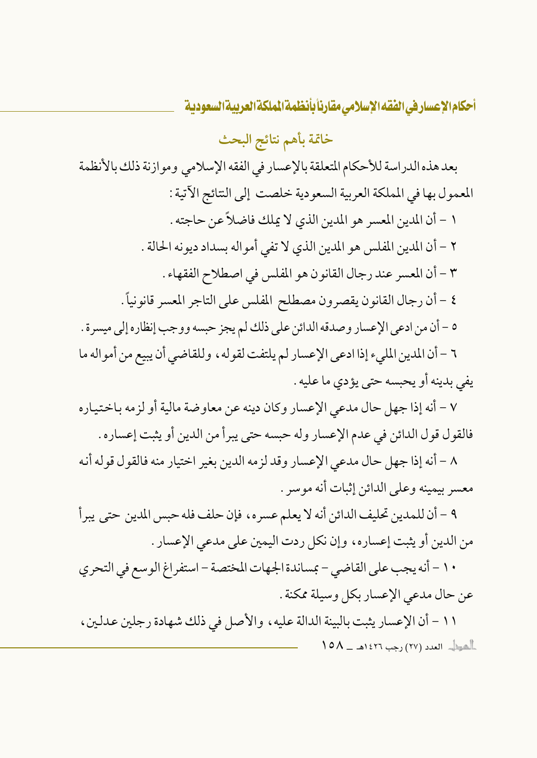## خاتمة بأهم نتائج البحث

بعد هذه الدراسة للأحكام المتعلقة بالإعسار في الفقه الإسلامي وموازنة ذلك بالأنظمة المعمول بها في المملكة العربية السعودية خلصت إلى النتائج الآتية:

١ – أن المدين المعسر هو المدين الذي لا يملك فاضلاً عن حاجته.

٢ – أن المدين المفلس هو المدين الذي لا تفي أمواله بسداد ديونه الحالة.

٣ – أن المعسر عند رجال القانون هو المفلس في اصطلاح الفقهاء.

٤ – أن رجال القانون يقصرون مصطلح المفلس على التاجر المعسر قانونياً.

٥ – أن من ادعى الإعسار وصدقه الدائن على ذلك لم يجز حبسه ووجب إنظاره إلى ميسرة.

٦ – أن المدين المليء إذا ادعى الإعسار لم يلتفت لقوله، وللقاضي أن يبيع من أمواله ما يفي بدينه أو يحبسه حتى يؤدي ما عليه.

٧ – أنه إذا جهل حال مدعي الإعسار وكان دينه عن معاوضة مالية أو لزمه باختياره فالقول قول الدائن في عدم الإعسار وله حبسه حتى يبرأ من الدين أو يثبت إعساره.

٨ – أنه إذا جهل حال مدعي الإعسار وقد لزمه الدين بغير اختيار منه فالقول قوله أنه معسر بيمينه وعلى الدائن إثبات أنه موسر.

٩ – أن للمدين تحليف الدائن أنه لا يعلم عسره، فإن حلف فله حبس المدين حتى يبرأ من الدين أو يثبت إعساره، وإن نكل ردت اليمين على مدعي الإعسار.

١٠ – أنه يجب على القاضي – بمساندة الجهات المختصة – استفراغ الوسع في التحري عن حال مدعي الإعسار بكل وسيلة ممكنة.

١١ – أن الإعسار يثبت بالبينة الدالة عليه، والأصل في ذلك شهادة رجلين عدلين،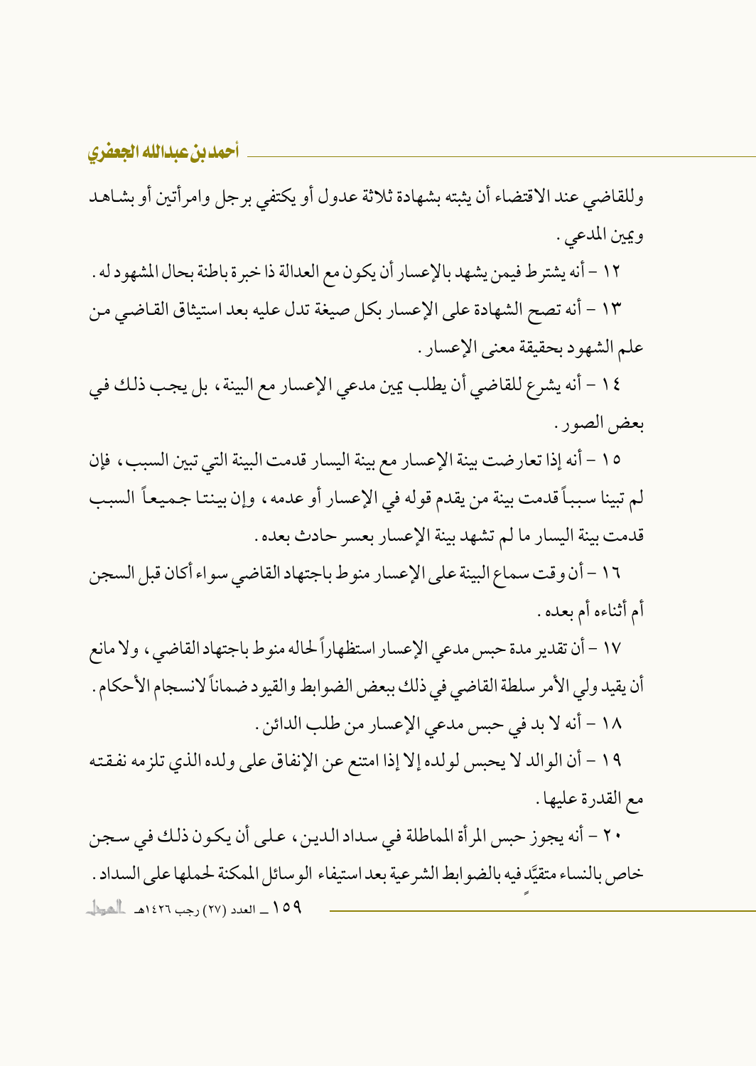وللقاضي عند الاقتضاء أن يثبته بشهادة ثلاثة عدول أو يكتفي برجل وامرأتين أو بشاهد ويمين المدعي .

١٢ - أنه يشترط فيمن يشهد بالإعسار أن يكون مع العدالة ذا خبرة باطنة بحال المشهود له .

١٣ - أنه تصح الشهادة على الإعسار بكل صيغة تدل عليه بعد استيثاق القاضي من علم الشهود بحقيقة معنى الإعسار .

١٤ - أنه يشرع للقاضي أن يطلب يمين مدعي الإعسار مع البينة ، بل يجب ذلك في بعض الصور .

١٥ - أنه إذا تعارضت بينة الإعسار مع بينة اليسار قدمت البينة التي تبين السبب ، فإن لم تبينا سبباً قدمت بينة من يقدم قوله في الإعسار أو عدمه ، وإن بينتا جميعاً السبب قدمت بينة اليسار ما لم تشهد بينة الإعسار بعسر حادث بعده .

١٦ - أن وقت سماع البينة على الإعسار منوط باجتهاد القاضي سواء أكان قبل السجن أم أثناءه أم بعده .

١٧ - أن تقدير مدة حبس مدعي الإعسار استظهاراً لحاله منوط باجتهاد القاضي ، ولا مانع أن يقيد ولي الأمر سلطة القاضي في ذلك ببعض الضوابط والقيود ضماناً لانسجام الأحكام .

١٨ - أنه لا بد في حبس مدعي الإعسار من طلب الدائن .

١٩ - أن الوالد لا يحبس لولده إلا إذا امتنع عن الإنفاق على ولده الذي تلزمه نفقته مع القدرة عليها .

٢٠ - أنه يجوز حبس المرأة المماطلة في سداد الدين ، على أن يكون ذلك في سجن خاص بالنساء متقيَّداً فيه بالضوابط الشرعية بعد استيفاء الوسائل الممكنة لحملها على السداد .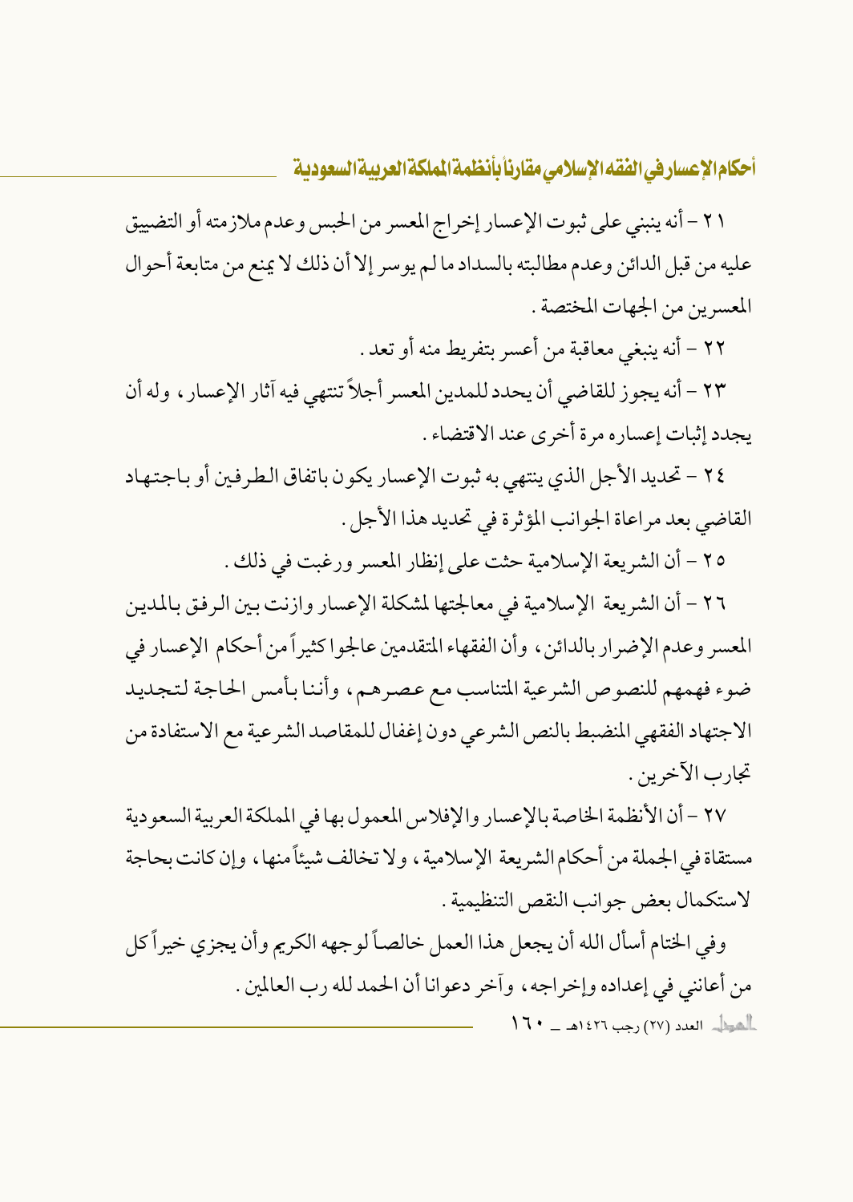٢١ – أنه ينبني على ثبوت الإعسار إخراج المعسر من الحبس وعدم ملازمته أو التضييق عليه من قبل الدائن وعدم مطالبته بالسداد ما لم يوسر إلا أن ذلك لا يمنع من متابعة أحوال المعسرين من الجهات المختصة .

٢٢ – أنه ينبغي معاقبة من أعسر بتفريط منه أو تعد .

٢٣ – أنه يجوز للقاضي أن يحدد للمدين المعسر أجلاً تنتهي فيه آثار الإعسار ، وله أن يجدد إثبات إعساره مرة أخرى عند الاقتضاء .

٢٤ – تحديد الأجل الذي ينتهي به ثبوت الإعسار يكون باتفاق الطرفين أو باجتهاد القاضي بعد مراعاة الجوانب المؤثرة في تحديد هذا الأجل .

٢٥ – أن الشريعة الإسلامية حثت على إنظار المعسر ورغبت في ذلك .

٢٦ – أن الشريعة الإسلامية في معالجتها لمشكلة الإعسار وازنت بين الرفق بالمدين المعسر وعدم الإضرار بالدائن ، وأن الفقهاء المتقدمين عالجوا كثيراً من أحكام الإعسار في ضوء فهمهم للنصوص الشرعية المتناسب مع عصرهم ، وأننا بأمس الحاجة لتجديد الاجتهاد الفقهي المنضبط بالنص الشرعي دون إغفال للمقاصد الشرعية مع الاستفادة من تجارب الآخرين .

٢٧ – أن الأنظمة الخاصة بالإعسار والإفلاس المعمول بها في المملكة العربية السعودية مستقاة في الجملة من أحكام الشريعة الإسلامية ، ولا تخالف شيئاً منها ، وإن كانت بحاجة لاستكمال بعض جوانب النقص التنظيمية .

وفي الختام أسأل الله أن يجعل هذا العمل خالصاً لوجهه الكريم وأن يجزي خيراً كل من أعانني في إعداده وإخراجه ، وآخر دعوانا أن الحمد لله رب العالمين .